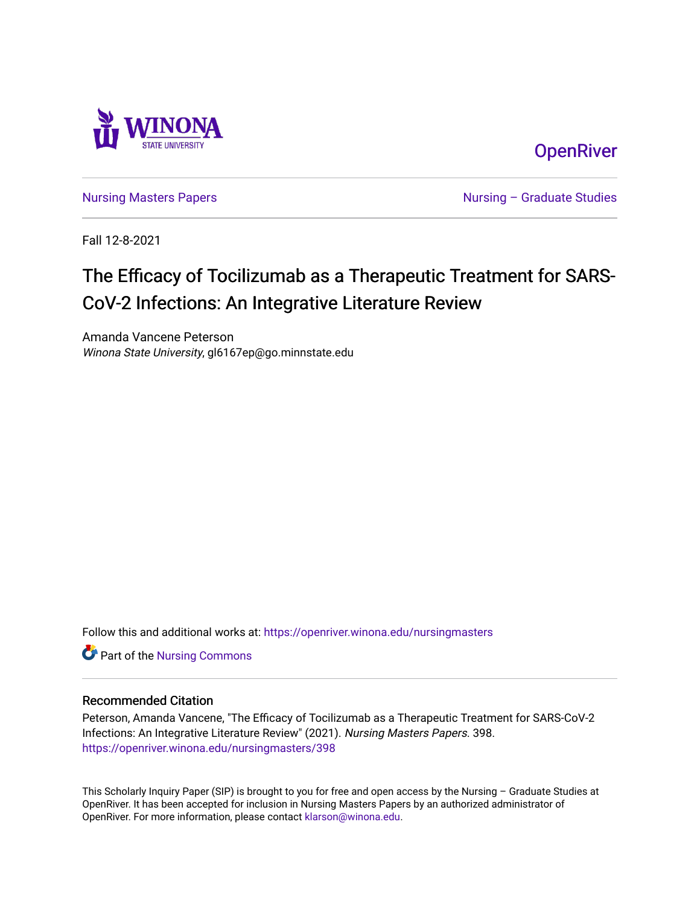OpenRiver

Nursing Masters Papers | Nursing – Graduate Studies

Fall 12-8-2021

# The Efficacy of Tocilizumab as a Therapeutic Treatment for SARS-CoV-2 Infections: An Integrative Literature Review

Amanda Vancene Peterson
*Winona State University*, gl6167ep@go.minnstate.edu

Follow this and additional works at: https://openriver.winona.edu/nursingmasters

Part of the Nursing Commons

## Recommended Citation

Peterson, Amanda Vancene, "The Efficacy of Tocilizumab as a Therapeutic Treatment for SARS-CoV-2 Infections: An Integrative Literature Review" (2021). *Nursing Masters Papers*. 398.
https://openriver.winona.edu/nursingmasters/398

This Scholarly Inquiry Paper (SIP) is brought to you for free and open access by the Nursing – Graduate Studies at OpenRiver. It has been accepted for inclusion in Nursing Masters Papers by an authorized administrator of OpenRiver. For more information, please contact klarson@winona.edu.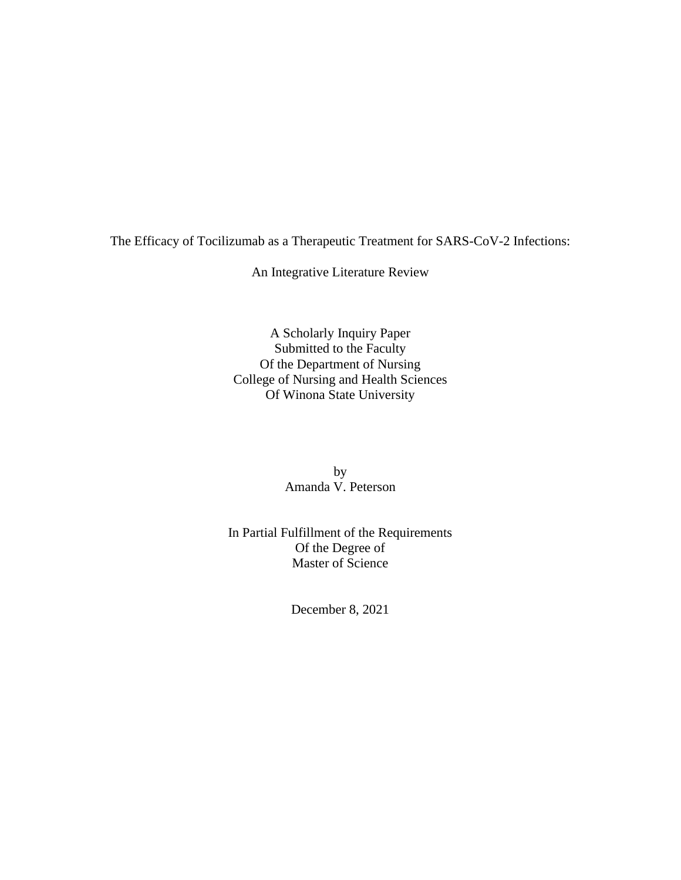The Efficacy of Tocilizumab as a Therapeutic Treatment for SARS-CoV-2 Infections:

An Integrative Literature Review

A Scholarly Inquiry Paper
Submitted to the Faculty
Of the Department of Nursing
College of Nursing and Health Sciences
Of Winona State University

by
Amanda V. Peterson

In Partial Fulfillment of the Requirements
Of the Degree of
Master of Science

December 8, 2021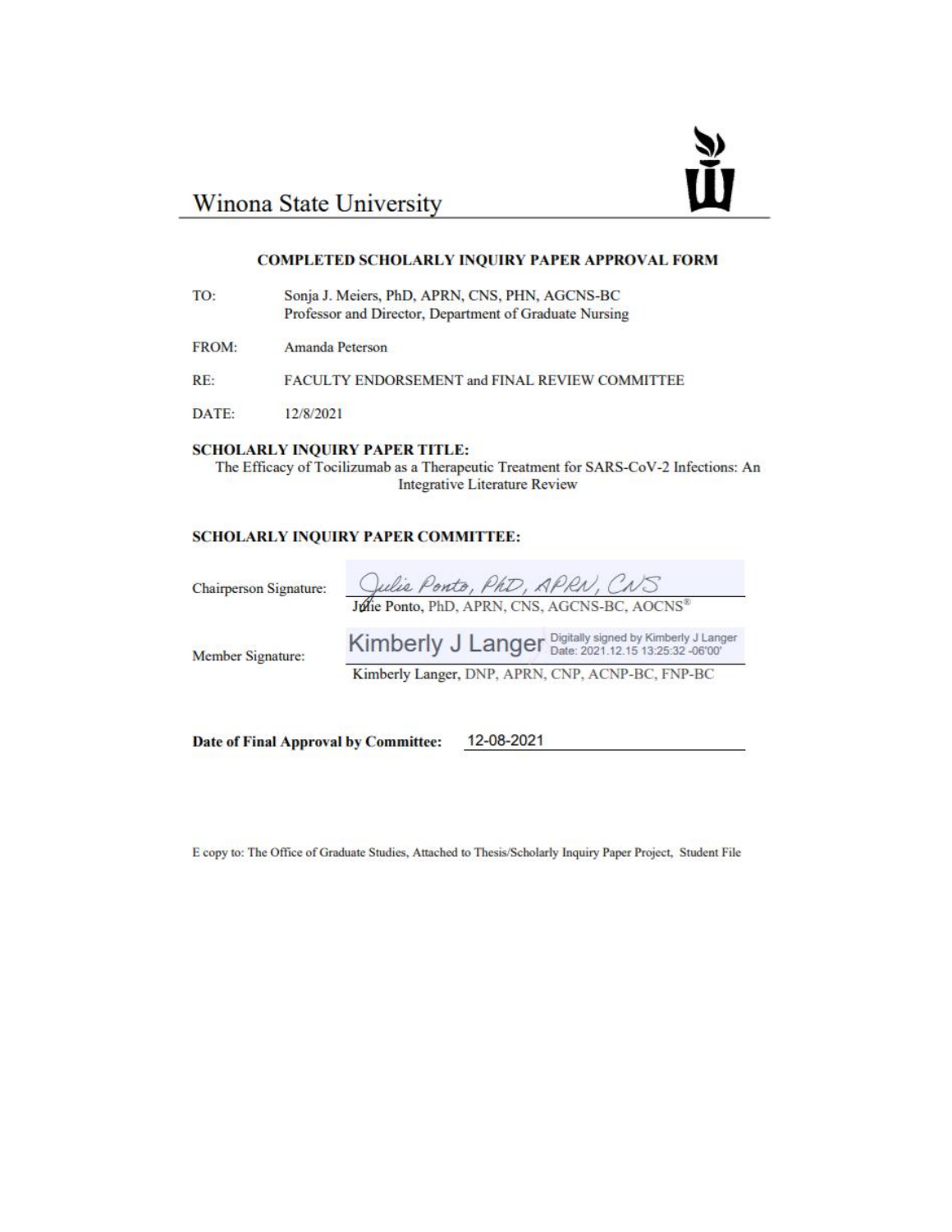# Winona State University

## COMPLETED SCHOLARLY INQUIRY PAPER APPROVAL FORM

| | |
|---|---|
| TO: | Sonja J. Meiers, PhD, APRN, CNS, PHN, AGCNS-BC<br>Professor and Director, Department of Graduate Nursing |
| FROM: | Amanda Peterson |
| RE: | FACULTY ENDORSEMENT and FINAL REVIEW COMMITTEE |
| DATE: | 12/8/2021 |

**SCHOLARLY INQUIRY PAPER TITLE:**

The Efficacy of Tocilizumab as a Therapeutic Treatment for SARS-CoV-2 Infections: An Integrative Literature Review

**SCHOLARLY INQUIRY PAPER COMMITTEE:**

Chairperson Signature: Julie Ponto, PhD, APRN, CNS

Julie Ponto, PhD, APRN, CNS, AGCNS-BC, AOCNS®

Member Signature: Kimberly J Langer — Digitally signed by Kimberly J Langer Date: 2021.12.15 13:25:32 -06'00'

Kimberly Langer, DNP, APRN, CNP, ACNP-BC, FNP-BC

**Date of Final Approval by Committee:** 12-08-2021

E copy to: The Office of Graduate Studies, Attached to Thesis/Scholarly Inquiry Paper Project, Student File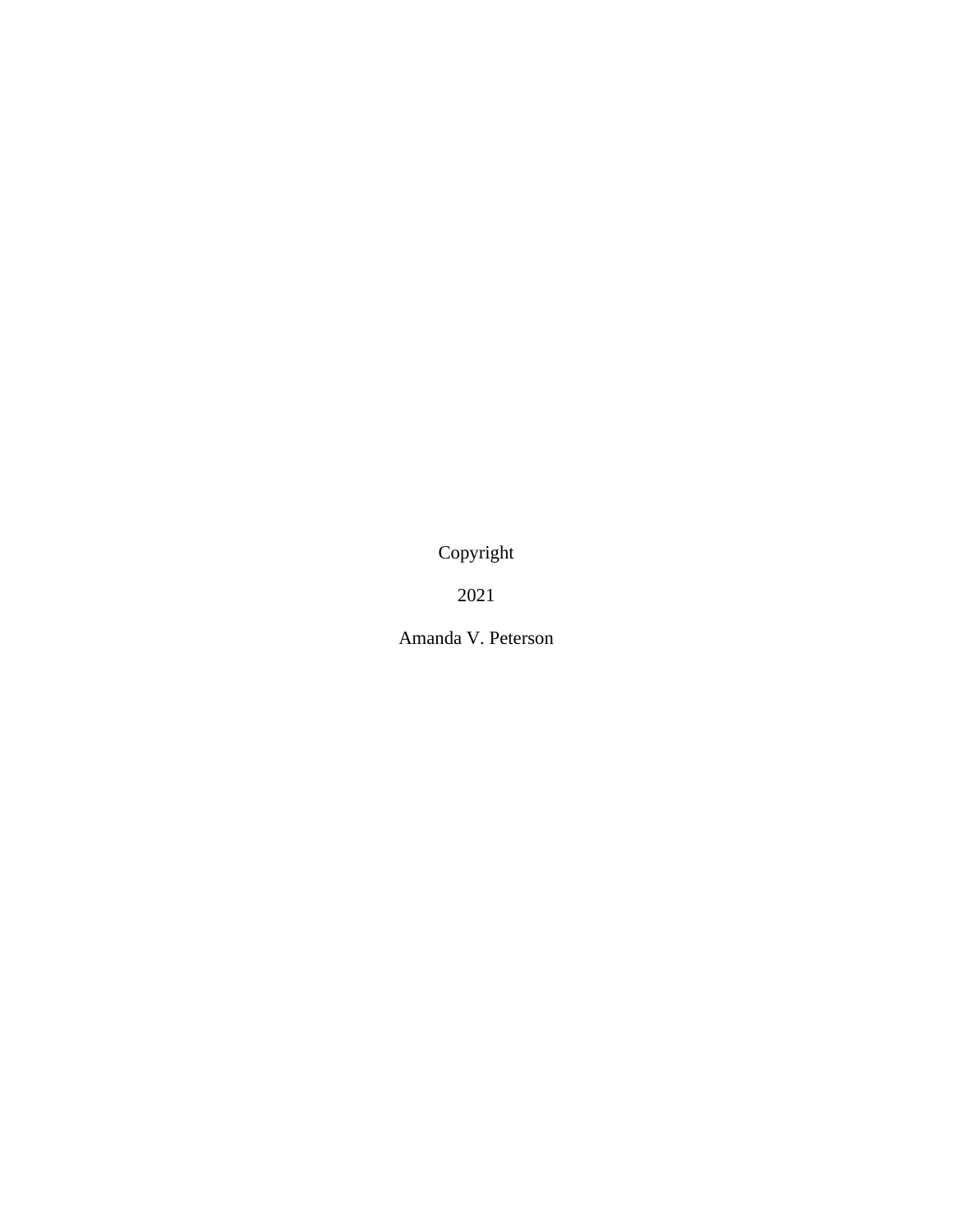Copyright

2021

Amanda V. Peterson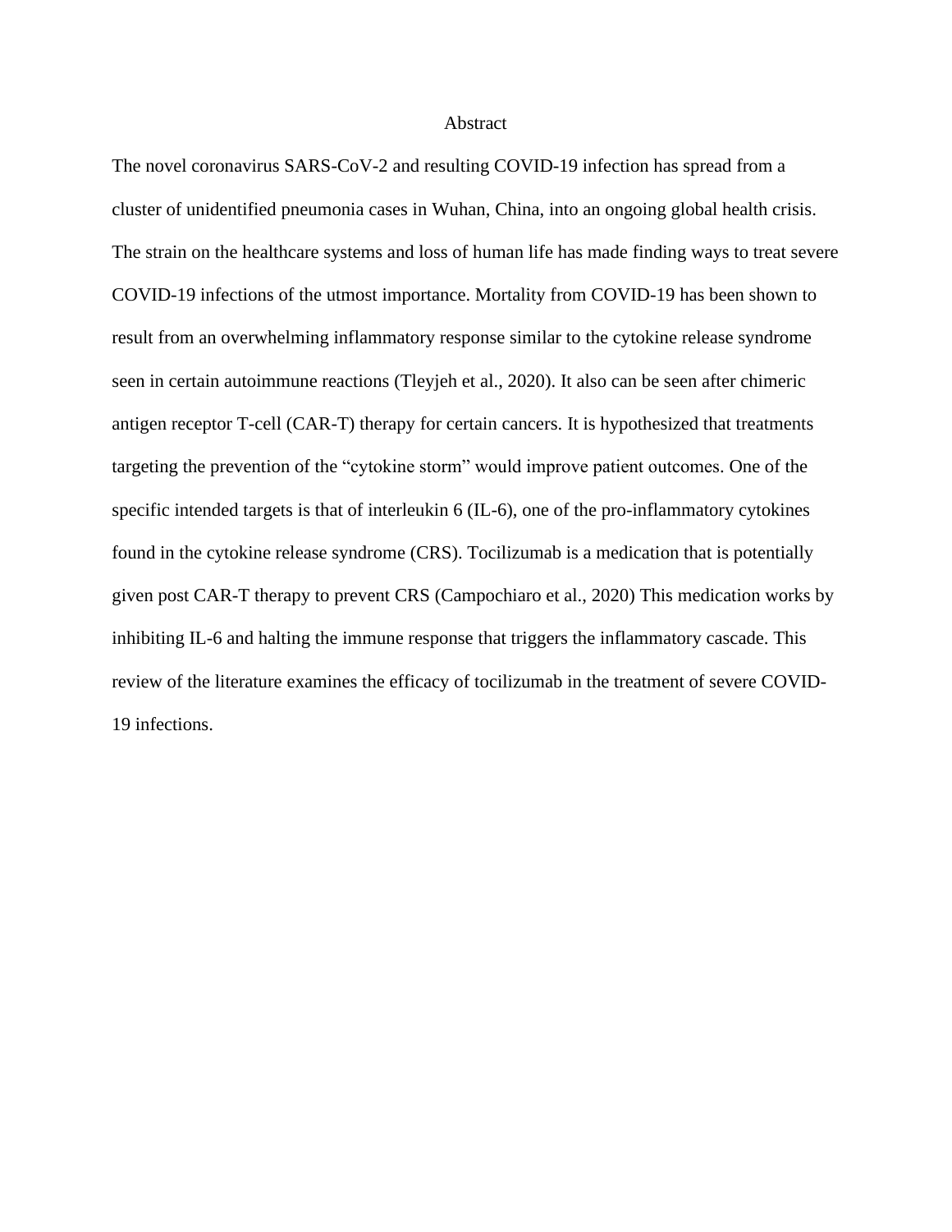# Abstract

The novel coronavirus SARS-CoV-2 and resulting COVID-19 infection has spread from a cluster of unidentified pneumonia cases in Wuhan, China, into an ongoing global health crisis. The strain on the healthcare systems and loss of human life has made finding ways to treat severe COVID-19 infections of the utmost importance. Mortality from COVID-19 has been shown to result from an overwhelming inflammatory response similar to the cytokine release syndrome seen in certain autoimmune reactions (Tleyjeh et al., 2020). It also can be seen after chimeric antigen receptor T-cell (CAR-T) therapy for certain cancers. It is hypothesized that treatments targeting the prevention of the "cytokine storm" would improve patient outcomes. One of the specific intended targets is that of interleukin 6 (IL-6), one of the pro-inflammatory cytokines found in the cytokine release syndrome (CRS). Tocilizumab is a medication that is potentially given post CAR-T therapy to prevent CRS (Campochiaro et al., 2020) This medication works by inhibiting IL-6 and halting the immune response that triggers the inflammatory cascade. This review of the literature examines the efficacy of tocilizumab in the treatment of severe COVID-19 infections.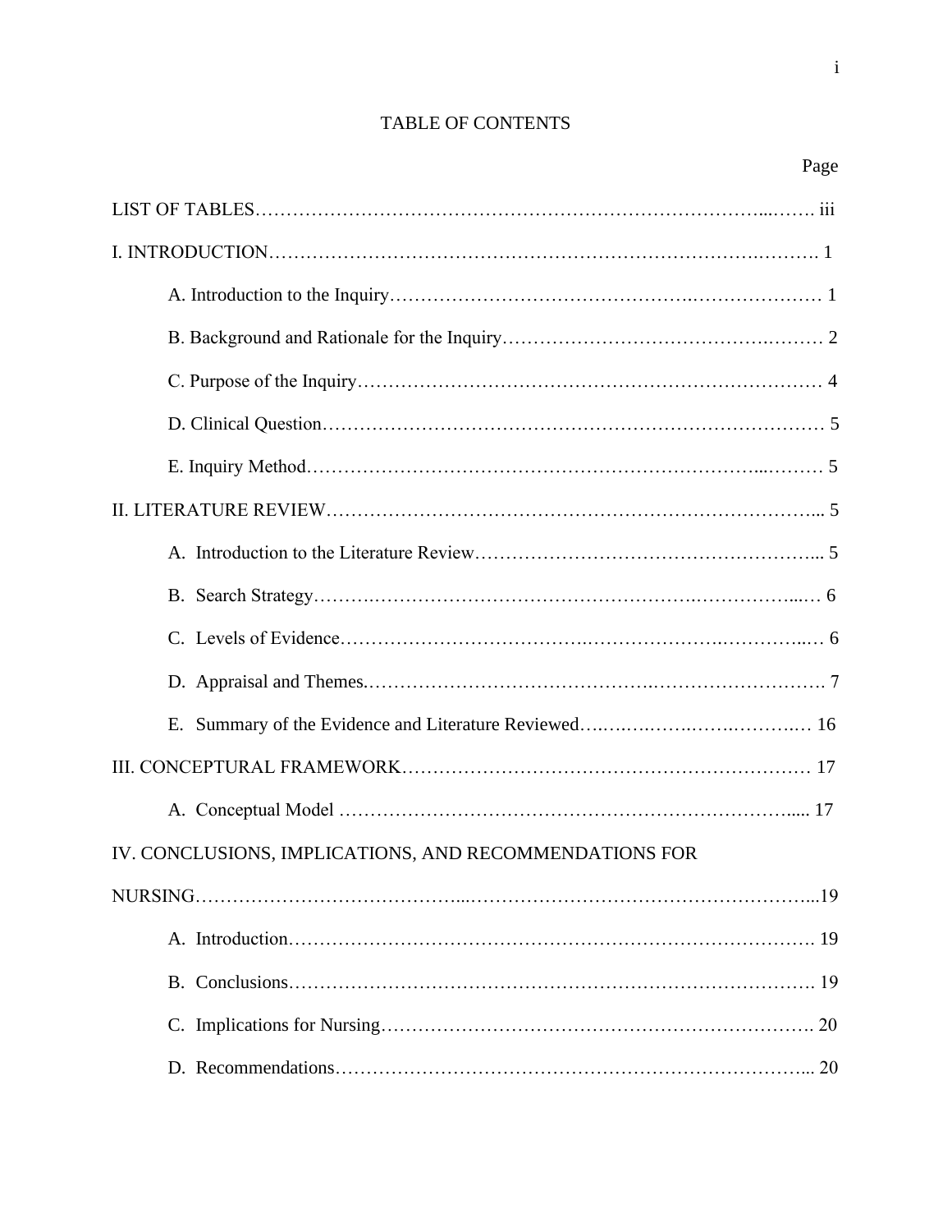TABLE OF CONTENTS

| | Page |
|---|---|
| LIST OF TABLES | iii |
| I. INTRODUCTION | 1 |
| A. Introduction to the Inquiry | 1 |
| B. Background and Rationale for the Inquiry | 2 |
| C. Purpose of the Inquiry | 4 |
| D. Clinical Question | 5 |
| E. Inquiry Method | 5 |
| II. LITERATURE REVIEW | 5 |
| A. Introduction to the Literature Review | 5 |
| B. Search Strategy | 6 |
| C. Levels of Evidence | 6 |
| D. Appraisal and Themes | 7 |
| E. Summary of the Evidence and Literature Reviewed | 16 |
| III. CONCEPTUAL FRAMEWORK | 17 |
| A. Conceptual Model | 17 |
| IV. CONCLUSIONS, IMPLICATIONS, AND RECOMMENDATIONS FOR NURSING | 19 |
| A. Introduction | 19 |
| B. Conclusions | 19 |
| C. Implications for Nursing | 20 |
| D. Recommendations | 20 |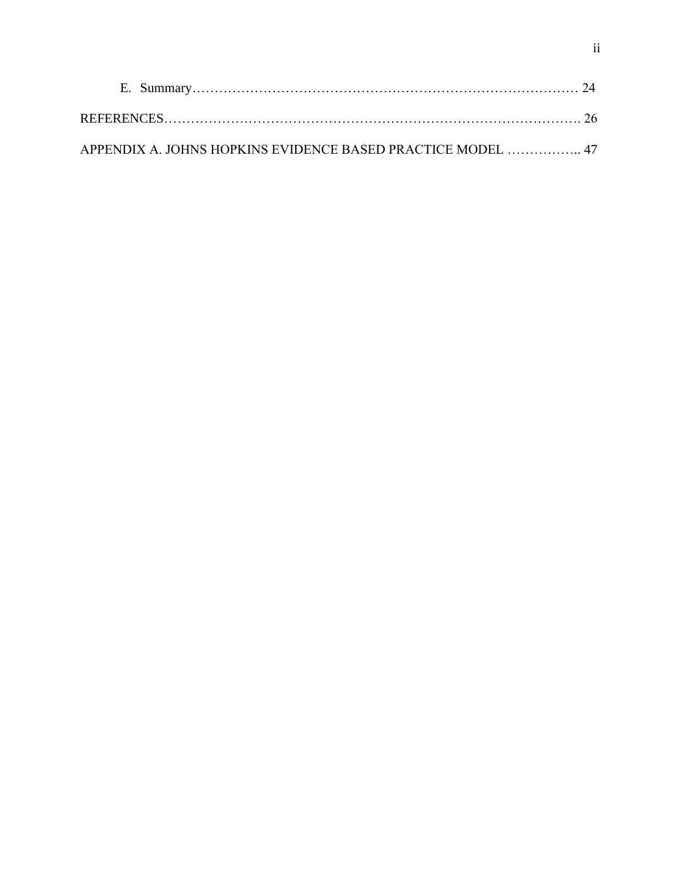E. Summary………………………………………………………………………………… 24

REFERENCES………………………………………………………………………………. 26

APPENDIX A. JOHNS HOPKINS EVIDENCE BASED PRACTICE MODEL …………….. 47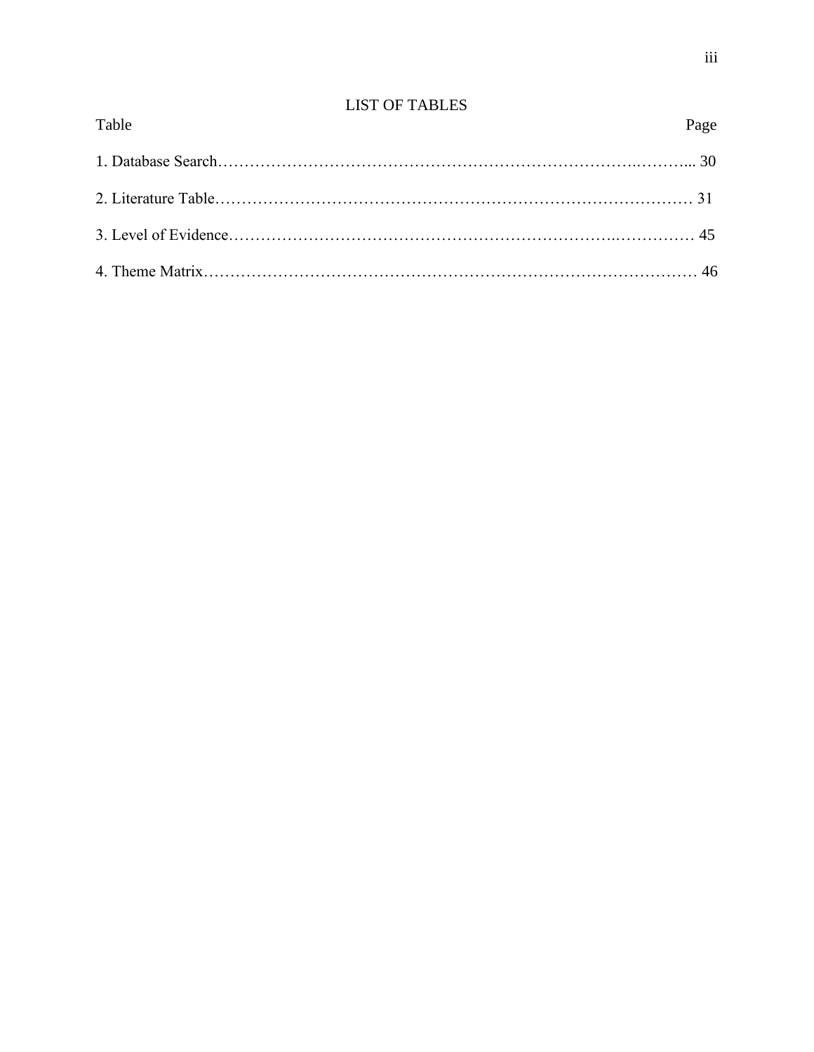# LIST OF TABLES

| Table | Page |
|---|---|
| 1. Database Search | 30 |
| 2. Literature Table | 31 |
| 3. Level of Evidence | 45 |
| 4. Theme Matrix | 46 |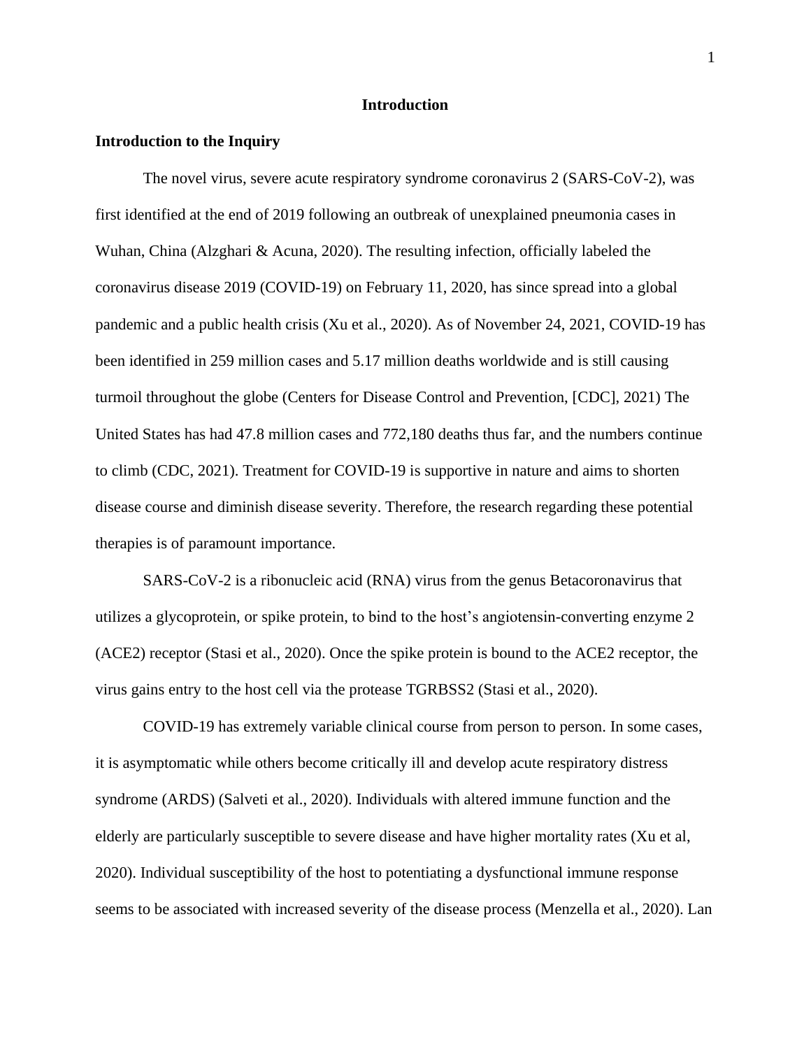# Introduction

## Introduction to the Inquiry

The novel virus, severe acute respiratory syndrome coronavirus 2 (SARS-CoV-2), was first identified at the end of 2019 following an outbreak of unexplained pneumonia cases in Wuhan, China (Alzghari & Acuna, 2020). The resulting infection, officially labeled the coronavirus disease 2019 (COVID-19) on February 11, 2020, has since spread into a global pandemic and a public health crisis (Xu et al., 2020). As of November 24, 2021, COVID-19 has been identified in 259 million cases and 5.17 million deaths worldwide and is still causing turmoil throughout the globe (Centers for Disease Control and Prevention, [CDC], 2021) The United States has had 47.8 million cases and 772,180 deaths thus far, and the numbers continue to climb (CDC, 2021). Treatment for COVID-19 is supportive in nature and aims to shorten disease course and diminish disease severity. Therefore, the research regarding these potential therapies is of paramount importance.

SARS-CoV-2 is a ribonucleic acid (RNA) virus from the genus Betacoronavirus that utilizes a glycoprotein, or spike protein, to bind to the host's angiotensin-converting enzyme 2 (ACE2) receptor (Stasi et al., 2020). Once the spike protein is bound to the ACE2 receptor, the virus gains entry to the host cell via the protease TGRBSS2 (Stasi et al., 2020).

COVID-19 has extremely variable clinical course from person to person. In some cases, it is asymptomatic while others become critically ill and develop acute respiratory distress syndrome (ARDS) (Salveti et al., 2020). Individuals with altered immune function and the elderly are particularly susceptible to severe disease and have higher mortality rates (Xu et al, 2020). Individual susceptibility of the host to potentiating a dysfunctional immune response seems to be associated with increased severity of the disease process (Menzella et al., 2020). Lan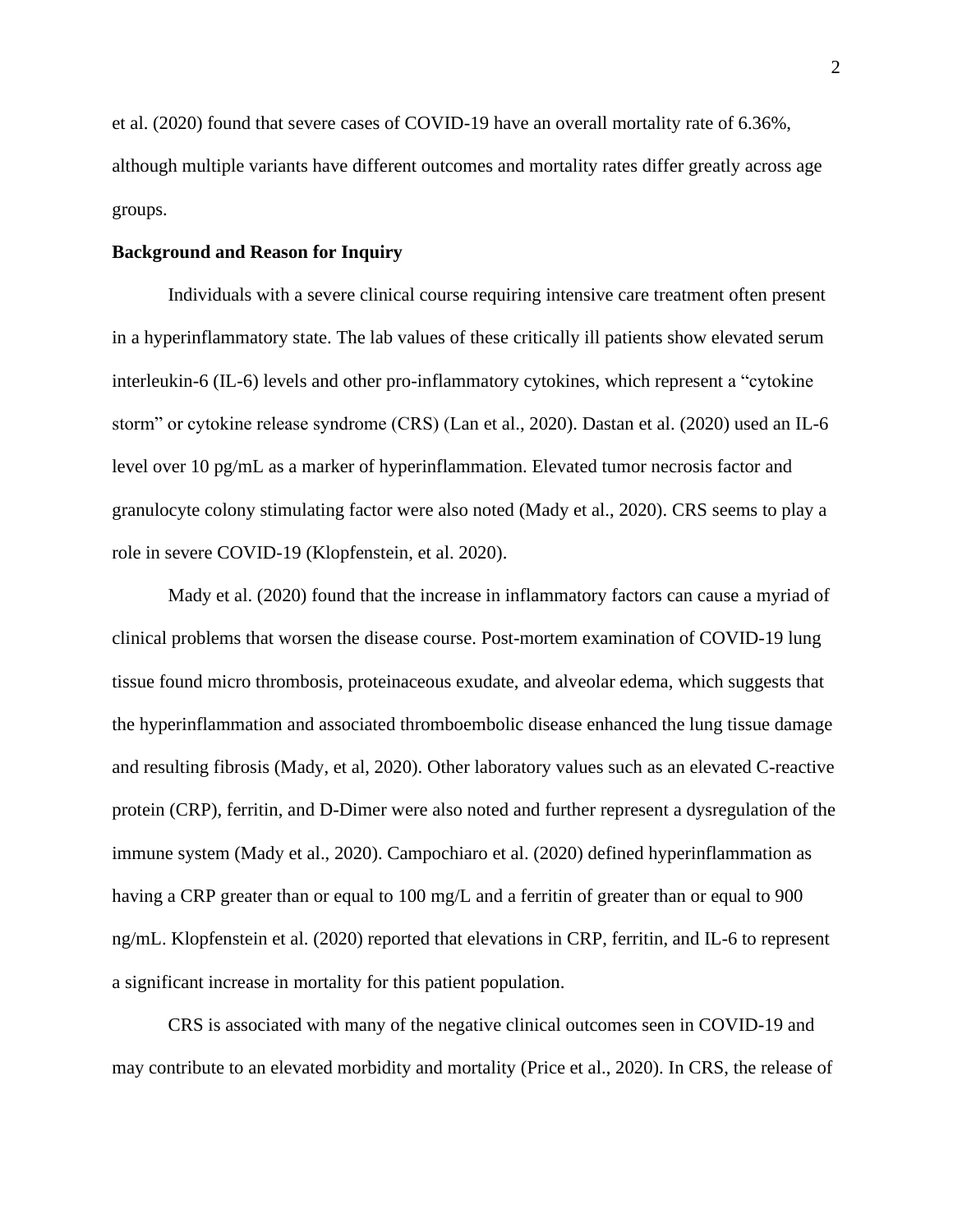et al. (2020) found that severe cases of COVID-19 have an overall mortality rate of 6.36%, although multiple variants have different outcomes and mortality rates differ greatly across age groups.

**Background and Reason for Inquiry**

Individuals with a severe clinical course requiring intensive care treatment often present in a hyperinflammatory state. The lab values of these critically ill patients show elevated serum interleukin-6 (IL-6) levels and other pro-inflammatory cytokines, which represent a "cytokine storm" or cytokine release syndrome (CRS) (Lan et al., 2020). Dastan et al. (2020) used an IL-6 level over 10 pg/mL as a marker of hyperinflammation. Elevated tumor necrosis factor and granulocyte colony stimulating factor were also noted (Mady et al., 2020). CRS seems to play a role in severe COVID-19 (Klopfenstein, et al. 2020).

Mady et al. (2020) found that the increase in inflammatory factors can cause a myriad of clinical problems that worsen the disease course. Post-mortem examination of COVID-19 lung tissue found micro thrombosis, proteinaceous exudate, and alveolar edema, which suggests that the hyperinflammation and associated thromboembolic disease enhanced the lung tissue damage and resulting fibrosis (Mady, et al, 2020). Other laboratory values such as an elevated C-reactive protein (CRP), ferritin, and D-Dimer were also noted and further represent a dysregulation of the immune system (Mady et al., 2020). Campochiaro et al. (2020) defined hyperinflammation as having a CRP greater than or equal to 100 mg/L and a ferritin of greater than or equal to 900 ng/mL. Klopfenstein et al. (2020) reported that elevations in CRP, ferritin, and IL-6 to represent a significant increase in mortality for this patient population.

CRS is associated with many of the negative clinical outcomes seen in COVID-19 and may contribute to an elevated morbidity and mortality (Price et al., 2020). In CRS, the release of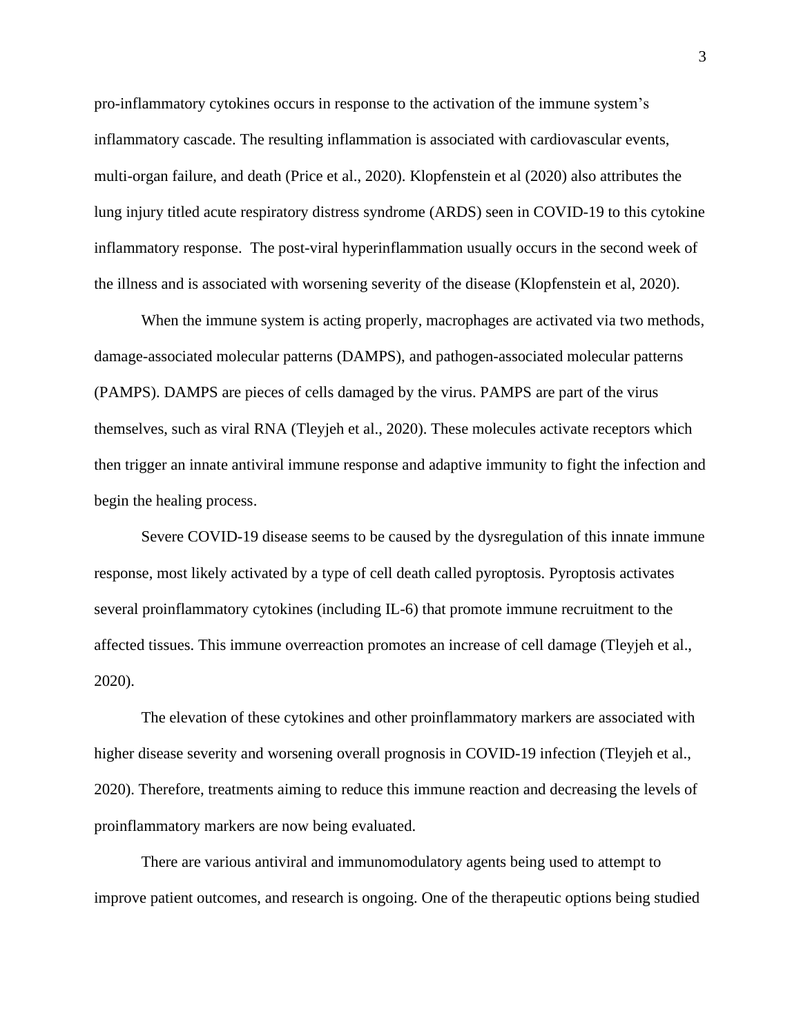pro-inflammatory cytokines occurs in response to the activation of the immune system's inflammatory cascade. The resulting inflammation is associated with cardiovascular events, multi-organ failure, and death (Price et al., 2020). Klopfenstein et al (2020) also attributes the lung injury titled acute respiratory distress syndrome (ARDS) seen in COVID-19 to this cytokine inflammatory response. The post-viral hyperinflammation usually occurs in the second week of the illness and is associated with worsening severity of the disease (Klopfenstein et al, 2020).

When the immune system is acting properly, macrophages are activated via two methods, damage-associated molecular patterns (DAMPS), and pathogen-associated molecular patterns (PAMPS). DAMPS are pieces of cells damaged by the virus. PAMPS are part of the virus themselves, such as viral RNA (Tleyjeh et al., 2020). These molecules activate receptors which then trigger an innate antiviral immune response and adaptive immunity to fight the infection and begin the healing process.

Severe COVID-19 disease seems to be caused by the dysregulation of this innate immune response, most likely activated by a type of cell death called pyroptosis. Pyroptosis activates several proinflammatory cytokines (including IL-6) that promote immune recruitment to the affected tissues. This immune overreaction promotes an increase of cell damage (Tleyjeh et al., 2020).

The elevation of these cytokines and other proinflammatory markers are associated with higher disease severity and worsening overall prognosis in COVID-19 infection (Tleyjeh et al., 2020). Therefore, treatments aiming to reduce this immune reaction and decreasing the levels of proinflammatory markers are now being evaluated.

There are various antiviral and immunomodulatory agents being used to attempt to improve patient outcomes, and research is ongoing. One of the therapeutic options being studied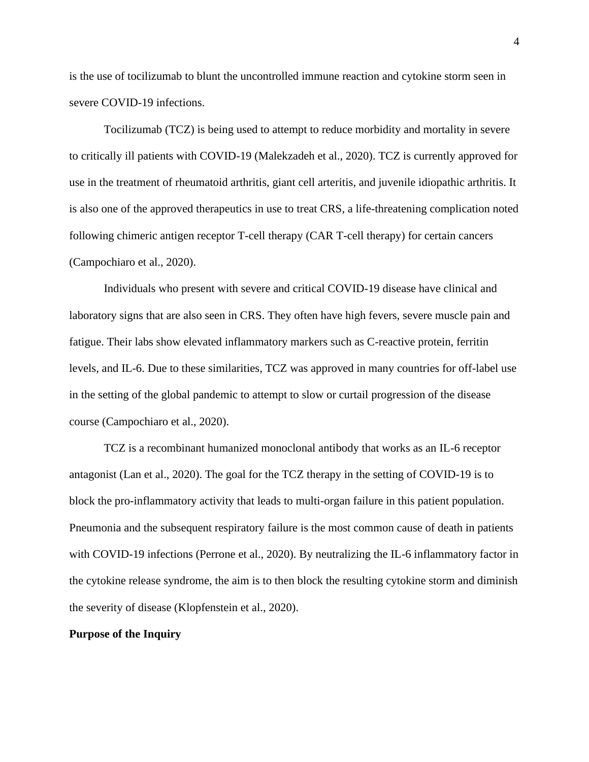is the use of tocilizumab to blunt the uncontrolled immune reaction and cytokine storm seen in severe COVID-19 infections.

Tocilizumab (TCZ) is being used to attempt to reduce morbidity and mortality in severe to critically ill patients with COVID-19 (Malekzadeh et al., 2020). TCZ is currently approved for use in the treatment of rheumatoid arthritis, giant cell arteritis, and juvenile idiopathic arthritis. It is also one of the approved therapeutics in use to treat CRS, a life-threatening complication noted following chimeric antigen receptor T-cell therapy (CAR T-cell therapy) for certain cancers (Campochiaro et al., 2020).

Individuals who present with severe and critical COVID-19 disease have clinical and laboratory signs that are also seen in CRS. They often have high fevers, severe muscle pain and fatigue. Their labs show elevated inflammatory markers such as C-reactive protein, ferritin levels, and IL-6. Due to these similarities, TCZ was approved in many countries for off-label use in the setting of the global pandemic to attempt to slow or curtail progression of the disease course (Campochiaro et al., 2020).

TCZ is a recombinant humanized monoclonal antibody that works as an IL-6 receptor antagonist (Lan et al., 2020). The goal for the TCZ therapy in the setting of COVID-19 is to block the pro-inflammatory activity that leads to multi-organ failure in this patient population. Pneumonia and the subsequent respiratory failure is the most common cause of death in patients with COVID-19 infections (Perrone et al., 2020). By neutralizing the IL-6 inflammatory factor in the cytokine release syndrome, the aim is to then block the resulting cytokine storm and diminish the severity of disease (Klopfenstein et al., 2020).

**Purpose of the Inquiry**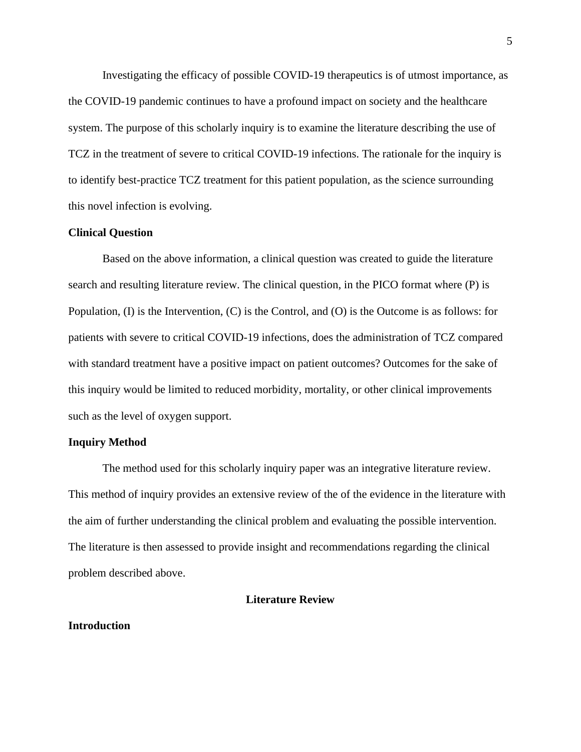Investigating the efficacy of possible COVID-19 therapeutics is of utmost importance, as the COVID-19 pandemic continues to have a profound impact on society and the healthcare system. The purpose of this scholarly inquiry is to examine the literature describing the use of TCZ in the treatment of severe to critical COVID-19 infections. The rationale for the inquiry is to identify best-practice TCZ treatment for this patient population, as the science surrounding this novel infection is evolving.

## Clinical Question

Based on the above information, a clinical question was created to guide the literature search and resulting literature review. The clinical question, in the PICO format where (P) is Population, (I) is the Intervention, (C) is the Control, and (O) is the Outcome is as follows: for patients with severe to critical COVID-19 infections, does the administration of TCZ compared with standard treatment have a positive impact on patient outcomes? Outcomes for the sake of this inquiry would be limited to reduced morbidity, mortality, or other clinical improvements such as the level of oxygen support.

## Inquiry Method

The method used for this scholarly inquiry paper was an integrative literature review. This method of inquiry provides an extensive review of the of the evidence in the literature with the aim of further understanding the clinical problem and evaluating the possible intervention. The literature is then assessed to provide insight and recommendations regarding the clinical problem described above.

# Literature Review

## Introduction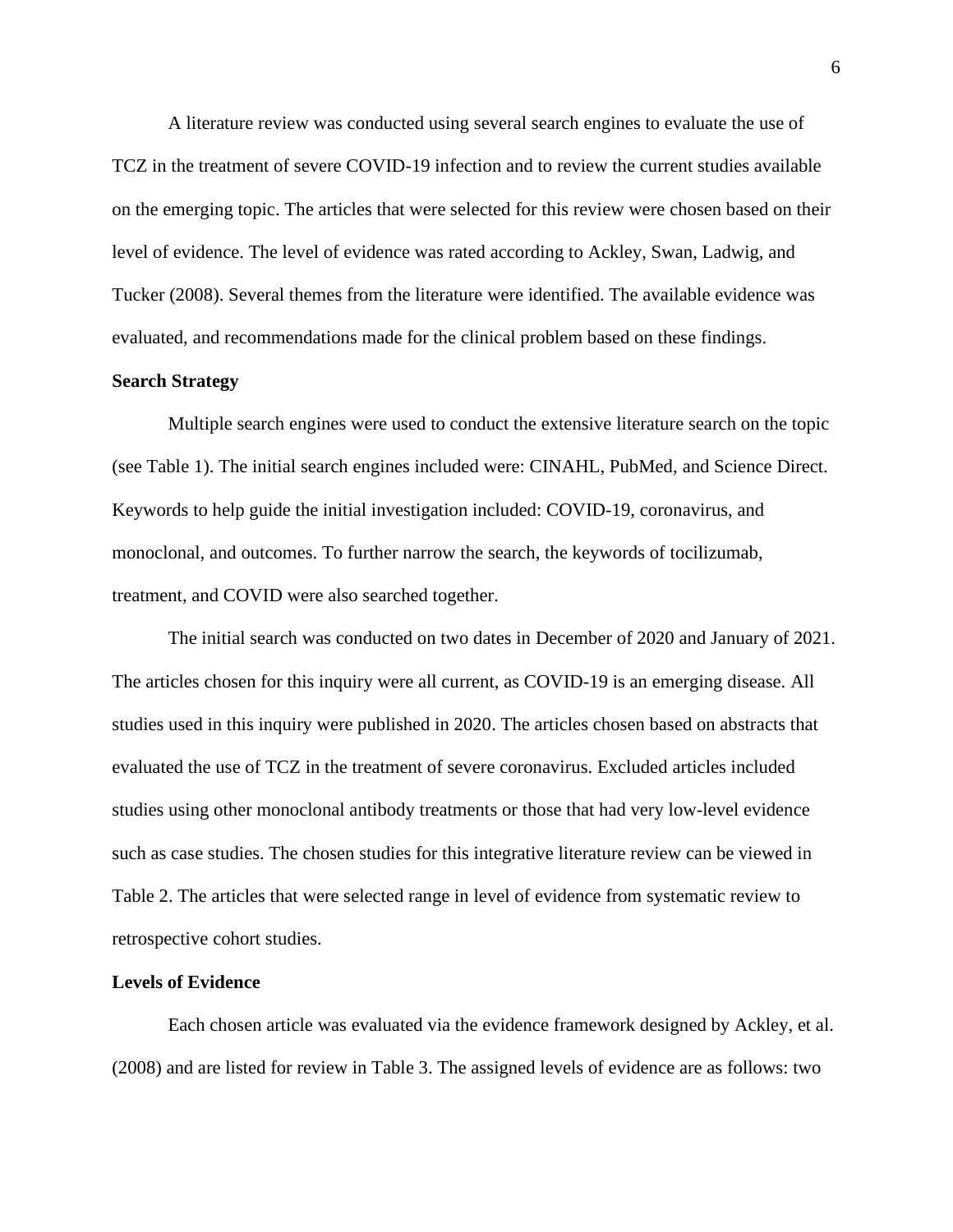A literature review was conducted using several search engines to evaluate the use of TCZ in the treatment of severe COVID-19 infection and to review the current studies available on the emerging topic. The articles that were selected for this review were chosen based on their level of evidence. The level of evidence was rated according to Ackley, Swan, Ladwig, and Tucker (2008). Several themes from the literature were identified. The available evidence was evaluated, and recommendations made for the clinical problem based on these findings.

**Search Strategy**

Multiple search engines were used to conduct the extensive literature search on the topic (see Table 1). The initial search engines included were: CINAHL, PubMed, and Science Direct. Keywords to help guide the initial investigation included: COVID-19, coronavirus, and monoclonal, and outcomes. To further narrow the search, the keywords of tocilizumab, treatment, and COVID were also searched together.

The initial search was conducted on two dates in December of 2020 and January of 2021. The articles chosen for this inquiry were all current, as COVID-19 is an emerging disease. All studies used in this inquiry were published in 2020. The articles chosen based on abstracts that evaluated the use of TCZ in the treatment of severe coronavirus. Excluded articles included studies using other monoclonal antibody treatments or those that had very low-level evidence such as case studies. The chosen studies for this integrative literature review can be viewed in Table 2. The articles that were selected range in level of evidence from systematic review to retrospective cohort studies.

**Levels of Evidence**

Each chosen article was evaluated via the evidence framework designed by Ackley, et al. (2008) and are listed for review in Table 3. The assigned levels of evidence are as follows: two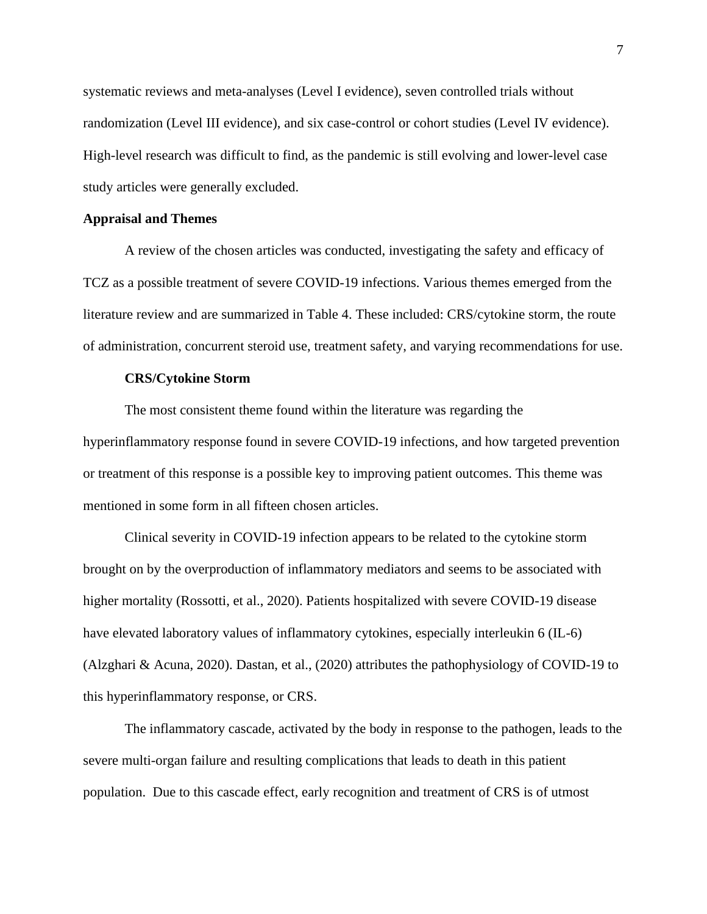systematic reviews and meta-analyses (Level I evidence), seven controlled trials without randomization (Level III evidence), and six case-control or cohort studies (Level IV evidence). High-level research was difficult to find, as the pandemic is still evolving and lower-level case study articles were generally excluded.

## Appraisal and Themes

A review of the chosen articles was conducted, investigating the safety and efficacy of TCZ as a possible treatment of severe COVID-19 infections. Various themes emerged from the literature review and are summarized in Table 4. These included: CRS/cytokine storm, the route of administration, concurrent steroid use, treatment safety, and varying recommendations for use.

### CRS/Cytokine Storm

The most consistent theme found within the literature was regarding the hyperinflammatory response found in severe COVID-19 infections, and how targeted prevention or treatment of this response is a possible key to improving patient outcomes. This theme was mentioned in some form in all fifteen chosen articles.

Clinical severity in COVID-19 infection appears to be related to the cytokine storm brought on by the overproduction of inflammatory mediators and seems to be associated with higher mortality (Rossotti, et al., 2020). Patients hospitalized with severe COVID-19 disease have elevated laboratory values of inflammatory cytokines, especially interleukin 6 (IL-6) (Alzghari & Acuna, 2020). Dastan, et al., (2020) attributes the pathophysiology of COVID-19 to this hyperinflammatory response, or CRS.

The inflammatory cascade, activated by the body in response to the pathogen, leads to the severe multi-organ failure and resulting complications that leads to death in this patient population. Due to this cascade effect, early recognition and treatment of CRS is of utmost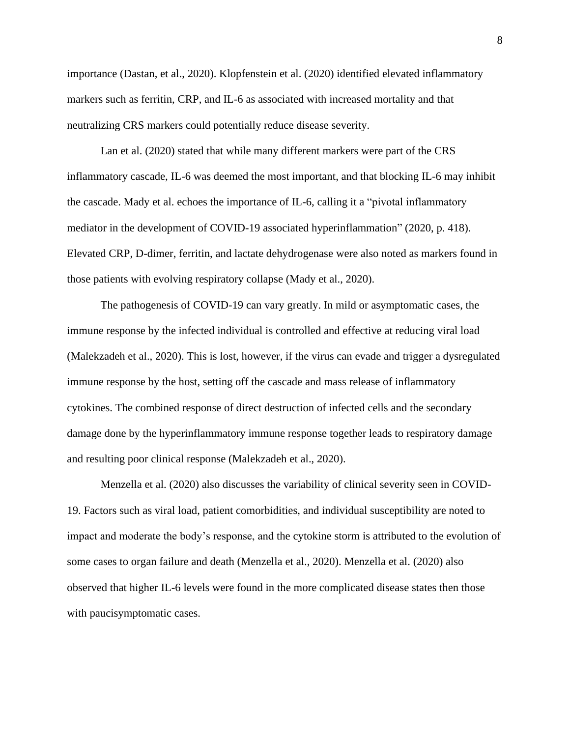importance (Dastan, et al., 2020). Klopfenstein et al. (2020) identified elevated inflammatory markers such as ferritin, CRP, and IL-6 as associated with increased mortality and that neutralizing CRS markers could potentially reduce disease severity.

Lan et al. (2020) stated that while many different markers were part of the CRS inflammatory cascade, IL-6 was deemed the most important, and that blocking IL-6 may inhibit the cascade. Mady et al. echoes the importance of IL-6, calling it a "pivotal inflammatory mediator in the development of COVID-19 associated hyperinflammation" (2020, p. 418). Elevated CRP, D-dimer, ferritin, and lactate dehydrogenase were also noted as markers found in those patients with evolving respiratory collapse (Mady et al., 2020).

The pathogenesis of COVID-19 can vary greatly. In mild or asymptomatic cases, the immune response by the infected individual is controlled and effective at reducing viral load (Malekzadeh et al., 2020). This is lost, however, if the virus can evade and trigger a dysregulated immune response by the host, setting off the cascade and mass release of inflammatory cytokines. The combined response of direct destruction of infected cells and the secondary damage done by the hyperinflammatory immune response together leads to respiratory damage and resulting poor clinical response (Malekzadeh et al., 2020).

Menzella et al. (2020) also discusses the variability of clinical severity seen in COVID-19. Factors such as viral load, patient comorbidities, and individual susceptibility are noted to impact and moderate the body's response, and the cytokine storm is attributed to the evolution of some cases to organ failure and death (Menzella et al., 2020). Menzella et al. (2020) also observed that higher IL-6 levels were found in the more complicated disease states then those with paucisymptomatic cases.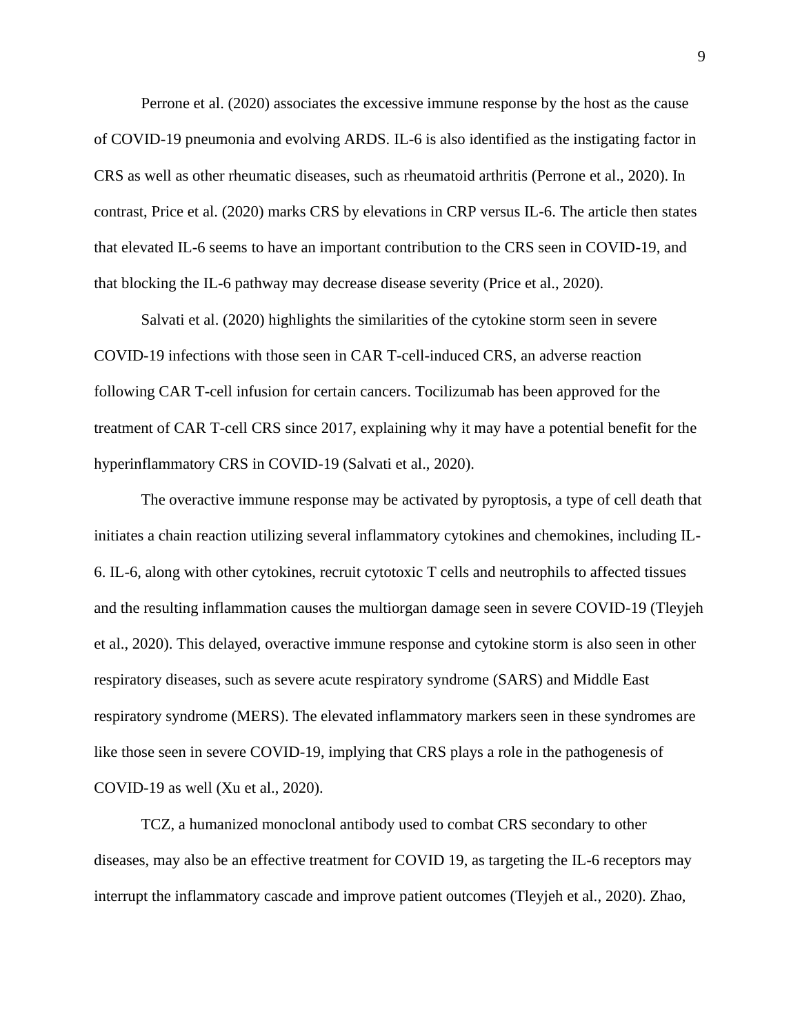Perrone et al. (2020) associates the excessive immune response by the host as the cause of COVID-19 pneumonia and evolving ARDS. IL-6 is also identified as the instigating factor in CRS as well as other rheumatic diseases, such as rheumatoid arthritis (Perrone et al., 2020). In contrast, Price et al. (2020) marks CRS by elevations in CRP versus IL-6. The article then states that elevated IL-6 seems to have an important contribution to the CRS seen in COVID-19, and that blocking the IL-6 pathway may decrease disease severity (Price et al., 2020).

Salvati et al. (2020) highlights the similarities of the cytokine storm seen in severe COVID-19 infections with those seen in CAR T-cell-induced CRS, an adverse reaction following CAR T-cell infusion for certain cancers. Tocilizumab has been approved for the treatment of CAR T-cell CRS since 2017, explaining why it may have a potential benefit for the hyperinflammatory CRS in COVID-19 (Salvati et al., 2020).

The overactive immune response may be activated by pyroptosis, a type of cell death that initiates a chain reaction utilizing several inflammatory cytokines and chemokines, including IL-6. IL-6, along with other cytokines, recruit cytotoxic T cells and neutrophils to affected tissues and the resulting inflammation causes the multiorgan damage seen in severe COVID-19 (Tleyjeh et al., 2020). This delayed, overactive immune response and cytokine storm is also seen in other respiratory diseases, such as severe acute respiratory syndrome (SARS) and Middle East respiratory syndrome (MERS). The elevated inflammatory markers seen in these syndromes are like those seen in severe COVID-19, implying that CRS plays a role in the pathogenesis of COVID-19 as well (Xu et al., 2020).

TCZ, a humanized monoclonal antibody used to combat CRS secondary to other diseases, may also be an effective treatment for COVID 19, as targeting the IL-6 receptors may interrupt the inflammatory cascade and improve patient outcomes (Tleyjeh et al., 2020). Zhao,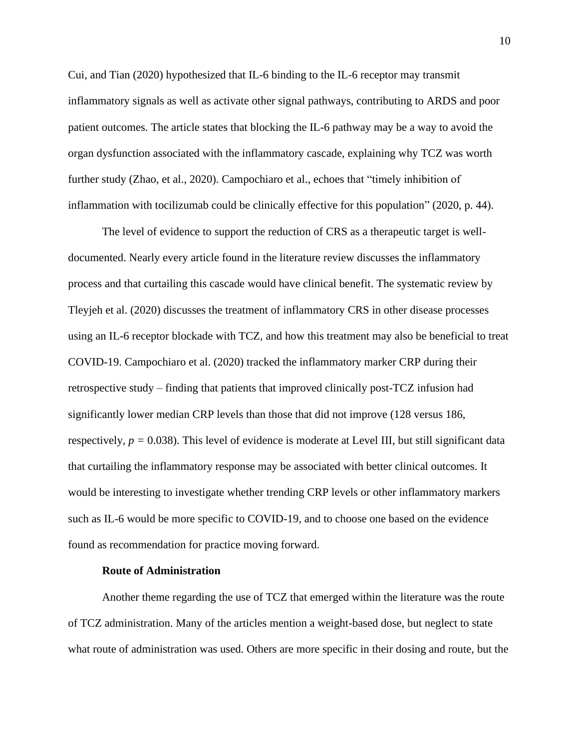Cui, and Tian (2020) hypothesized that IL-6 binding to the IL-6 receptor may transmit inflammatory signals as well as activate other signal pathways, contributing to ARDS and poor patient outcomes. The article states that blocking the IL-6 pathway may be a way to avoid the organ dysfunction associated with the inflammatory cascade, explaining why TCZ was worth further study (Zhao, et al., 2020). Campochiaro et al., echoes that "timely inhibition of inflammation with tocilizumab could be clinically effective for this population" (2020, p. 44).

The level of evidence to support the reduction of CRS as a therapeutic target is well-documented. Nearly every article found in the literature review discusses the inflammatory process and that curtailing this cascade would have clinical benefit. The systematic review by Tleyjeh et al. (2020) discusses the treatment of inflammatory CRS in other disease processes using an IL-6 receptor blockade with TCZ, and how this treatment may also be beneficial to treat COVID-19. Campochiaro et al. (2020) tracked the inflammatory marker CRP during their retrospective study – finding that patients that improved clinically post-TCZ infusion had significantly lower median CRP levels than those that did not improve (128 versus 186, respectively, $p = 0.038$). This level of evidence is moderate at Level III, but still significant data that curtailing the inflammatory response may be associated with better clinical outcomes. It would be interesting to investigate whether trending CRP levels or other inflammatory markers such as IL-6 would be more specific to COVID-19, and to choose one based on the evidence found as recommendation for practice moving forward.

### Route of Administration

Another theme regarding the use of TCZ that emerged within the literature was the route of TCZ administration. Many of the articles mention a weight-based dose, but neglect to state what route of administration was used. Others are more specific in their dosing and route, but the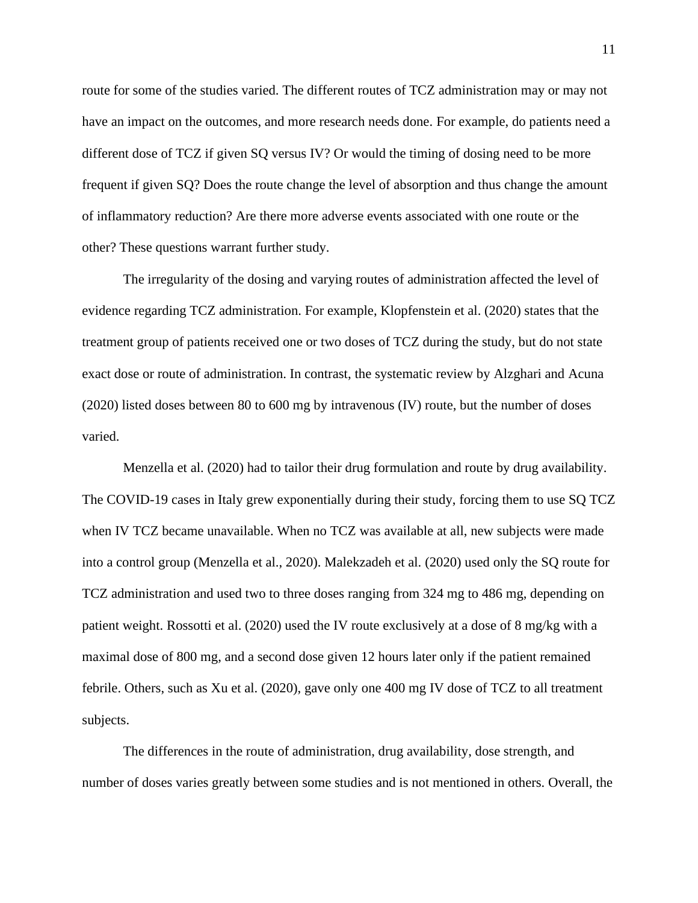route for some of the studies varied. The different routes of TCZ administration may or may not have an impact on the outcomes, and more research needs done. For example, do patients need a different dose of TCZ if given SQ versus IV? Or would the timing of dosing need to be more frequent if given SQ? Does the route change the level of absorption and thus change the amount of inflammatory reduction? Are there more adverse events associated with one route or the other? These questions warrant further study.

The irregularity of the dosing and varying routes of administration affected the level of evidence regarding TCZ administration. For example, Klopfenstein et al. (2020) states that the treatment group of patients received one or two doses of TCZ during the study, but do not state exact dose or route of administration. In contrast, the systematic review by Alzghari and Acuna (2020) listed doses between 80 to 600 mg by intravenous (IV) route, but the number of doses varied.

Menzella et al. (2020) had to tailor their drug formulation and route by drug availability. The COVID-19 cases in Italy grew exponentially during their study, forcing them to use SQ TCZ when IV TCZ became unavailable. When no TCZ was available at all, new subjects were made into a control group (Menzella et al., 2020). Malekzadeh et al. (2020) used only the SQ route for TCZ administration and used two to three doses ranging from 324 mg to 486 mg, depending on patient weight. Rossotti et al. (2020) used the IV route exclusively at a dose of 8 mg/kg with a maximal dose of 800 mg, and a second dose given 12 hours later only if the patient remained febrile. Others, such as Xu et al. (2020), gave only one 400 mg IV dose of TCZ to all treatment subjects.

The differences in the route of administration, drug availability, dose strength, and number of doses varies greatly between some studies and is not mentioned in others. Overall, the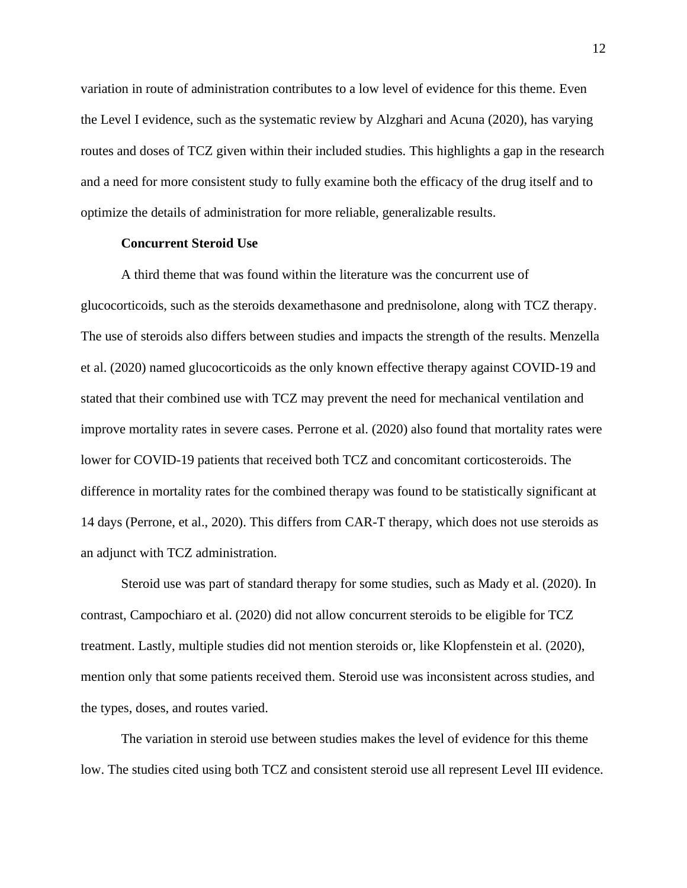variation in route of administration contributes to a low level of evidence for this theme. Even the Level I evidence, such as the systematic review by Alzghari and Acuna (2020), has varying routes and doses of TCZ given within their included studies. This highlights a gap in the research and a need for more consistent study to fully examine both the efficacy of the drug itself and to optimize the details of administration for more reliable, generalizable results.

### Concurrent Steroid Use

A third theme that was found within the literature was the concurrent use of glucocorticoids, such as the steroids dexamethasone and prednisolone, along with TCZ therapy. The use of steroids also differs between studies and impacts the strength of the results. Menzella et al. (2020) named glucocorticoids as the only known effective therapy against COVID-19 and stated that their combined use with TCZ may prevent the need for mechanical ventilation and improve mortality rates in severe cases. Perrone et al. (2020) also found that mortality rates were lower for COVID-19 patients that received both TCZ and concomitant corticosteroids. The difference in mortality rates for the combined therapy was found to be statistically significant at 14 days (Perrone, et al., 2020). This differs from CAR-T therapy, which does not use steroids as an adjunct with TCZ administration.

Steroid use was part of standard therapy for some studies, such as Mady et al. (2020). In contrast, Campochiaro et al. (2020) did not allow concurrent steroids to be eligible for TCZ treatment. Lastly, multiple studies did not mention steroids or, like Klopfenstein et al. (2020), mention only that some patients received them. Steroid use was inconsistent across studies, and the types, doses, and routes varied.

The variation in steroid use between studies makes the level of evidence for this theme low. The studies cited using both TCZ and consistent steroid use all represent Level III evidence.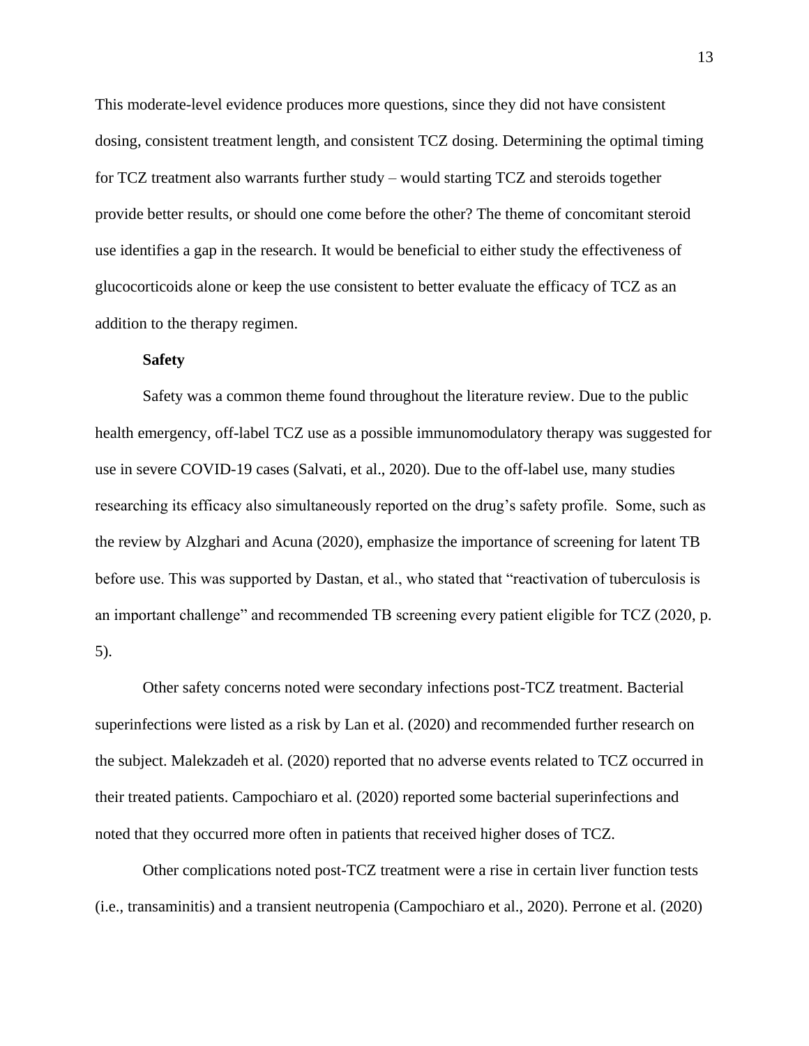This moderate-level evidence produces more questions, since they did not have consistent dosing, consistent treatment length, and consistent TCZ dosing. Determining the optimal timing for TCZ treatment also warrants further study – would starting TCZ and steroids together provide better results, or should one come before the other? The theme of concomitant steroid use identifies a gap in the research. It would be beneficial to either study the effectiveness of glucocorticoids alone or keep the use consistent to better evaluate the efficacy of TCZ as an addition to the therapy regimen.

### Safety

Safety was a common theme found throughout the literature review. Due to the public health emergency, off-label TCZ use as a possible immunomodulatory therapy was suggested for use in severe COVID-19 cases (Salvati, et al., 2020). Due to the off-label use, many studies researching its efficacy also simultaneously reported on the drug's safety profile. Some, such as the review by Alzghari and Acuna (2020), emphasize the importance of screening for latent TB before use. This was supported by Dastan, et al., who stated that "reactivation of tuberculosis is an important challenge" and recommended TB screening every patient eligible for TCZ (2020, p. 5).

Other safety concerns noted were secondary infections post-TCZ treatment. Bacterial superinfections were listed as a risk by Lan et al. (2020) and recommended further research on the subject. Malekzadeh et al. (2020) reported that no adverse events related to TCZ occurred in their treated patients. Campochiaro et al. (2020) reported some bacterial superinfections and noted that they occurred more often in patients that received higher doses of TCZ.

Other complications noted post-TCZ treatment were a rise in certain liver function tests (i.e., transaminitis) and a transient neutropenia (Campochiaro et al., 2020). Perrone et al. (2020)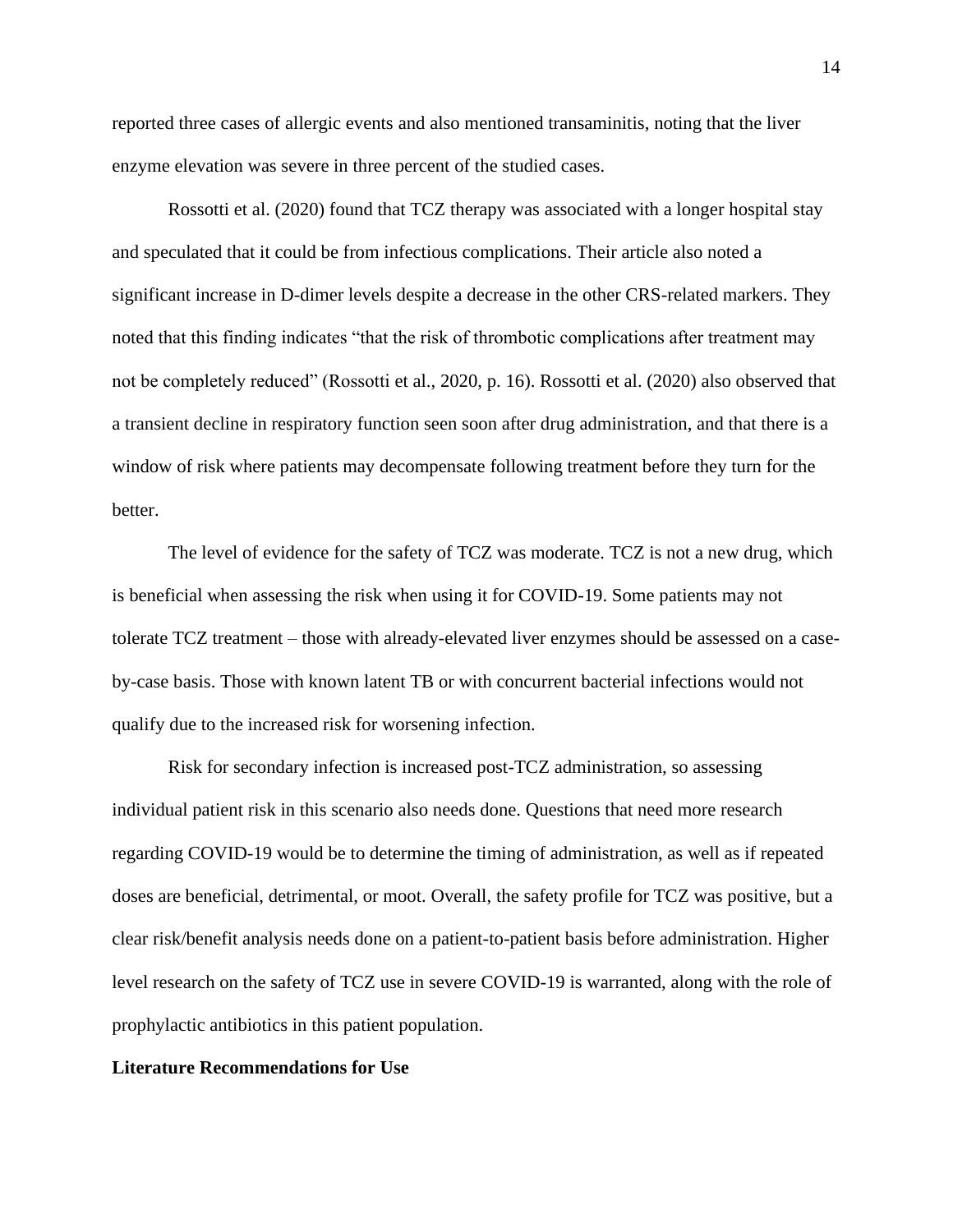reported three cases of allergic events and also mentioned transaminitis, noting that the liver enzyme elevation was severe in three percent of the studied cases.

Rossotti et al. (2020) found that TCZ therapy was associated with a longer hospital stay and speculated that it could be from infectious complications. Their article also noted a significant increase in D-dimer levels despite a decrease in the other CRS-related markers. They noted that this finding indicates "that the risk of thrombotic complications after treatment may not be completely reduced" (Rossotti et al., 2020, p. 16). Rossotti et al. (2020) also observed that a transient decline in respiratory function seen soon after drug administration, and that there is a window of risk where patients may decompensate following treatment before they turn for the better.

The level of evidence for the safety of TCZ was moderate. TCZ is not a new drug, which is beneficial when assessing the risk when using it for COVID-19. Some patients may not tolerate TCZ treatment – those with already-elevated liver enzymes should be assessed on a case-by-case basis. Those with known latent TB or with concurrent bacterial infections would not qualify due to the increased risk for worsening infection.

Risk for secondary infection is increased post-TCZ administration, so assessing individual patient risk in this scenario also needs done. Questions that need more research regarding COVID-19 would be to determine the timing of administration, as well as if repeated doses are beneficial, detrimental, or moot. Overall, the safety profile for TCZ was positive, but a clear risk/benefit analysis needs done on a patient-to-patient basis before administration. Higher level research on the safety of TCZ use in severe COVID-19 is warranted, along with the role of prophylactic antibiotics in this patient population.

**Literature Recommendations for Use**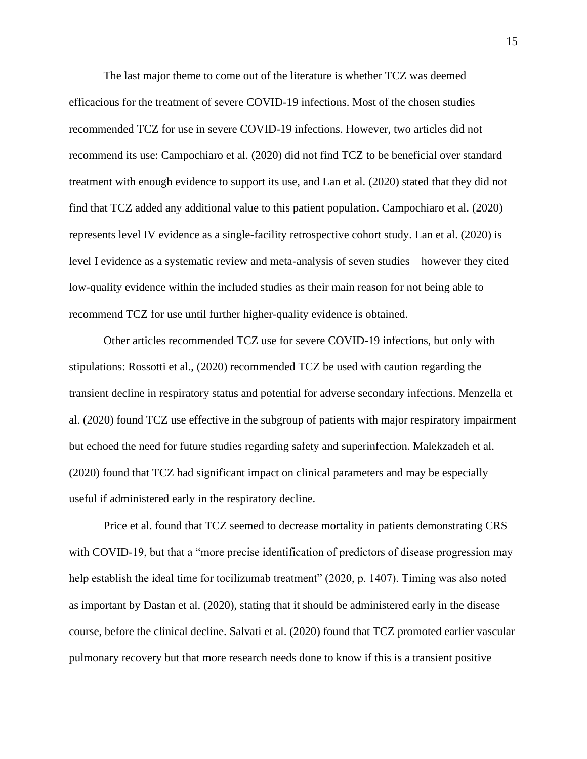The last major theme to come out of the literature is whether TCZ was deemed efficacious for the treatment of severe COVID-19 infections. Most of the chosen studies recommended TCZ for use in severe COVID-19 infections. However, two articles did not recommend its use: Campochiaro et al. (2020) did not find TCZ to be beneficial over standard treatment with enough evidence to support its use, and Lan et al. (2020) stated that they did not find that TCZ added any additional value to this patient population. Campochiaro et al. (2020) represents level IV evidence as a single-facility retrospective cohort study. Lan et al. (2020) is level I evidence as a systematic review and meta-analysis of seven studies – however they cited low-quality evidence within the included studies as their main reason for not being able to recommend TCZ for use until further higher-quality evidence is obtained.

Other articles recommended TCZ use for severe COVID-19 infections, but only with stipulations: Rossotti et al., (2020) recommended TCZ be used with caution regarding the transient decline in respiratory status and potential for adverse secondary infections. Menzella et al. (2020) found TCZ use effective in the subgroup of patients with major respiratory impairment but echoed the need for future studies regarding safety and superinfection. Malekzadeh et al. (2020) found that TCZ had significant impact on clinical parameters and may be especially useful if administered early in the respiratory decline.

Price et al. found that TCZ seemed to decrease mortality in patients demonstrating CRS with COVID-19, but that a "more precise identification of predictors of disease progression may help establish the ideal time for tocilizumab treatment" (2020, p. 1407). Timing was also noted as important by Dastan et al. (2020), stating that it should be administered early in the disease course, before the clinical decline. Salvati et al. (2020) found that TCZ promoted earlier vascular pulmonary recovery but that more research needs done to know if this is a transient positive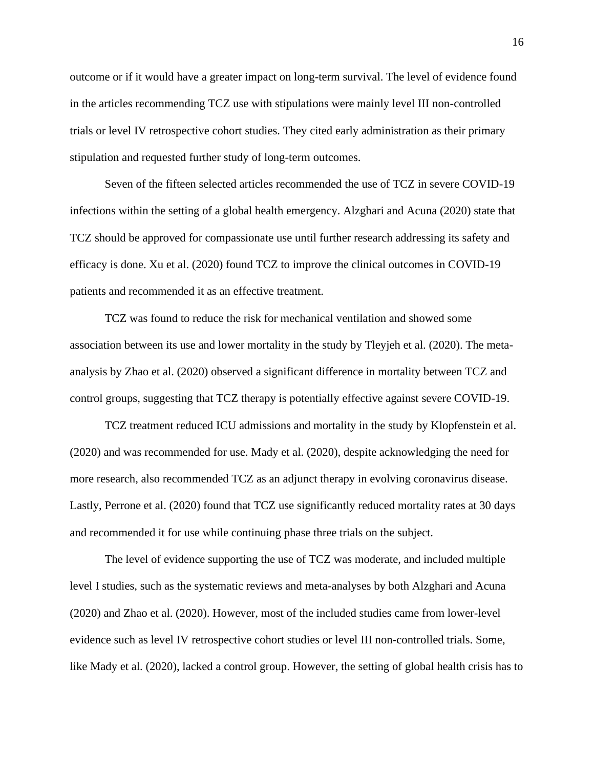outcome or if it would have a greater impact on long-term survival. The level of evidence found in the articles recommending TCZ use with stipulations were mainly level III non-controlled trials or level IV retrospective cohort studies. They cited early administration as their primary stipulation and requested further study of long-term outcomes.

Seven of the fifteen selected articles recommended the use of TCZ in severe COVID-19 infections within the setting of a global health emergency. Alzghari and Acuna (2020) state that TCZ should be approved for compassionate use until further research addressing its safety and efficacy is done. Xu et al. (2020) found TCZ to improve the clinical outcomes in COVID-19 patients and recommended it as an effective treatment.

TCZ was found to reduce the risk for mechanical ventilation and showed some association between its use and lower mortality in the study by Tleyjeh et al. (2020). The meta-analysis by Zhao et al. (2020) observed a significant difference in mortality between TCZ and control groups, suggesting that TCZ therapy is potentially effective against severe COVID-19.

TCZ treatment reduced ICU admissions and mortality in the study by Klopfenstein et al. (2020) and was recommended for use. Mady et al. (2020), despite acknowledging the need for more research, also recommended TCZ as an adjunct therapy in evolving coronavirus disease. Lastly, Perrone et al. (2020) found that TCZ use significantly reduced mortality rates at 30 days and recommended it for use while continuing phase three trials on the subject.

The level of evidence supporting the use of TCZ was moderate, and included multiple level I studies, such as the systematic reviews and meta-analyses by both Alzghari and Acuna (2020) and Zhao et al. (2020). However, most of the included studies came from lower-level evidence such as level IV retrospective cohort studies or level III non-controlled trials. Some, like Mady et al. (2020), lacked a control group. However, the setting of global health crisis has to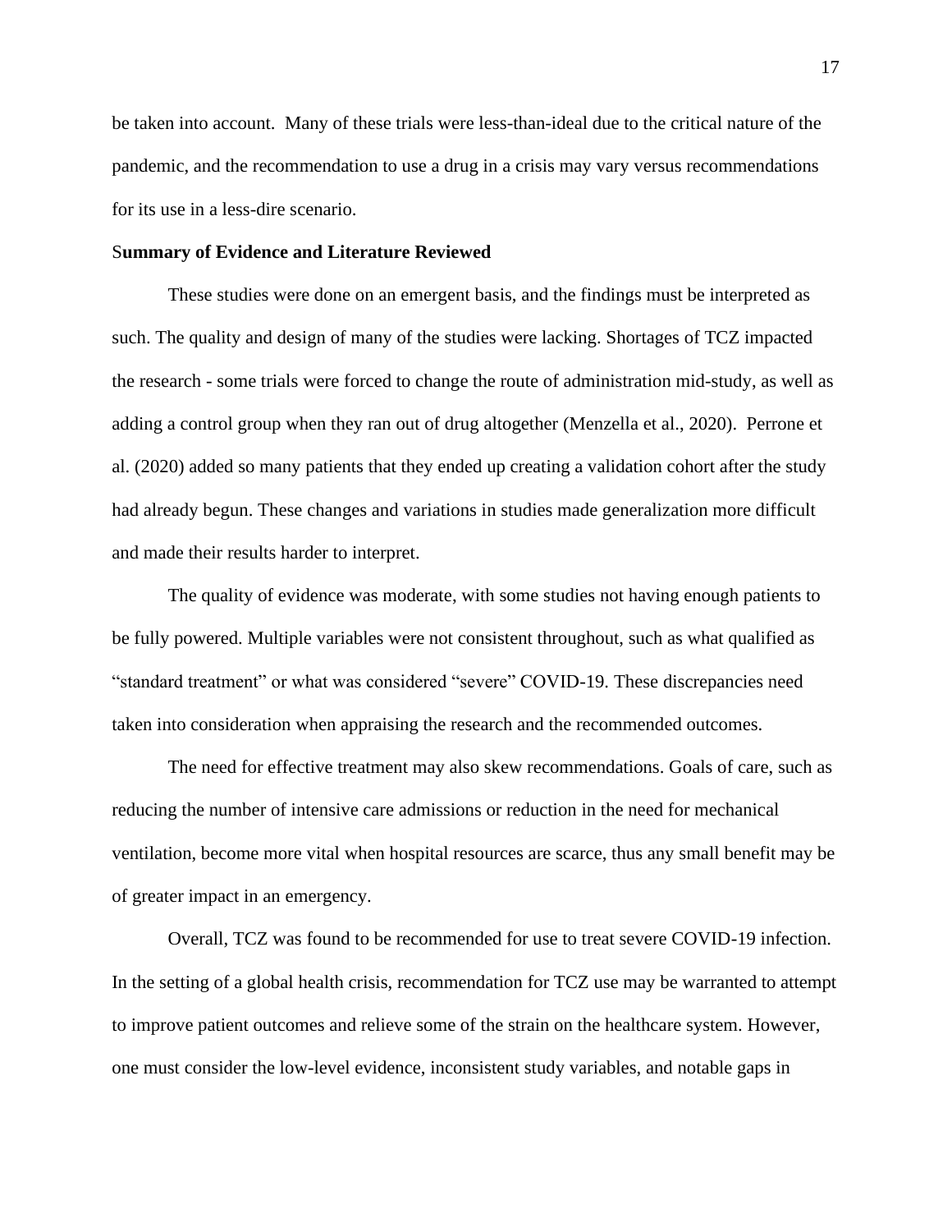be taken into account. Many of these trials were less-than-ideal due to the critical nature of the pandemic, and the recommendation to use a drug in a crisis may vary versus recommendations for its use in a less-dire scenario.

**Summary of Evidence and Literature Reviewed**

These studies were done on an emergent basis, and the findings must be interpreted as such. The quality and design of many of the studies were lacking. Shortages of TCZ impacted the research - some trials were forced to change the route of administration mid-study, as well as adding a control group when they ran out of drug altogether (Menzella et al., 2020). Perrone et al. (2020) added so many patients that they ended up creating a validation cohort after the study had already begun. These changes and variations in studies made generalization more difficult and made their results harder to interpret.

The quality of evidence was moderate, with some studies not having enough patients to be fully powered. Multiple variables were not consistent throughout, such as what qualified as "standard treatment" or what was considered "severe" COVID-19. These discrepancies need taken into consideration when appraising the research and the recommended outcomes.

The need for effective treatment may also skew recommendations. Goals of care, such as reducing the number of intensive care admissions or reduction in the need for mechanical ventilation, become more vital when hospital resources are scarce, thus any small benefit may be of greater impact in an emergency.

Overall, TCZ was found to be recommended for use to treat severe COVID-19 infection. In the setting of a global health crisis, recommendation for TCZ use may be warranted to attempt to improve patient outcomes and relieve some of the strain on the healthcare system. However, one must consider the low-level evidence, inconsistent study variables, and notable gaps in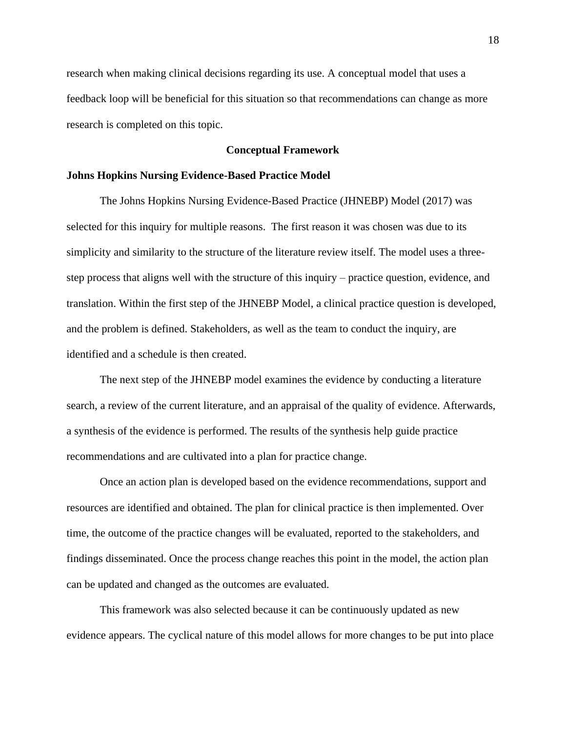research when making clinical decisions regarding its use. A conceptual model that uses a feedback loop will be beneficial for this situation so that recommendations can change as more research is completed on this topic.

## Conceptual Framework

### Johns Hopkins Nursing Evidence-Based Practice Model

The Johns Hopkins Nursing Evidence-Based Practice (JHNEBP) Model (2017) was selected for this inquiry for multiple reasons. The first reason it was chosen was due to its simplicity and similarity to the structure of the literature review itself. The model uses a three-step process that aligns well with the structure of this inquiry – practice question, evidence, and translation. Within the first step of the JHNEBP Model, a clinical practice question is developed, and the problem is defined. Stakeholders, as well as the team to conduct the inquiry, are identified and a schedule is then created.

The next step of the JHNEBP model examines the evidence by conducting a literature search, a review of the current literature, and an appraisal of the quality of evidence. Afterwards, a synthesis of the evidence is performed. The results of the synthesis help guide practice recommendations and are cultivated into a plan for practice change.

Once an action plan is developed based on the evidence recommendations, support and resources are identified and obtained. The plan for clinical practice is then implemented. Over time, the outcome of the practice changes will be evaluated, reported to the stakeholders, and findings disseminated. Once the process change reaches this point in the model, the action plan can be updated and changed as the outcomes are evaluated.

This framework was also selected because it can be continuously updated as new evidence appears. The cyclical nature of this model allows for more changes to be put into place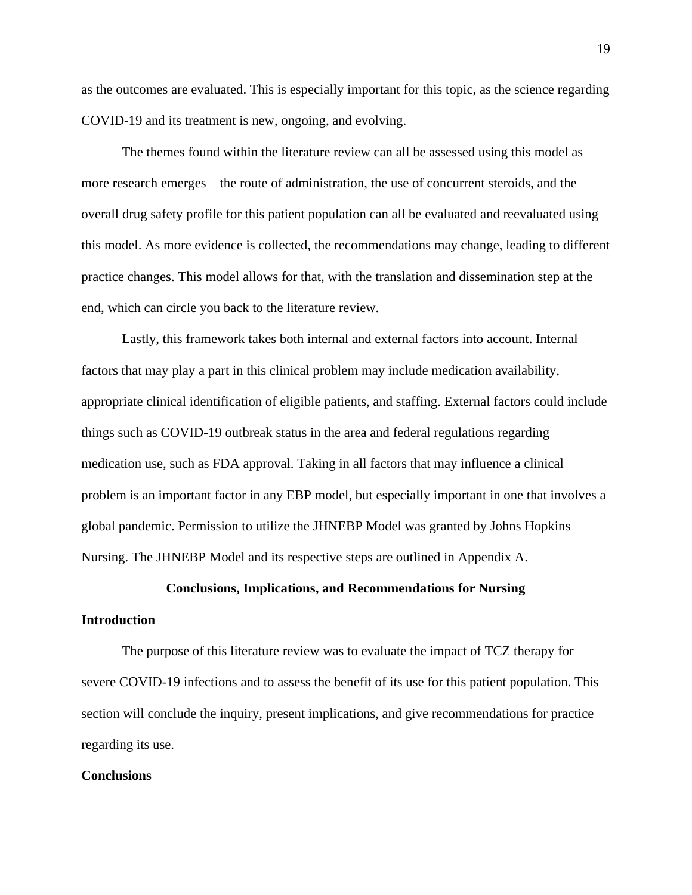as the outcomes are evaluated. This is especially important for this topic, as the science regarding COVID-19 and its treatment is new, ongoing, and evolving.

The themes found within the literature review can all be assessed using this model as more research emerges – the route of administration, the use of concurrent steroids, and the overall drug safety profile for this patient population can all be evaluated and reevaluated using this model. As more evidence is collected, the recommendations may change, leading to different practice changes. This model allows for that, with the translation and dissemination step at the end, which can circle you back to the literature review.

Lastly, this framework takes both internal and external factors into account. Internal factors that may play a part in this clinical problem may include medication availability, appropriate clinical identification of eligible patients, and staffing. External factors could include things such as COVID-19 outbreak status in the area and federal regulations regarding medication use, such as FDA approval. Taking in all factors that may influence a clinical problem is an important factor in any EBP model, but especially important in one that involves a global pandemic. Permission to utilize the JHNEBP Model was granted by Johns Hopkins Nursing. The JHNEBP Model and its respective steps are outlined in Appendix A.

## Conclusions, Implications, and Recommendations for Nursing

### Introduction

The purpose of this literature review was to evaluate the impact of TCZ therapy for severe COVID-19 infections and to assess the benefit of its use for this patient population. This section will conclude the inquiry, present implications, and give recommendations for practice regarding its use.

### Conclusions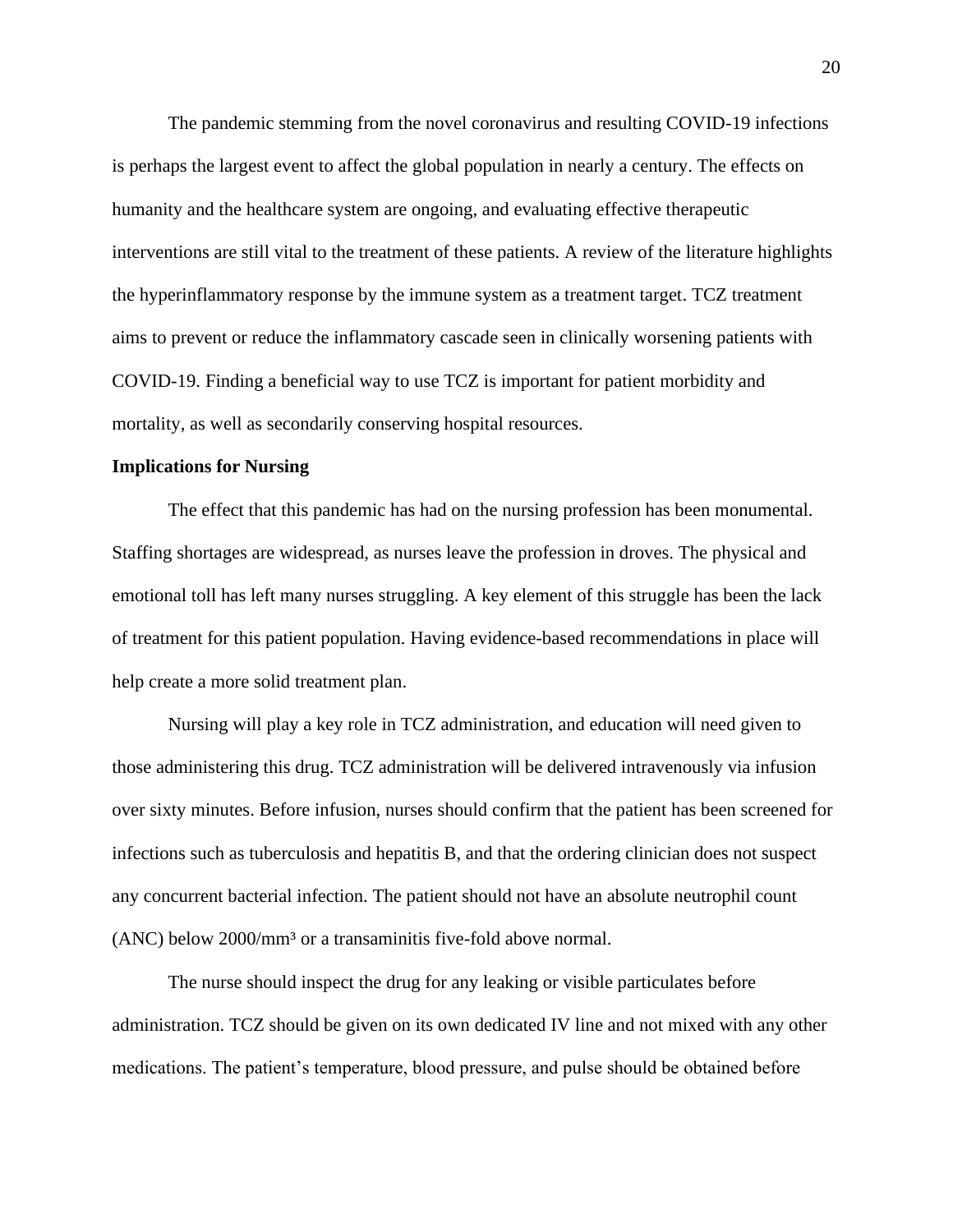The pandemic stemming from the novel coronavirus and resulting COVID-19 infections is perhaps the largest event to affect the global population in nearly a century. The effects on humanity and the healthcare system are ongoing, and evaluating effective therapeutic interventions are still vital to the treatment of these patients. A review of the literature highlights the hyperinflammatory response by the immune system as a treatment target. TCZ treatment aims to prevent or reduce the inflammatory cascade seen in clinically worsening patients with COVID-19. Finding a beneficial way to use TCZ is important for patient morbidity and mortality, as well as secondarily conserving hospital resources.

**Implications for Nursing**

The effect that this pandemic has had on the nursing profession has been monumental. Staffing shortages are widespread, as nurses leave the profession in droves. The physical and emotional toll has left many nurses struggling. A key element of this struggle has been the lack of treatment for this patient population. Having evidence-based recommendations in place will help create a more solid treatment plan.

Nursing will play a key role in TCZ administration, and education will need given to those administering this drug. TCZ administration will be delivered intravenously via infusion over sixty minutes. Before infusion, nurses should confirm that the patient has been screened for infections such as tuberculosis and hepatitis B, and that the ordering clinician does not suspect any concurrent bacterial infection. The patient should not have an absolute neutrophil count (ANC) below 2000/mm$^3$ or a transaminitis five-fold above normal.

The nurse should inspect the drug for any leaking or visible particulates before administration. TCZ should be given on its own dedicated IV line and not mixed with any other medications. The patient's temperature, blood pressure, and pulse should be obtained before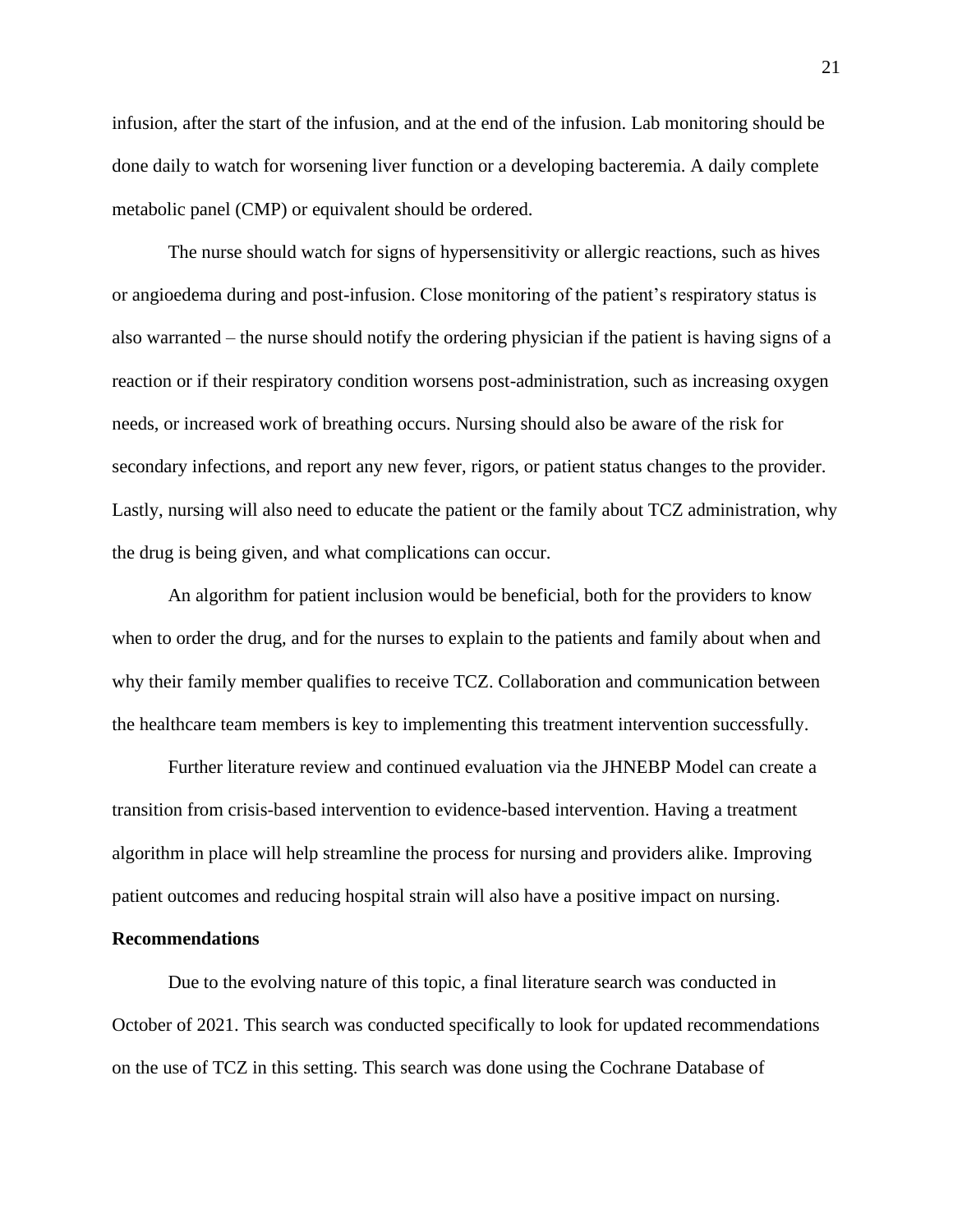infusion, after the start of the infusion, and at the end of the infusion. Lab monitoring should be done daily to watch for worsening liver function or a developing bacteremia. A daily complete metabolic panel (CMP) or equivalent should be ordered.

The nurse should watch for signs of hypersensitivity or allergic reactions, such as hives or angioedema during and post-infusion. Close monitoring of the patient's respiratory status is also warranted – the nurse should notify the ordering physician if the patient is having signs of a reaction or if their respiratory condition worsens post-administration, such as increasing oxygen needs, or increased work of breathing occurs. Nursing should also be aware of the risk for secondary infections, and report any new fever, rigors, or patient status changes to the provider. Lastly, nursing will also need to educate the patient or the family about TCZ administration, why the drug is being given, and what complications can occur.

An algorithm for patient inclusion would be beneficial, both for the providers to know when to order the drug, and for the nurses to explain to the patients and family about when and why their family member qualifies to receive TCZ. Collaboration and communication between the healthcare team members is key to implementing this treatment intervention successfully.

Further literature review and continued evaluation via the JHNEBP Model can create a transition from crisis-based intervention to evidence-based intervention. Having a treatment algorithm in place will help streamline the process for nursing and providers alike. Improving patient outcomes and reducing hospital strain will also have a positive impact on nursing.

**Recommendations**

Due to the evolving nature of this topic, a final literature search was conducted in October of 2021. This search was conducted specifically to look for updated recommendations on the use of TCZ in this setting. This search was done using the Cochrane Database of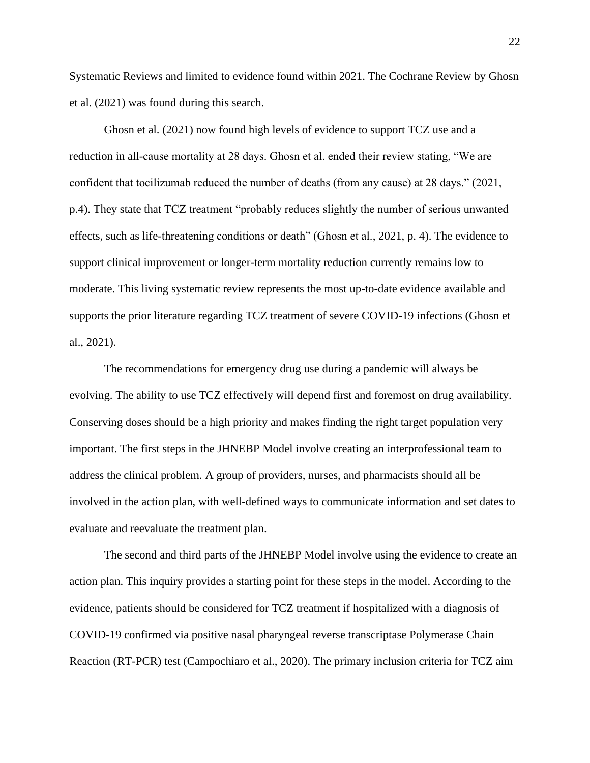Systematic Reviews and limited to evidence found within 2021. The Cochrane Review by Ghosn et al. (2021) was found during this search.

Ghosn et al. (2021) now found high levels of evidence to support TCZ use and a reduction in all-cause mortality at 28 days. Ghosn et al. ended their review stating, "We are confident that tocilizumab reduced the number of deaths (from any cause) at 28 days." (2021, p.4). They state that TCZ treatment "probably reduces slightly the number of serious unwanted effects, such as life-threatening conditions or death" (Ghosn et al., 2021, p. 4). The evidence to support clinical improvement or longer-term mortality reduction currently remains low to moderate. This living systematic review represents the most up-to-date evidence available and supports the prior literature regarding TCZ treatment of severe COVID-19 infections (Ghosn et al., 2021).

The recommendations for emergency drug use during a pandemic will always be evolving. The ability to use TCZ effectively will depend first and foremost on drug availability. Conserving doses should be a high priority and makes finding the right target population very important. The first steps in the JHNEBP Model involve creating an interprofessional team to address the clinical problem. A group of providers, nurses, and pharmacists should all be involved in the action plan, with well-defined ways to communicate information and set dates to evaluate and reevaluate the treatment plan.

The second and third parts of the JHNEBP Model involve using the evidence to create an action plan. This inquiry provides a starting point for these steps in the model. According to the evidence, patients should be considered for TCZ treatment if hospitalized with a diagnosis of COVID-19 confirmed via positive nasal pharyngeal reverse transcriptase Polymerase Chain Reaction (RT-PCR) test (Campochiaro et al., 2020). The primary inclusion criteria for TCZ aim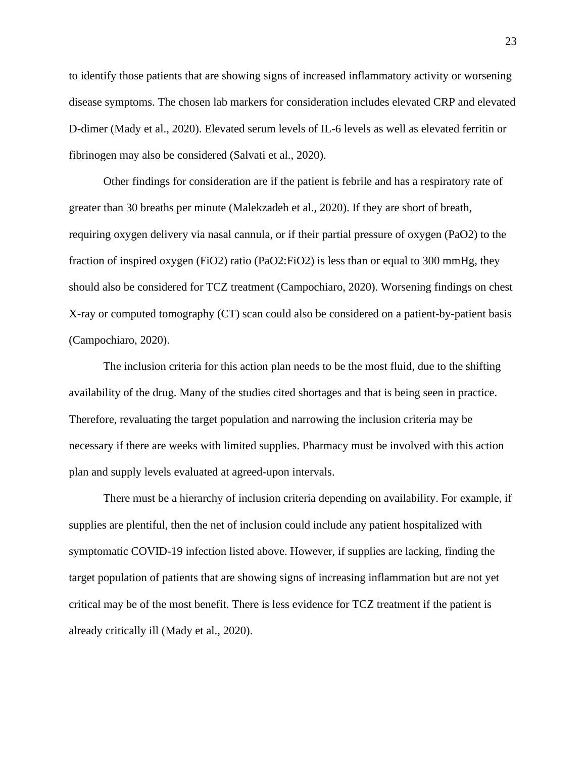to identify those patients that are showing signs of increased inflammatory activity or worsening disease symptoms. The chosen lab markers for consideration includes elevated CRP and elevated D-dimer (Mady et al., 2020). Elevated serum levels of IL-6 levels as well as elevated ferritin or fibrinogen may also be considered (Salvati et al., 2020).

Other findings for consideration are if the patient is febrile and has a respiratory rate of greater than 30 breaths per minute (Malekzadeh et al., 2020). If they are short of breath, requiring oxygen delivery via nasal cannula, or if their partial pressure of oxygen ($PaO_2$) to the fraction of inspired oxygen ($FiO_2$) ratio ($PaO_2$:$FiO_2$) is less than or equal to 300 mmHg, they should also be considered for TCZ treatment (Campochiaro, 2020). Worsening findings on chest X-ray or computed tomography (CT) scan could also be considered on a patient-by-patient basis (Campochiaro, 2020).

The inclusion criteria for this action plan needs to be the most fluid, due to the shifting availability of the drug. Many of the studies cited shortages and that is being seen in practice. Therefore, revaluating the target population and narrowing the inclusion criteria may be necessary if there are weeks with limited supplies. Pharmacy must be involved with this action plan and supply levels evaluated at agreed-upon intervals.

There must be a hierarchy of inclusion criteria depending on availability. For example, if supplies are plentiful, then the net of inclusion could include any patient hospitalized with symptomatic COVID-19 infection listed above. However, if supplies are lacking, finding the target population of patients that are showing signs of increasing inflammation but are not yet critical may be of the most benefit. There is less evidence for TCZ treatment if the patient is already critically ill (Mady et al., 2020).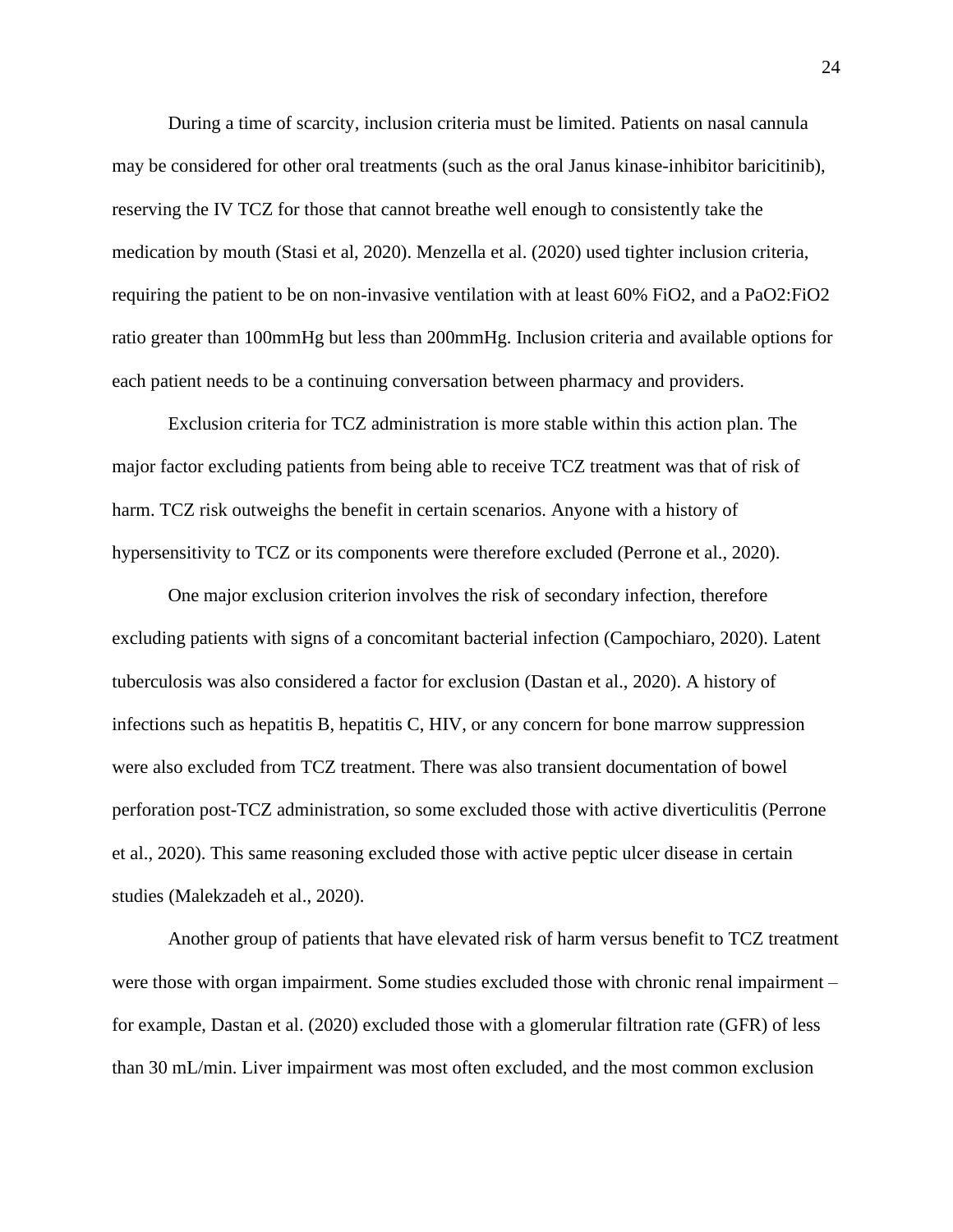During a time of scarcity, inclusion criteria must be limited. Patients on nasal cannula may be considered for other oral treatments (such as the oral Janus kinase-inhibitor baricitinib), reserving the IV TCZ for those that cannot breathe well enough to consistently take the medication by mouth (Stasi et al, 2020). Menzella et al. (2020) used tighter inclusion criteria, requiring the patient to be on non-invasive ventilation with at least 60% FiO2, and a PaO2:FiO2 ratio greater than 100mmHg but less than 200mmHg. Inclusion criteria and available options for each patient needs to be a continuing conversation between pharmacy and providers.

Exclusion criteria for TCZ administration is more stable within this action plan. The major factor excluding patients from being able to receive TCZ treatment was that of risk of harm. TCZ risk outweighs the benefit in certain scenarios. Anyone with a history of hypersensitivity to TCZ or its components were therefore excluded (Perrone et al., 2020).

One major exclusion criterion involves the risk of secondary infection, therefore excluding patients with signs of a concomitant bacterial infection (Campochiaro, 2020). Latent tuberculosis was also considered a factor for exclusion (Dastan et al., 2020). A history of infections such as hepatitis B, hepatitis C, HIV, or any concern for bone marrow suppression were also excluded from TCZ treatment. There was also transient documentation of bowel perforation post-TCZ administration, so some excluded those with active diverticulitis (Perrone et al., 2020). This same reasoning excluded those with active peptic ulcer disease in certain studies (Malekzadeh et al., 2020).

Another group of patients that have elevated risk of harm versus benefit to TCZ treatment were those with organ impairment. Some studies excluded those with chronic renal impairment – for example, Dastan et al. (2020) excluded those with a glomerular filtration rate (GFR) of less than 30 mL/min. Liver impairment was most often excluded, and the most common exclusion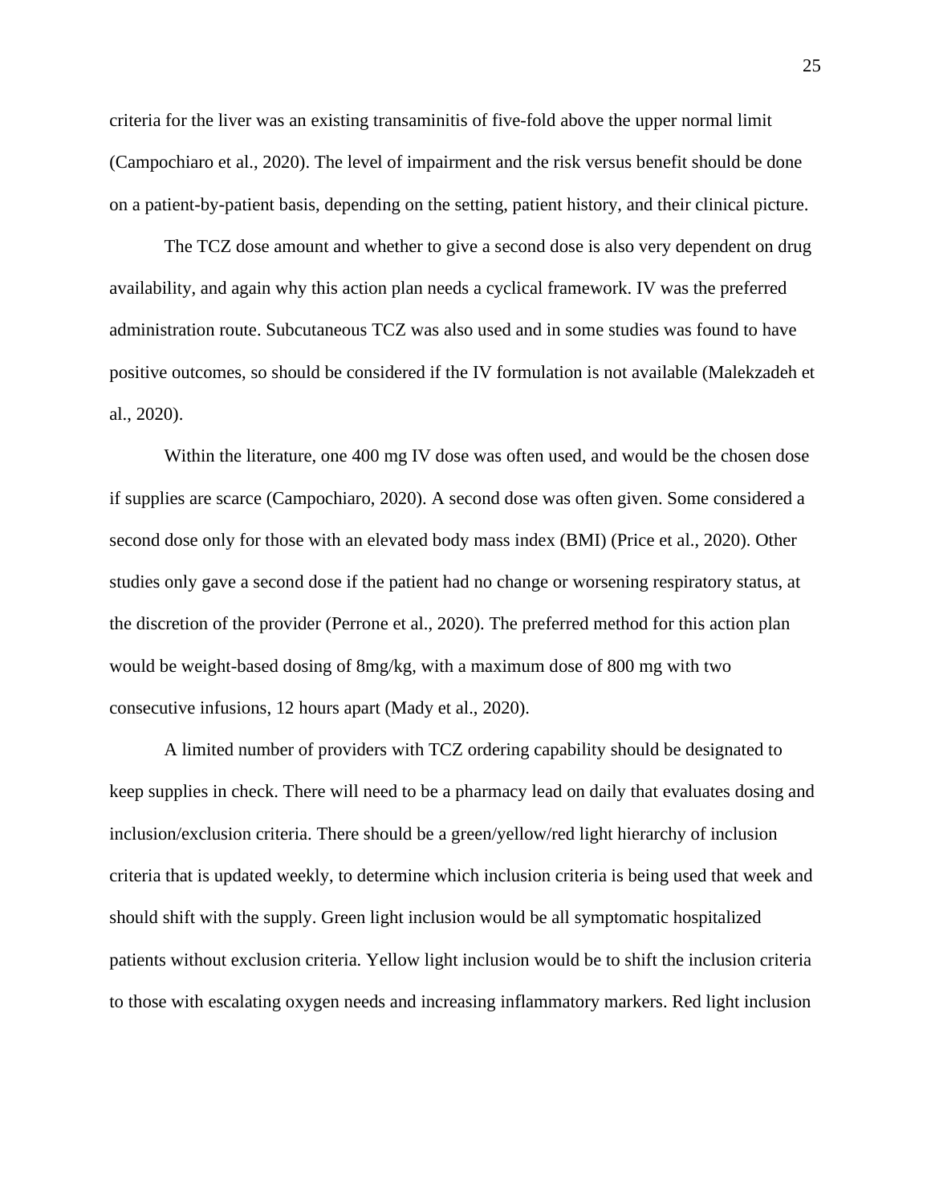criteria for the liver was an existing transaminitis of five-fold above the upper normal limit (Campochiaro et al., 2020). The level of impairment and the risk versus benefit should be done on a patient-by-patient basis, depending on the setting, patient history, and their clinical picture.

The TCZ dose amount and whether to give a second dose is also very dependent on drug availability, and again why this action plan needs a cyclical framework. IV was the preferred administration route. Subcutaneous TCZ was also used and in some studies was found to have positive outcomes, so should be considered if the IV formulation is not available (Malekzadeh et al., 2020).

Within the literature, one 400 mg IV dose was often used, and would be the chosen dose if supplies are scarce (Campochiaro, 2020). A second dose was often given. Some considered a second dose only for those with an elevated body mass index (BMI) (Price et al., 2020). Other studies only gave a second dose if the patient had no change or worsening respiratory status, at the discretion of the provider (Perrone et al., 2020). The preferred method for this action plan would be weight-based dosing of 8mg/kg, with a maximum dose of 800 mg with two consecutive infusions, 12 hours apart (Mady et al., 2020).

A limited number of providers with TCZ ordering capability should be designated to keep supplies in check. There will need to be a pharmacy lead on daily that evaluates dosing and inclusion/exclusion criteria. There should be a green/yellow/red light hierarchy of inclusion criteria that is updated weekly, to determine which inclusion criteria is being used that week and should shift with the supply. Green light inclusion would be all symptomatic hospitalized patients without exclusion criteria. Yellow light inclusion would be to shift the inclusion criteria to those with escalating oxygen needs and increasing inflammatory markers. Red light inclusion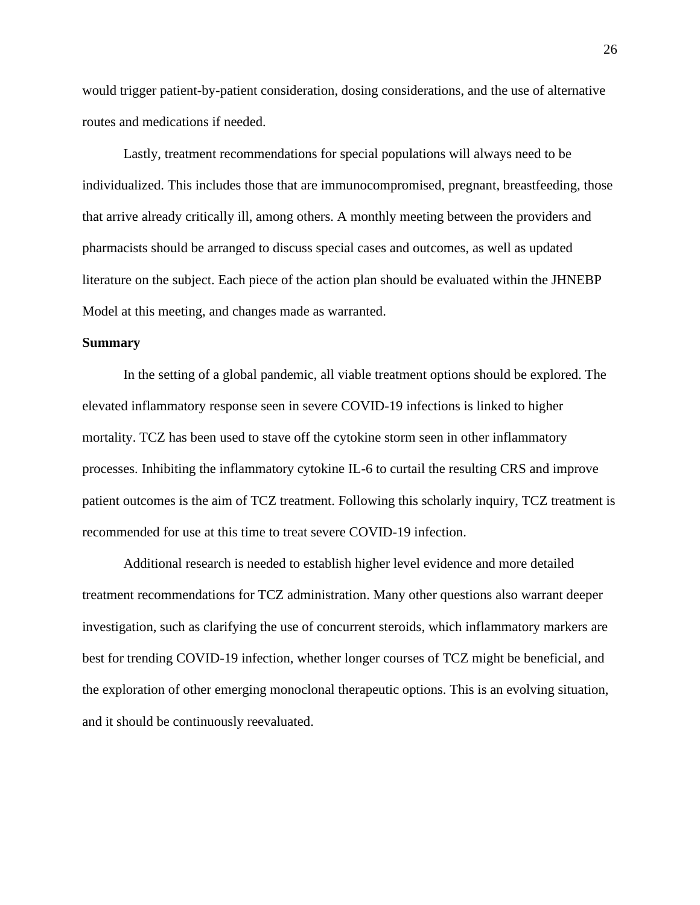would trigger patient-by-patient consideration, dosing considerations, and the use of alternative routes and medications if needed.

Lastly, treatment recommendations for special populations will always need to be individualized. This includes those that are immunocompromised, pregnant, breastfeeding, those that arrive already critically ill, among others. A monthly meeting between the providers and pharmacists should be arranged to discuss special cases and outcomes, as well as updated literature on the subject. Each piece of the action plan should be evaluated within the JHNEBP Model at this meeting, and changes made as warranted.

**Summary**

In the setting of a global pandemic, all viable treatment options should be explored. The elevated inflammatory response seen in severe COVID-19 infections is linked to higher mortality. TCZ has been used to stave off the cytokine storm seen in other inflammatory processes. Inhibiting the inflammatory cytokine IL-6 to curtail the resulting CRS and improve patient outcomes is the aim of TCZ treatment. Following this scholarly inquiry, TCZ treatment is recommended for use at this time to treat severe COVID-19 infection.

Additional research is needed to establish higher level evidence and more detailed treatment recommendations for TCZ administration. Many other questions also warrant deeper investigation, such as clarifying the use of concurrent steroids, which inflammatory markers are best for trending COVID-19 infection, whether longer courses of TCZ might be beneficial, and the exploration of other emerging monoclonal therapeutic options. This is an evolving situation, and it should be continuously reevaluated.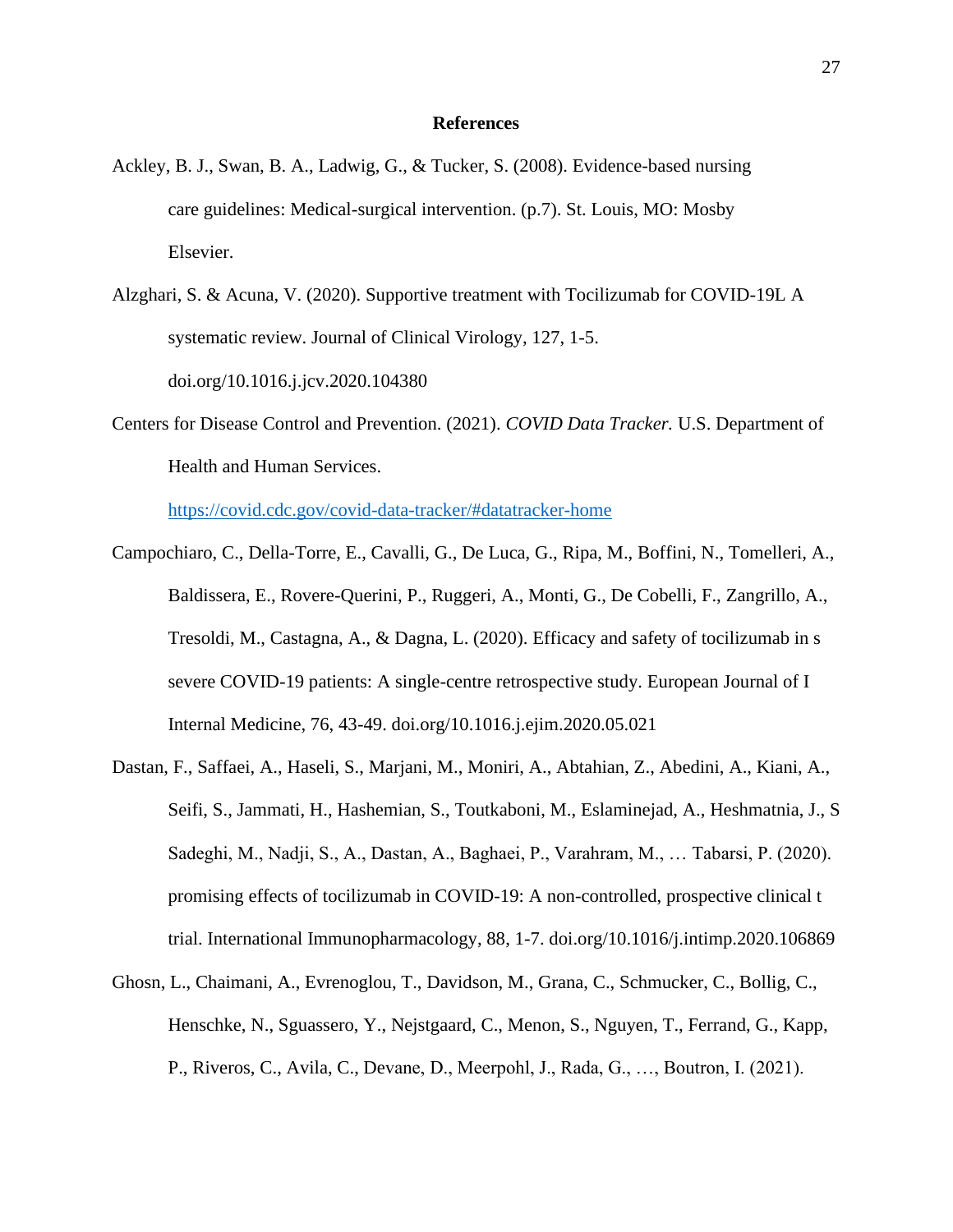**References**

Ackley, B. J., Swan, B. A., Ladwig, G., & Tucker, S. (2008). Evidence-based nursing care guidelines: Medical-surgical intervention. (p.7). St. Louis, MO: Mosby Elsevier.

Alzghari, S. & Acuna, V. (2020). Supportive treatment with Tocilizumab for COVID-19L A systematic review. Journal of Clinical Virology, 127, 1-5. doi.org/10.1016.j.jcv.2020.104380

Centers for Disease Control and Prevention. (2021). *COVID Data Tracker.* U.S. Department of Health and Human Services. https://covid.cdc.gov/covid-data-tracker/#datatracker-home

Campochiaro, C., Della-Torre, E., Cavalli, G., De Luca, G., Ripa, M., Boffini, N., Tomelleri, A., Baldissera, E., Rovere-Querini, P., Ruggeri, A., Monti, G., De Cobelli, F., Zangrillo, A., Tresoldi, M., Castagna, A., & Dagna, L. (2020). Efficacy and safety of tocilizumab in s severe COVID-19 patients: A single-centre retrospective study. European Journal of I Internal Medicine, 76, 43-49. doi.org/10.1016.j.ejim.2020.05.021

Dastan, F., Saffaei, A., Haseli, S., Marjani, M., Moniri, A., Abtahian, Z., Abedini, A., Kiani, A., Seifi, S., Jammati, H., Hashemian, S., Toutkaboni, M., Eslaminejad, A., Heshmatnia, J., S Sadeghi, M., Nadji, S., A., Dastan, A., Baghaei, P., Varahram, M., … Tabarsi, P. (2020). promising effects of tocilizumab in COVID-19: A non-controlled, prospective clinical t trial. International Immunopharmacology, 88, 1-7. doi.org/10.1016/j.intimp.2020.106869

Ghosn, L., Chaimani, A., Evrenoglou, T., Davidson, M., Grana, C., Schmucker, C., Bollig, C., Henschke, N., Sguassero, Y., Nejstgaard, C., Menon, S., Nguyen, T., Ferrand, G., Kapp, P., Riveros, C., Avila, C., Devane, D., Meerpohl, J., Rada, G., …, Boutron, I. (2021).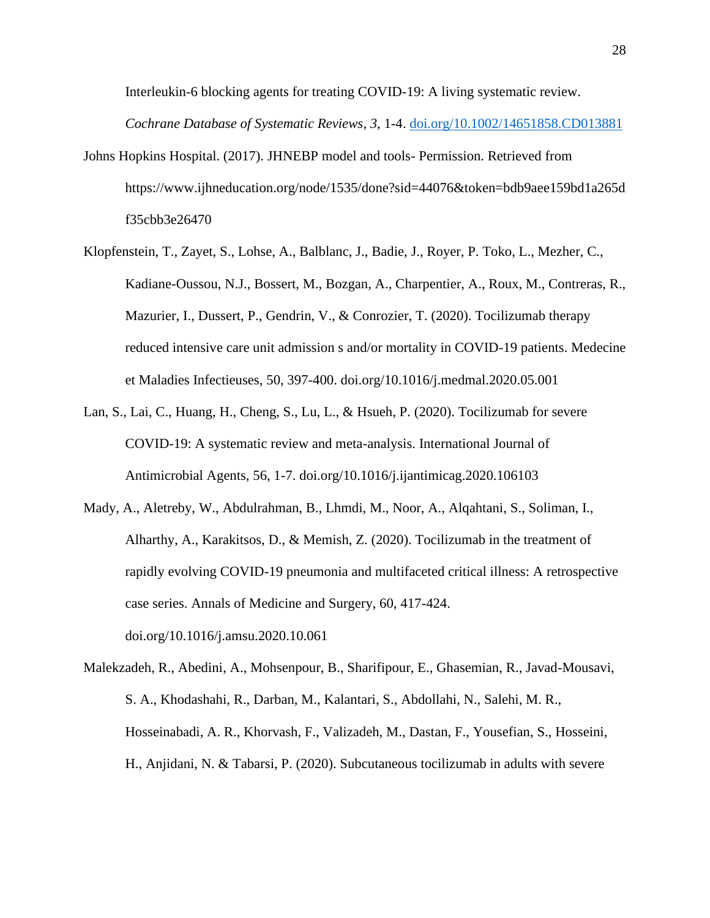Interleukin-6 blocking agents for treating COVID-19: A living systematic review. *Cochrane Database of Systematic Reviews, 3*, 1-4. doi.org/10.1002/14651858.CD013881

Johns Hopkins Hospital. (2017). JHNEBP model and tools- Permission. Retrieved from https://www.ijhneducation.org/node/1535/done?sid=44076&token=bdb9aee159bd1a265df35cbb3e26470

Klopfenstein, T., Zayet, S., Lohse, A., Balblanc, J., Badie, J., Royer, P. Toko, L., Mezher, C., Kadiane-Oussou, N.J., Bossert, M., Bozgan, A., Charpentier, A., Roux, M., Contreras, R., Mazurier, I., Dussert, P., Gendrin, V., & Conrozier, T. (2020). Tocilizumab therapy reduced intensive care unit admission s and/or mortality in COVID-19 patients. Medecine et Maladies Infectieuses, 50, 397-400. doi.org/10.1016/j.medmal.2020.05.001

Lan, S., Lai, C., Huang, H., Cheng, S., Lu, L., & Hsueh, P. (2020). Tocilizumab for severe COVID-19: A systematic review and meta-analysis. International Journal of Antimicrobial Agents, 56, 1-7. doi.org/10.1016/j.ijantimicag.2020.106103

Mady, A., Aletreby, W., Abdulrahman, B., Lhmdi, M., Noor, A., Alqahtani, S., Soliman, I., Alharthy, A., Karakitsos, D., & Memish, Z. (2020). Tocilizumab in the treatment of rapidly evolving COVID-19 pneumonia and multifaceted critical illness: A retrospective case series. Annals of Medicine and Surgery, 60, 417-424. doi.org/10.1016/j.amsu.2020.10.061

Malekzadeh, R., Abedini, A., Mohsenpour, B., Sharifipour, E., Ghasemian, R., Javad-Mousavi, S. A., Khodashahi, R., Darban, M., Kalantari, S., Abdollahi, N., Salehi, M. R., Hosseinabadi, A. R., Khorvash, F., Valizadeh, M., Dastan, F., Yousefian, S., Hosseini, H., Anjidani, N. & Tabarsi, P. (2020). Subcutaneous tocilizumab in adults with severe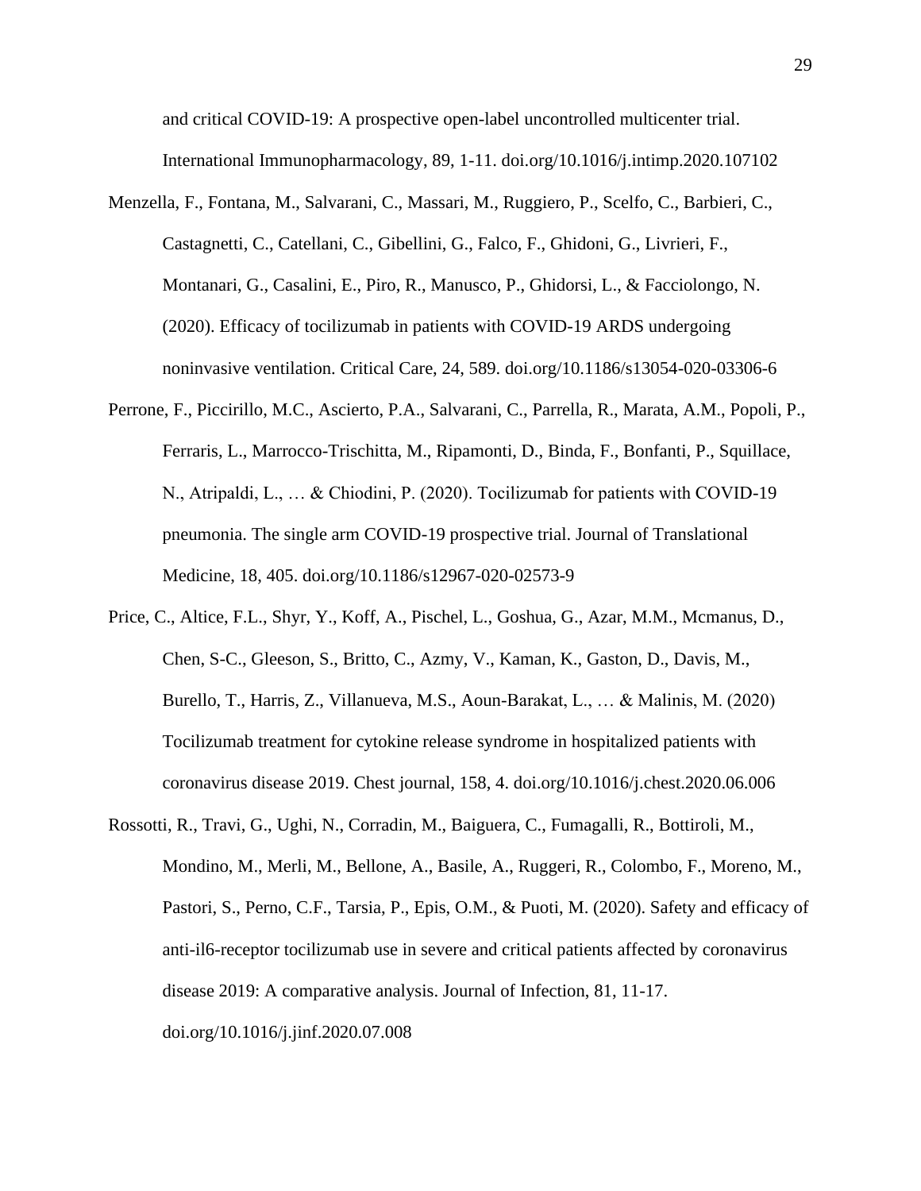and critical COVID-19: A prospective open-label uncontrolled multicenter trial. International Immunopharmacology, 89, 1-11. doi.org/10.1016/j.intimp.2020.107102

Menzella, F., Fontana, M., Salvarani, C., Massari, M., Ruggiero, P., Scelfo, C., Barbieri, C., Castagnetti, C., Catellani, C., Gibellini, G., Falco, F., Ghidoni, G., Livrieri, F., Montanari, G., Casalini, E., Piro, R., Manusco, P., Ghidorsi, L., & Facciolongo, N. (2020). Efficacy of tocilizumab in patients with COVID-19 ARDS undergoing noninvasive ventilation. Critical Care, 24, 589. doi.org/10.1186/s13054-020-03306-6

Perrone, F., Piccirillo, M.C., Ascierto, P.A., Salvarani, C., Parrella, R., Marata, A.M., Popoli, P., Ferraris, L., Marrocco-Trischitta, M., Ripamonti, D., Binda, F., Bonfanti, P., Squillace, N., Atripaldi, L., … & Chiodini, P. (2020). Tocilizumab for patients with COVID-19 pneumonia. The single arm COVID-19 prospective trial. Journal of Translational Medicine, 18, 405. doi.org/10.1186/s12967-020-02573-9

Price, C., Altice, F.L., Shyr, Y., Koff, A., Pischel, L., Goshua, G., Azar, M.M., Mcmanus, D., Chen, S-C., Gleeson, S., Britto, C., Azmy, V., Kaman, K., Gaston, D., Davis, M., Burello, T., Harris, Z., Villanueva, M.S., Aoun-Barakat, L., … & Malinis, M. (2020) Tocilizumab treatment for cytokine release syndrome in hospitalized patients with coronavirus disease 2019. Chest journal, 158, 4. doi.org/10.1016/j.chest.2020.06.006

Rossotti, R., Travi, G., Ughi, N., Corradin, M., Baiguera, C., Fumagalli, R., Bottiroli, M., Mondino, M., Merli, M., Bellone, A., Basile, A., Ruggeri, R., Colombo, F., Moreno, M., Pastori, S., Perno, C.F., Tarsia, P., Epis, O.M., & Puoti, M. (2020). Safety and efficacy of anti-il6-receptor tocilizumab use in severe and critical patients affected by coronavirus disease 2019: A comparative analysis. Journal of Infection, 81, 11-17. doi.org/10.1016/j.jinf.2020.07.008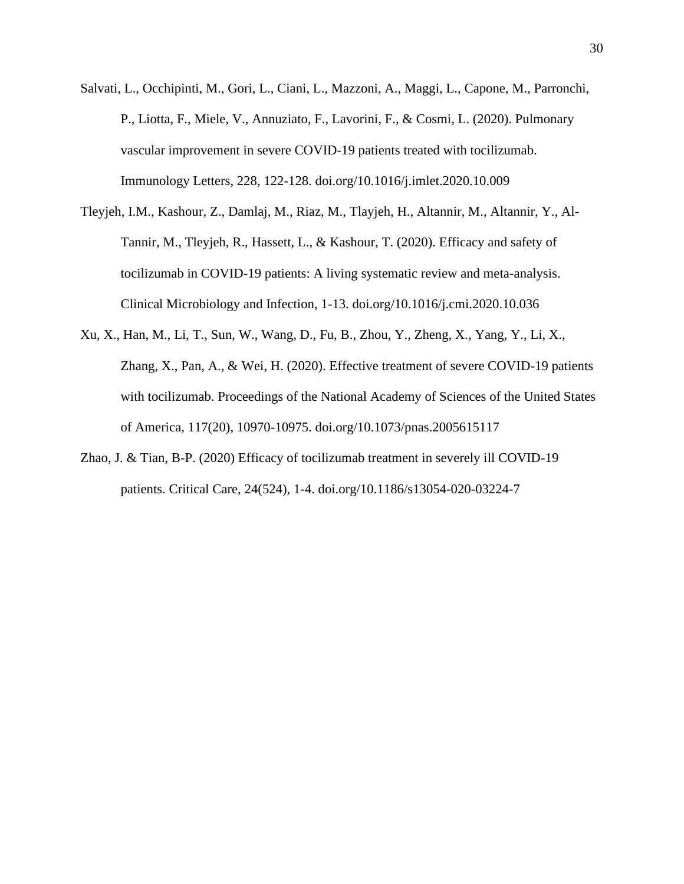Salvati, L., Occhipinti, M., Gori, L., Ciani, L., Mazzoni, A., Maggi, L., Capone, M., Parronchi, P., Liotta, F., Miele, V., Annuziato, F., Lavorini, F., & Cosmi, L. (2020). Pulmonary vascular improvement in severe COVID-19 patients treated with tocilizumab. Immunology Letters, 228, 122-128. doi.org/10.1016/j.imlet.2020.10.009

Tleyjeh, I.M., Kashour, Z., Damlaj, M., Riaz, M., Tlayjeh, H., Altannir, M., Altannir, Y., Al-Tannir, M., Tleyjeh, R., Hassett, L., & Kashour, T. (2020). Efficacy and safety of tocilizumab in COVID-19 patients: A living systematic review and meta-analysis. Clinical Microbiology and Infection, 1-13. doi.org/10.1016/j.cmi.2020.10.036

Xu, X., Han, M., Li, T., Sun, W., Wang, D., Fu, B., Zhou, Y., Zheng, X., Yang, Y., Li, X., Zhang, X., Pan, A., & Wei, H. (2020). Effective treatment of severe COVID-19 patients with tocilizumab. Proceedings of the National Academy of Sciences of the United States of America, 117(20), 10970-10975. doi.org/10.1073/pnas.2005615117

Zhao, J. & Tian, B-P. (2020) Efficacy of tocilizumab treatment in severely ill COVID-19 patients. Critical Care, 24(524), 1-4. doi.org/10.1186/s13054-020-03224-7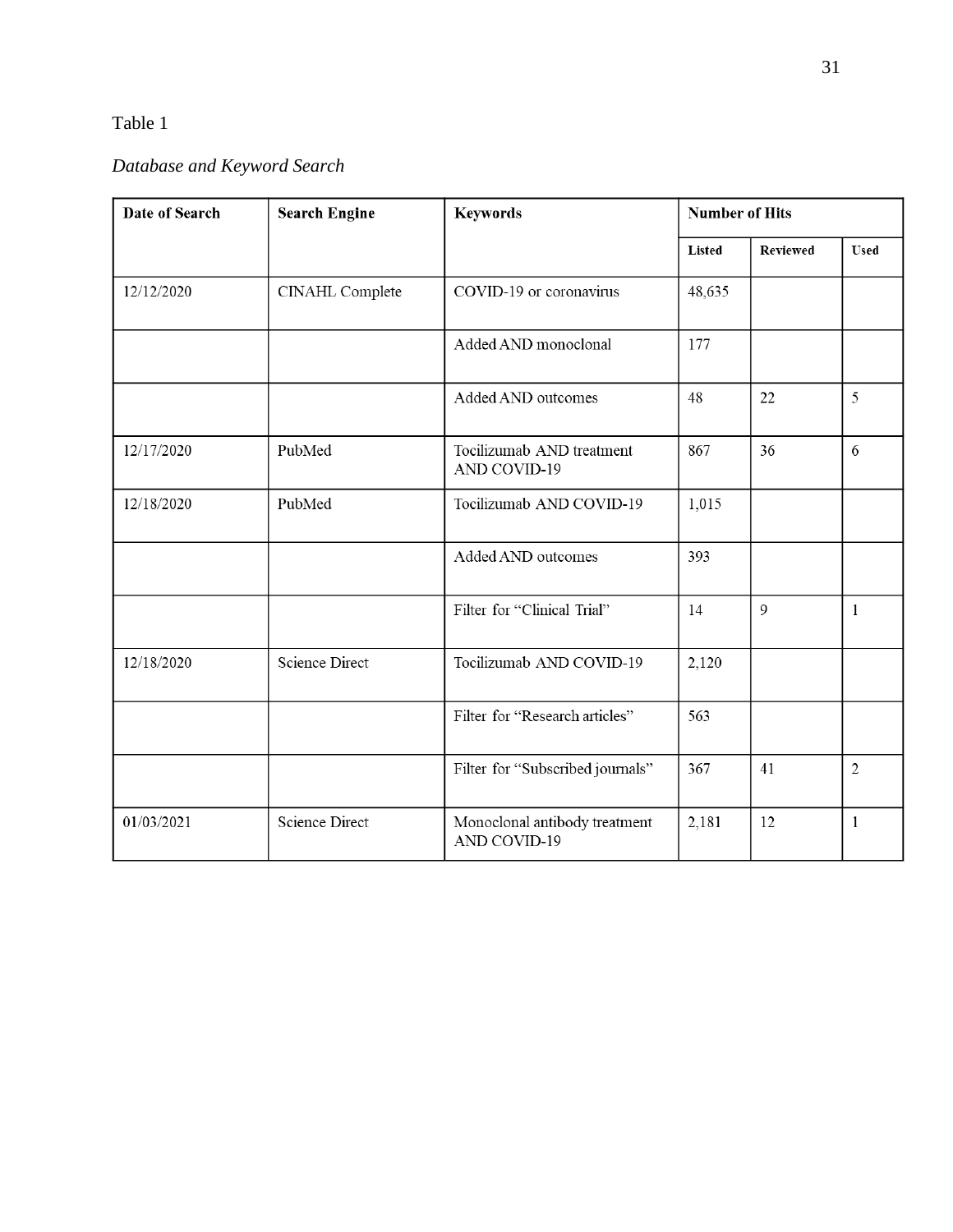Table 1

*Database and Keyword Search*

| Date of Search | Search Engine | Keywords | Number of Hits | | |
|---|---|---|---|---|---|
| | | | Listed | Reviewed | Used |
| 12/12/2020 | CINAHL Complete | COVID-19 or coronavirus | 48,635 | | |
| | | Added AND monoclonal | 177 | | |
| | | Added AND outcomes | 48 | 22 | 5 |
| 12/17/2020 | PubMed | Tocilizumab AND treatment AND COVID-19 | 867 | 36 | 6 |
| 12/18/2020 | PubMed | Tocilizumab AND COVID-19 | 1,015 | | |
| | | Added AND outcomes | 393 | | |
| | | Filter for "Clinical Trial" | 14 | 9 | 1 |
| 12/18/2020 | Science Direct | Tocilizumab AND COVID-19 | 2,120 | | |
| | | Filter for "Research articles" | 563 | | |
| | | Filter for "Subscribed journals" | 367 | 41 | 2 |
| 01/03/2021 | Science Direct | Monoclonal antibody treatment AND COVID-19 | 2,181 | 12 | 1 |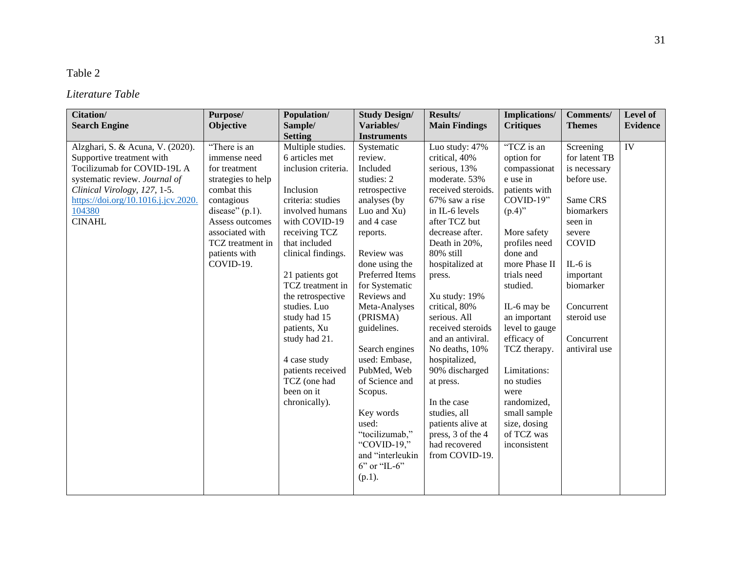Table 2

*Literature Table*

| **Citation/ Search Engine** | **Purpose/ Objective** | **Population/ Sample/ Setting** | **Study Design/ Variables/ Instruments** | **Results/ Main Findings** | **Implications/ Critiques** | **Comments/ Themes** | **Level of Evidence** |
|---|---|---|---|---|---|---|---|
| Alzghari, S. & Acuna, V. (2020). Supportive treatment with Tocilizumab for COVID-19L A systematic review. *Journal of Clinical Virology, 127*, 1-5. [https://doi.org/10.1016.j.jcv.2020.104380](https://doi.org/10.1016.j.jcv.2020.104380) CINAHL | "There is an immense need for treatment strategies to help combat this contagious disease" (p.1). Assess outcomes associated with TCZ treatment in patients with COVID-19. | Multiple studies. 6 articles met inclusion criteria.<br><br>Inclusion criteria: studies involved humans with COVID-19 receiving TCZ that included clinical findings.<br><br>21 patients got TCZ treatment in the retrospective studies. Luo study had 15 patients, Xu study had 21.<br><br>4 case study patients received TCZ (one had been on it chronically). | Systematic review. Included studies: 2 retrospective analyses (by Luo and Xu) and 4 case reports.<br><br>Review was done using the Preferred Items for Systematic Reviews and Meta-Analyses (PRISMA) guidelines.<br><br>Search engines used: Embase, PubMed, Web of Science and Scopus.<br><br>Key words used: "tocilizumab," "COVID-19," and "interleukin 6" or "IL-6" (p.1). | Luo study: 47% critical, 40% serious, 13% moderate. 53% received steroids. 67% saw a rise in IL-6 levels after TCZ but decrease after. Death in 20%, 80% still hospitalized at press.<br><br>Xu study: 19% critical, 80% serious. All received steroids and an antiviral. No deaths, 10% hospitalized, 90% discharged at press.<br><br>In the case studies, all patients alive at press, 3 of the 4 had recovered from COVID-19. | "TCZ is an option for compassionate use in patients with COVID-19" (p.4)"<br><br>More safety profiles need done and more Phase II trials need studied.<br><br>IL-6 may be an important level to gauge efficacy of TCZ therapy.<br><br>Limitations: no studies were randomized, small sample size, dosing of TCZ was inconsistent | Screening for latent TB is necessary before use.<br><br>Same CRS biomarkers seen in severe COVID<br><br>IL-6 is important biomarker<br><br>Concurrent steroid use<br><br>Concurrent antiviral use | IV |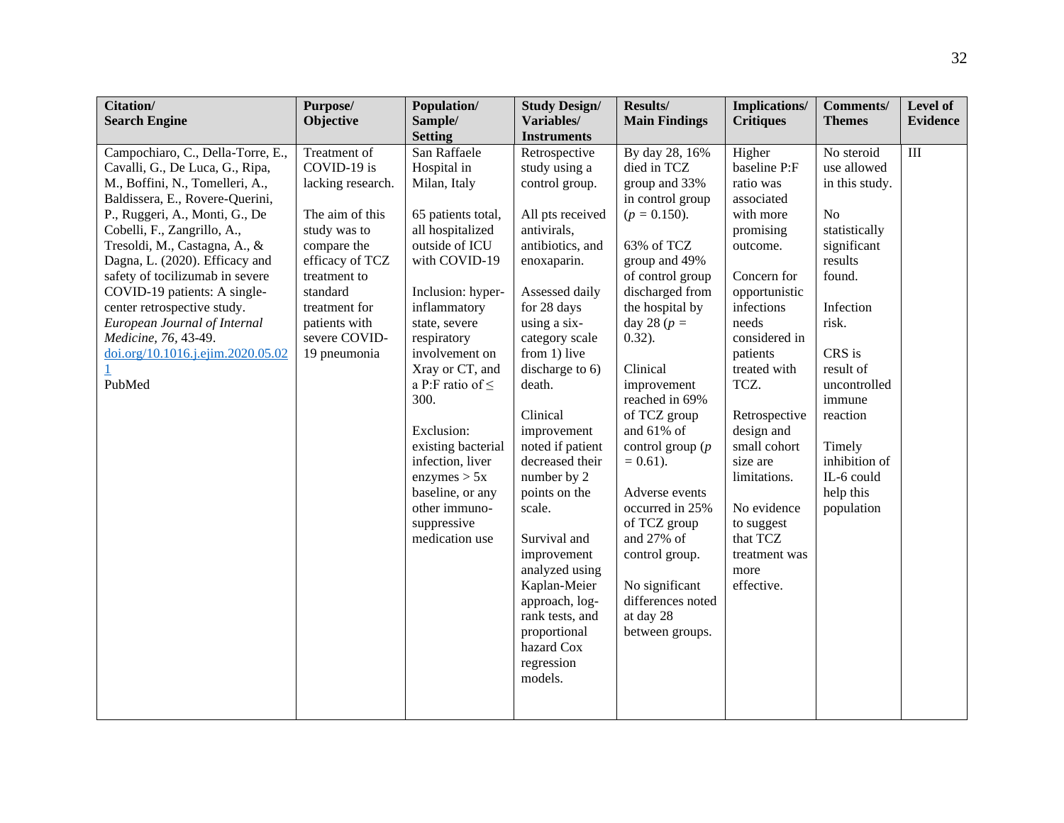| Citation/ Search Engine | Purpose/ Objective | Population/ Sample/ Setting | Study Design/ Variables/ Instruments | Results/ Main Findings | Implications/ Critiques | Comments/ Themes | Level of Evidence |
|---|---|---|---|---|---|---|---|
| Campochiaro, C., Della-Torre, E., Cavalli, G., De Luca, G., Ripa, M., Boffini, N., Tomelleri, A., Baldissera, E., Rovere-Querini, P., Ruggeri, A., Monti, G., De Cobelli, F., Zangrillo, A., Tresoldi, M., Castagna, A., & Dagna, L. (2020). Efficacy and safety of tocilizumab in severe COVID-19 patients: A single-center retrospective study. *European Journal of Internal Medicine, 76,* 43-49. doi.org/10.1016.j.ejim.2020.05.021<br>PubMed | Treatment of COVID-19 is lacking research.<br><br>The aim of this study was to compare the efficacy of TCZ treatment to standard treatment for patients with severe COVID-19 pneumonia | San Raffaele Hospital in Milan, Italy<br><br>65 patients total, all hospitalized outside of ICU with COVID-19<br><br>Inclusion: hyper-inflammatory state, severe respiratory involvement on Xray or CT, and a P:F ratio of ≤ 300.<br><br>Exclusion: existing bacterial infection, liver enzymes > 5x baseline, or any other immuno-suppressive medication use | Retrospective study using a control group.<br><br>All pts received antivirals, antibiotics, and enoxaparin.<br><br>Assessed daily for 28 days using a six-category scale from 1) live discharge to 6) death.<br><br>Clinical improvement noted if patient decreased their number by 2 points on the scale.<br><br>Survival and improvement analyzed using Kaplan-Meier approach, log-rank tests, and proportional hazard Cox regression models. | By day 28, 16% died in TCZ group and 33% in control group ($p$ = 0.150).<br><br>63% of TCZ group and 49% of control group discharged from the hospital by day 28 ($p$ = 0.32).<br><br>Clinical improvement reached in 69% of TCZ group and 61% of control group ($p$ = 0.61).<br><br>Adverse events occurred in 25% of TCZ group and 27% of control group.<br><br>No significant differences noted at day 28 between groups. | Higher baseline P:F ratio was associated with more promising outcome.<br><br>Concern for opportunistic infections needs considered in patients treated with TCZ.<br><br>Retrospective design and small cohort size are limitations.<br><br>No evidence to suggest that TCZ treatment was more effective. | No steroid use allowed in this study.<br><br>No statistically significant results found.<br><br>Infection risk.<br><br>CRS is result of uncontrolled immune reaction<br><br>Timely inhibition of IL-6 could help this population | III |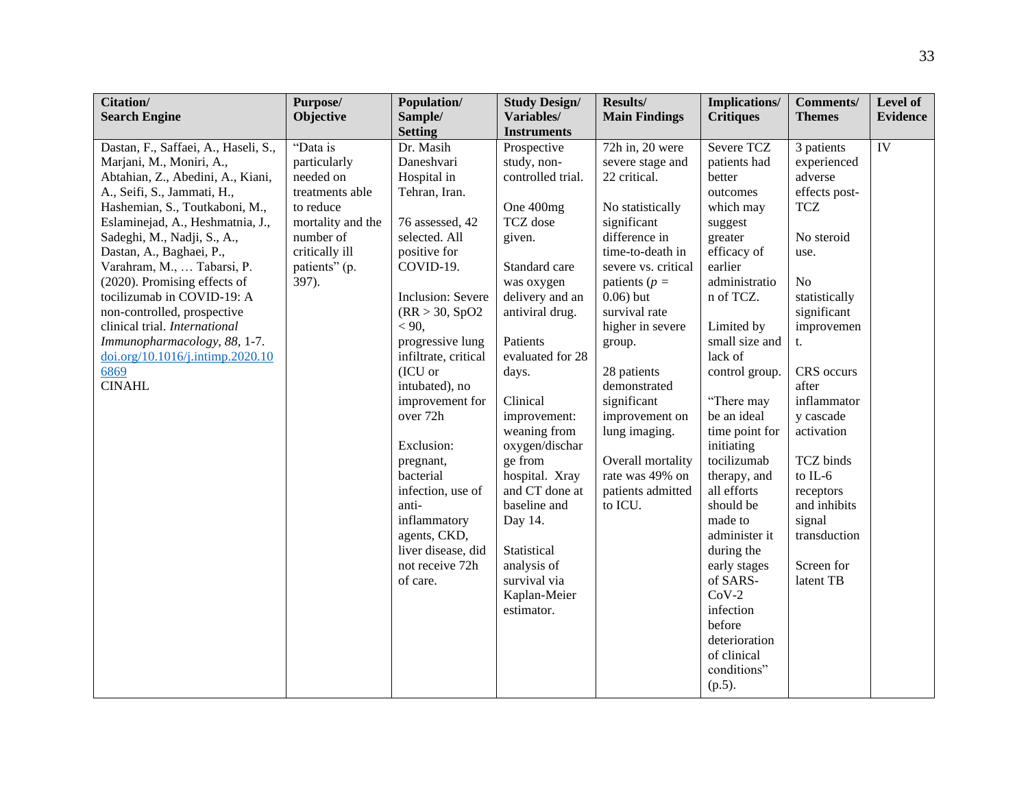| Citation/ Search Engine | Purpose/ Objective | Population/ Sample/ Setting | Study Design/ Variables/ Instruments | Results/ Main Findings | Implications/ Critiques | Comments/ Themes | Level of Evidence |
|---|---|---|---|---|---|---|---|
| Dastan, F., Saffaei, A., Haseli, S., Marjani, M., Moniri, A., Abtahian, Z., Abedini, A., Kiani, A., Seifi, S., Jammati, H., Hashemian, S., Toutkaboni, M., Eslaminejad, A., Heshmatnia, J., Sadeghi, M., Nadji, S., A., Dastan, A., Baghaei, P., Varahram, M., … Tabarsi, P. (2020). Promising effects of tocilizumab in COVID-19: A non-controlled, prospective clinical trial. *International Immunopharmacology, 88*, 1-7. [doi.org/10.1016/j.intimp.2020.106869](doi.org/10.1016/j.intimp.2020.106869) CINAHL | "Data is particularly needed on treatments able to reduce mortality and the number of critically ill patients" (p. 397). | Dr. Masih Daneshvari Hospital in Tehran, Iran.<br><br>76 assessed, 42 selected. All positive for COVID-19.<br><br>Inclusion: Severe (RR > 30, SpO2 < 90, progressive lung infiltrate, critical (ICU or intubated), no improvement for over 72h<br><br>Exclusion: pregnant, bacterial infection, use of anti-inflammatory agents, CKD, liver disease, did not receive 72h of care. | Prospective study, non-controlled trial.<br><br>One 400mg TCZ dose given.<br><br>Standard care was oxygen delivery and an antiviral drug.<br><br>Patients evaluated for 28 days.<br><br>Clinical improvement: weaning from oxygen/discharge from hospital. Xray and CT done at baseline and Day 14.<br><br>Statistical analysis of survival via Kaplan-Meier estimator. | 72h in, 20 were severe stage and 22 critical.<br><br>No statistically significant difference in time-to-death in severe vs. critical patients ($p$ = 0.06) but survival rate higher in severe group.<br><br>28 patients demonstrated significant improvement on lung imaging.<br><br>Overall mortality rate was 49% on patients admitted to ICU. | Severe TCZ patients had better outcomes which may suggest greater efficacy of earlier administration of TCZ.<br><br>Limited by small size and lack of control group.<br><br>"There may be an ideal time point for initiating tocilizumab therapy, and all efforts should be made to administer it during the early stages of SARS-CoV-2 infection before deterioration of clinical conditions" (p.5). | 3 patients experienced adverse effects post-TCZ<br><br>No steroid use.<br><br>No statistically significant improvement.<br><br>CRS occurs after inflammatory cascade activation<br><br>TCZ binds to IL-6 receptors and inhibits signal transduction<br><br>Screen for latent TB | IV |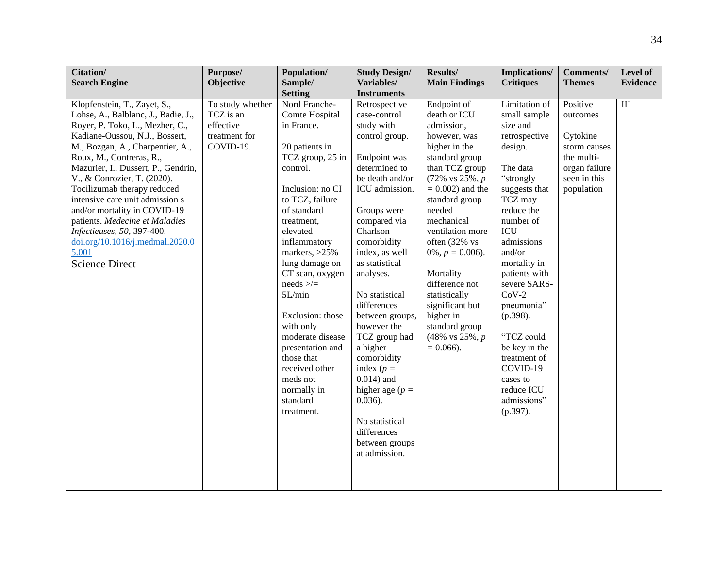| Citation/ Search Engine | Purpose/ Objective | Population/ Sample/ Setting | Study Design/ Variables/ Instruments | Results/ Main Findings | Implications/ Critiques | Comments/ Themes | Level of Evidence |
|---|---|---|---|---|---|---|---|
| Klopfenstein, T., Zayet, S., Lohse, A., Balblanc, J., Badie, J., Royer, P. Toko, L., Mezher, C., Kadiane-Oussou, N.J., Bossert, M., Bozgan, A., Charpentier, A., Roux, M., Contreras, R., Mazurier, I., Dussert, P., Gendrin, V., & Conrozier, T. (2020). Tocilizumab therapy reduced intensive care unit admission s and/or mortality in COVID-19 patients. *Medecine et Maladies Infectieuses, 50*, 397-400. [doi.org/10.1016/j.medmal.2020.05.001](https://doi.org/10.1016/j.medmal.2020.05.001) Science Direct | To study whether TCZ is an effective treatment for COVID-19. | Nord Franche-Comte Hospital in France.<br><br>20 patients in TCZ group, 25 in control.<br><br>Inclusion: no CI to TCZ, failure of standard treatment, elevated inflammatory markers, >25% lung damage on CT scan, oxygen needs >/= 5L/min<br><br>Exclusion: those with only moderate disease presentation and those that received other meds not normally in standard treatment. | Retrospective case-control study with control group.<br><br>Endpoint was determined to be death and/or ICU admission.<br><br>Groups were compared via Charlson comorbidity index, as well as statistical analyses.<br><br>No statistical differences between groups, however the TCZ group had a higher comorbidity index ($p$ = 0.014) and higher age ($p$ = 0.036).<br><br>No statistical differences between groups at admission. | Endpoint of death or ICU admission, however, was higher in the standard group than TCZ group (72% vs 25%, $p$ = 0.002) and the standard group needed mechanical ventilation more often (32% vs 0%, $p$ = 0.006).<br><br>Mortality difference not statistically significant but higher in standard group (48% vs 25%, $p$ = 0.066). | Limitation of small sample size and retrospective design.<br><br>The data "strongly suggests that TCZ may reduce the number of ICU admissions and/or mortality in patients with severe SARS-CoV-2 pneumonia" (p.398).<br><br>"TCZ could be key in the treatment of COVID-19 cases to reduce ICU admissions" (p.397). | Positive outcomes<br><br>Cytokine storm causes the multi-organ failure seen in this population | III |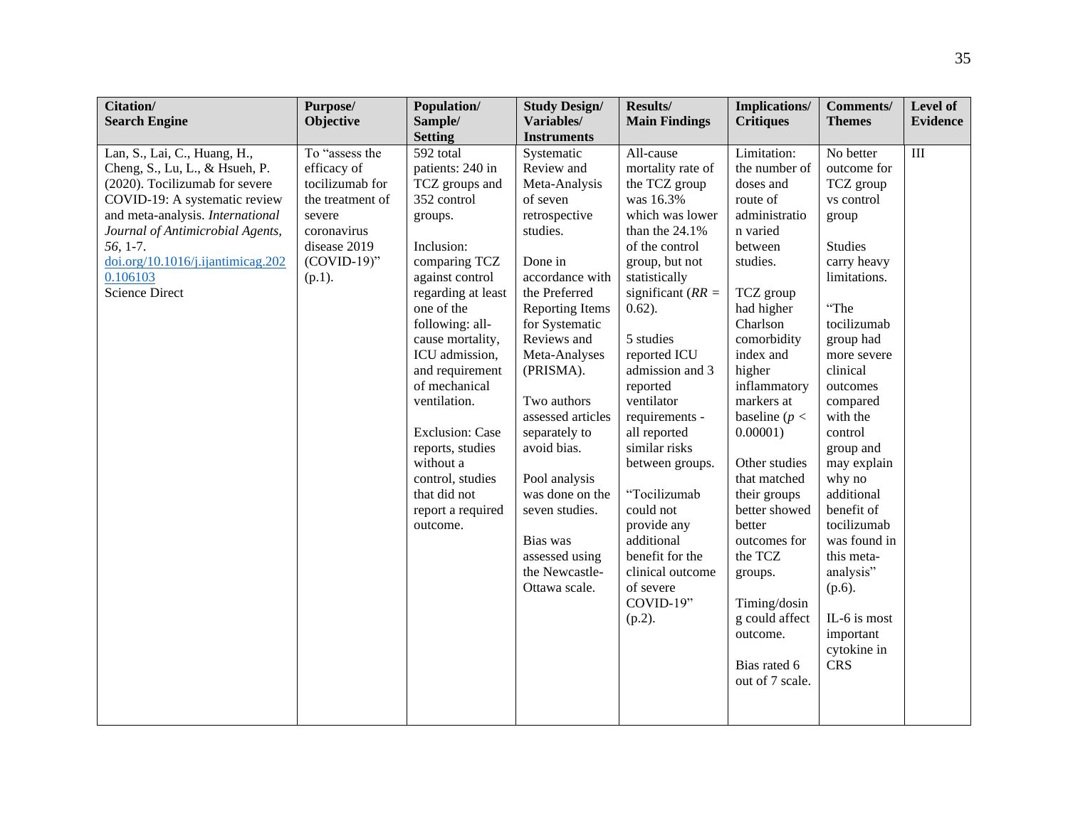| Citation/ Search Engine | Purpose/ Objective | Population/ Sample/ Setting | Study Design/ Variables/ Instruments | Results/ Main Findings | Implications/ Critiques | Comments/ Themes | Level of Evidence |
|---|---|---|---|---|---|---|---|
| Lan, S., Lai, C., Huang, H., Cheng, S., Lu, L., & Hsueh, P. (2020). Tocilizumab for severe COVID-19: A systematic review and meta-analysis. *International Journal of Antimicrobial Agents, 56*, 1-7. [doi.org/10.1016/j.ijantimicag.2020.106103](https://doi.org/10.1016/j.ijantimicag.2020.106103) Science Direct | To "assess the efficacy of tocilizumab for the treatment of severe coronavirus disease 2019 (COVID-19)" (p.1). | 592 total patients: 240 in TCZ groups and 352 control groups.<br><br>Inclusion: comparing TCZ against control regarding at least one of the following: all-cause mortality, ICU admission, and requirement of mechanical ventilation.<br><br>Exclusion: Case reports, studies without a control, studies that did not report a required outcome. | Systematic Review and Meta-Analysis of seven retrospective studies.<br><br>Done in accordance with the Preferred Reporting Items for Systematic Reviews and Meta-Analyses (PRISMA).<br><br>Two authors assessed articles separately to avoid bias.<br><br>Pool analysis was done on the seven studies.<br><br>Bias was assessed using the Newcastle-Ottawa scale. | All-cause mortality rate of the TCZ group was 16.3% which was lower than the 24.1% of the control group, but not statistically significant (*RR* = 0.62).<br><br>5 studies reported ICU admission and 3 reported ventilator requirements - all reported similar risks between groups.<br><br>"Tocilizumab could not provide any additional benefit for the clinical outcome of severe COVID-19" (p.2). | Limitation: the number of doses and route of administration varied between studies.<br><br>TCZ group had higher Charlson comorbidity index and higher inflammatory markers at baseline ($p < 0.00001$)<br><br>Other studies that matched their groups better showed better outcomes for the TCZ groups.<br><br>Timing/dosing could affect outcome.<br><br>Bias rated 6 out of 7 scale. | No better outcome for TCZ group vs control group<br><br>Studies carry heavy limitations.<br><br>"The tocilizumab group had more severe clinical outcomes compared with the control group and may explain why no additional benefit of tocilizumab was found in this meta-analysis" (p.6).<br><br>IL-6 is most important cytokine in CRS | III |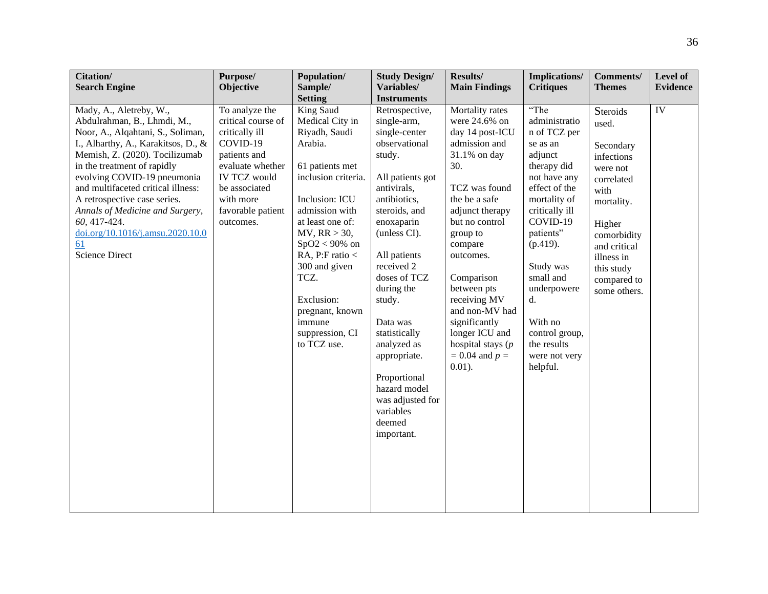| Citation/ Search Engine | Purpose/ Objective | Population/ Sample/ Setting | Study Design/ Variables/ Instruments | Results/ Main Findings | Implications/ Critiques | Comments/ Themes | Level of Evidence |
|---|---|---|---|---|---|---|---|
| Mady, A., Aletreby, W., Abdulrahman, B., Lhmdi, M., Noor, A., Alqahtani, S., Soliman, I., Alharthy, A., Karakitsos, D., & Memish, Z. (2020). Tocilizumab in the treatment of rapidly evolving COVID-19 pneumonia and multifaceted critical illness: A retrospective case series. *Annals of Medicine and Surgery, 60*, 417-424. [doi.org/10.1016/j.amsu.2020.10.061](https://doi.org/10.1016/j.amsu.2020.10.061) <br> Science Direct | To analyze the critical course of critically ill COVID-19 patients and evaluate whether IV TCZ would be associated with more favorable patient outcomes. | King Saud Medical City in Riyadh, Saudi Arabia. <br><br> 61 patients met inclusion criteria. <br><br> Inclusion: ICU admission with at least one of: MV, RR > 30, SpO2 < 90% on RA, P:F ratio < 300 and given TCZ. <br><br> Exclusion: pregnant, known immune suppression, CI to TCZ use. | Retrospective, single-arm, single-center observational study. <br><br> All patients got antivirals, antibiotics, steroids, and enoxaparin (unless CI). <br><br> All patients received 2 doses of TCZ during the study. <br><br> Data was statistically analyzed as appropriate. <br><br> Proportional hazard model was adjusted for variables deemed important. | Mortality rates were 24.6% on day 14 post-ICU admission and 31.1% on day 30. <br><br> TCZ was found the be a safe adjunct therapy but no control group to compare outcomes. <br><br> Comparison between pts receiving MV and non-MV had significantly longer ICU and hospital stays (*p* = 0.04 and *p* = 0.01). | "The administration of TCZ per se as an adjunct therapy did not have any effect of the mortality of critically ill COVID-19 patients" (p.419). <br><br> Study was small and underpowered. <br><br> With no control group, the results were not very helpful. | Steroids used. <br><br> Secondary infections were not correlated with mortality. <br><br> Higher comorbidity and critical illness in this study compared to some others. | IV |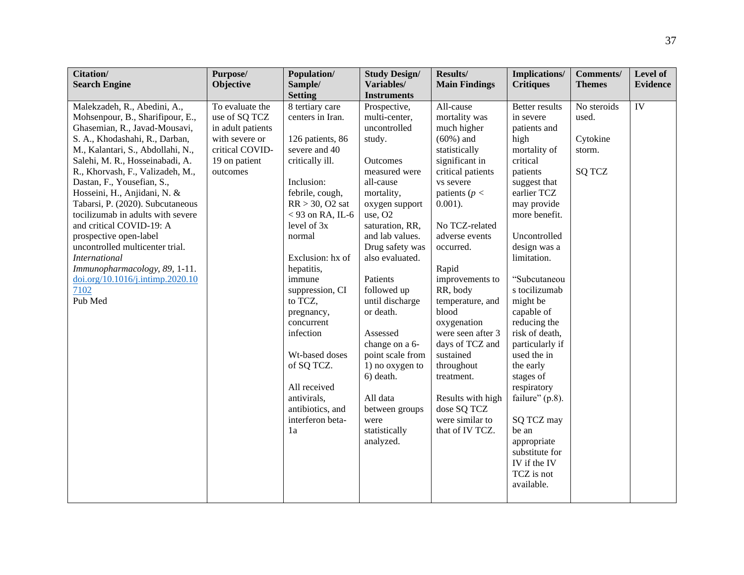| Citation/ Search Engine | Purpose/ Objective | Population/ Sample/ Setting | Study Design/ Variables/ Instruments | Results/ Main Findings | Implications/ Critiques | Comments/ Themes | Level of Evidence |
|---|---|---|---|---|---|---|---|
| Malekzadeh, R., Abedini, A., Mohsenpour, B., Sharifipour, E., Ghasemian, R., Javad-Mousavi, S. A., Khodashahi, R., Darban, M., Kalantari, S., Abdollahi, N., Salehi, M. R., Hosseinabadi, A. R., Khorvash, F., Valizadeh, M., Dastan, F., Yousefian, S., Hosseini, H., Anjidani, N. & Tabarsi, P. (2020). Subcutaneous tocilizumab in adults with severe and critical COVID-19: A prospective open-label uncontrolled multicenter trial. *International Immunopharmacology, 89*, 1-11. doi.org/10.1016/j.intimp.2020.107102<br>Pub Med | To evaluate the use of SQ TCZ in adult patients with severe or critical COVID-19 on patient outcomes | 8 tertiary care centers in Iran.<br><br>126 patients, 86 severe and 40 critically ill.<br><br>Inclusion: febrile, cough, RR > 30, O2 sat < 93 on RA, IL-6 level of 3x normal<br><br>Exclusion: hx of hepatitis, immune suppression, CI to TCZ, pregnancy, concurrent infection<br><br>Wt-based doses of SQ TCZ.<br><br>All received antivirals, antibiotics, and interferon beta-1a | Prospective, multi-center, uncontrolled study.<br><br>Outcomes measured were all-cause mortality, oxygen support use, O2 saturation, RR, and lab values. Drug safety was also evaluated.<br><br>Patients followed up until discharge or death.<br><br>Assessed change on a 6-point scale from 1) no oxygen to 6) death.<br><br>All data between groups were statistically analyzed. | All-cause mortality was much higher (60%) and statistically significant in critical patients vs severe patients ($p < 0.001$).<br><br>No TCZ-related adverse events occurred.<br><br>Rapid improvements to RR, body temperature, and blood oxygenation were seen after 3 days of TCZ and sustained throughout treatment.<br><br>Results with high dose SQ TCZ were similar to that of IV TCZ. | Better results in severe patients and high mortality of critical patients suggest that earlier TCZ may provide more benefit.<br><br>Uncontrolled design was a limitation.<br><br>"Subcutaneous tocilizumab might be capable of reducing the risk of death, particularly if used the in the early stages of respiratory failure" (p.8).<br><br>SQ TCZ may be an appropriate substitute for IV if the IV TCZ is not available. | No steroids used.<br><br>Cytokine storm.<br><br>SQ TCZ | IV |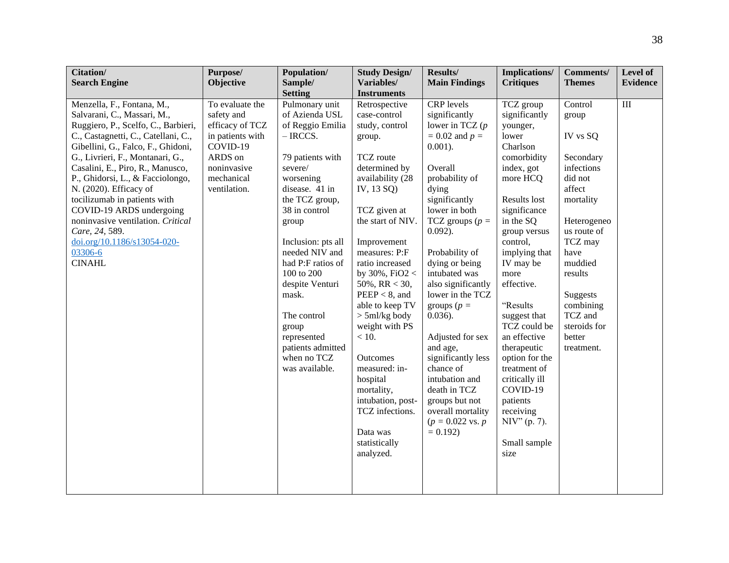| Citation/ Search Engine | Purpose/ Objective | Population/ Sample/ Setting | Study Design/ Variables/ Instruments | Results/ Main Findings | Implications/ Critiques | Comments/ Themes | Level of Evidence |
|---|---|---|---|---|---|---|---|
| Menzella, F., Fontana, M., Salvarani, C., Massari, M., Ruggiero, P., Scelfo, C., Barbieri, C., Castagnetti, C., Catellani, C., Gibellini, G., Falco, F., Ghidoni, G., Livrieri, F., Montanari, G., Casalini, E., Piro, R., Manusco, P., Ghidorsi, L., & Facciolongo, N. (2020). Efficacy of tocilizumab in patients with COVID-19 ARDS undergoing noninvasive ventilation. *Critical Care, 24*, 589. [doi.org/10.1186/s13054-020-03306-6](https://doi.org/10.1186/s13054-020-03306-6) CINAHL | To evaluate the safety and efficacy of TCZ in patients with COVID-19 ARDS on noninvasive mechanical ventilation. | Pulmonary unit of Azienda USL of Reggio Emilia – IRCCS.<br><br>79 patients with severe/ worsening disease. 41 in the TCZ group, 38 in control group<br><br>Inclusion: pts all needed NIV and had P:F ratios of 100 to 200 despite Venturi mask.<br><br>The control group represented patients admitted when no TCZ was available. | Retrospective case-control study, control group.<br><br>TCZ route determined by availability (28 IV, 13 SQ)<br><br>TCZ given at the start of NIV.<br><br>Improvement measures: P:F ratio increased by 30%, FiO2 < 50%, RR < 30, PEEP < 8, and able to keep TV > 5ml/kg body weight with PS < 10.<br><br>Outcomes measured: in-hospital mortality, intubation, post-TCZ infections.<br><br>Data was statistically analyzed. | CRP levels significantly lower in TCZ ($p = 0.02$ and $p = 0.001$).<br><br>Overall probability of dying significantly lower in both TCZ groups ($p = 0.092$).<br><br>Probability of dying or being intubated was also significantly lower in the TCZ groups ($p = 0.036$).<br><br>Adjusted for sex and age, significantly less chance of intubation and death in TCZ groups but not overall mortality ($p = 0.022$ vs. $p = 0.192$) | TCZ group significantly younger, lower Charlson comorbidity index, got more HCQ<br><br>Results lost significance in the SQ group versus control, implying that IV may be more effective.<br><br>"Results suggest that TCZ could be an effective therapeutic option for the treatment of critically ill COVID-19 patients receiving NIV" (p. 7).<br><br>Small sample size | Control group<br><br>IV vs SQ<br><br>Secondary infections did not affect mortality<br><br>Heterogeneous route of TCZ may have muddied results<br><br>Suggests combining TCZ and steroids for better treatment. | III |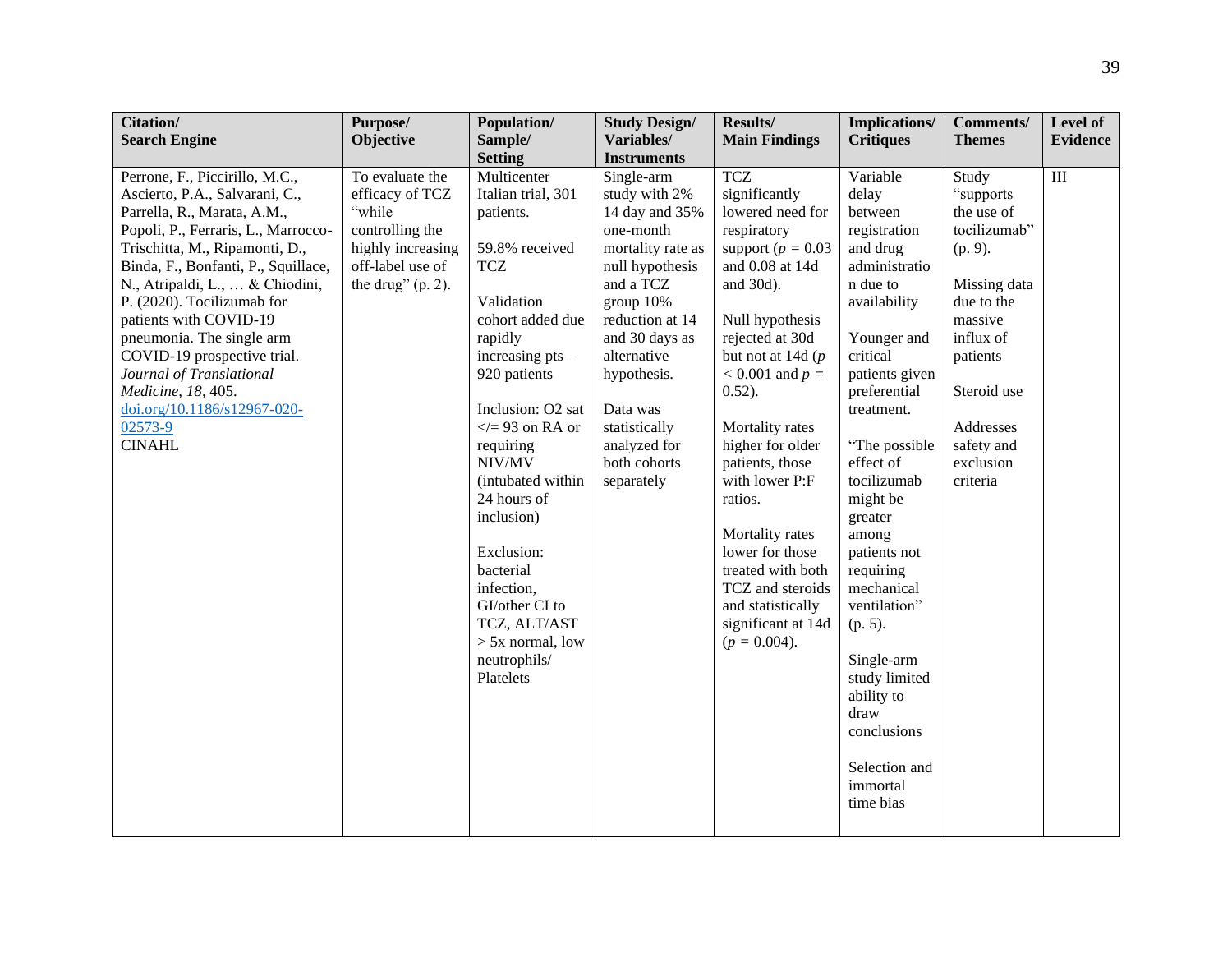| Citation/ Search Engine | Purpose/ Objective | Population/ Sample/ Setting | Study Design/ Variables/ Instruments | Results/ Main Findings | Implications/ Critiques | Comments/ Themes | Level of Evidence |
|---|---|---|---|---|---|---|---|
| Perrone, F., Piccirillo, M.C., Ascierto, P.A., Salvarani, C., Parrella, R., Marata, A.M., Popoli, P., Ferraris, L., Marrocco-Trischitta, M., Ripamonti, D., Binda, F., Bonfanti, P., Squillace, N., Atripaldi, L., … & Chiodini, P. (2020). Tocilizumab for patients with COVID-19 pneumonia. The single arm COVID-19 prospective trial. *Journal of Translational Medicine, 18*, 405. [doi.org/10.1186/s12967-020-02573-9](https://doi.org/10.1186/s12967-020-02573-9) CINAHL | To evaluate the efficacy of TCZ "while controlling the highly increasing off-label use of the drug" (p. 2). | Multicenter Italian trial, 301 patients.<br><br>59.8% received TCZ<br><br>Validation cohort added due rapidly increasing pts – 920 patients<br><br>Inclusion: O2 sat </= 93 on RA or requiring NIV/MV (intubated within 24 hours of inclusion)<br><br>Exclusion: bacterial infection, GI/other CI to TCZ, ALT/AST > 5x normal, low neutrophils/ Platelets | Single-arm study with 2% 14 day and 35% one-month mortality rate as null hypothesis and a TCZ group 10% reduction at 14 and 30 days as alternative hypothesis.<br><br>Data was statistically analyzed for both cohorts separately | TCZ significantly lowered need for respiratory support ($p = 0.03$ and 0.08 at 14d and 30d).<br><br>Null hypothesis rejected at 30d but not at 14d ($p < 0.001$ and $p = 0.52$).<br><br>Mortality rates higher for older patients, those with lower P:F ratios.<br><br>Mortality rates lower for those treated with both TCZ and steroids and statistically significant at 14d ($p = 0.004$). | Variable delay between registration and drug administration due to availability<br><br>Younger and critical patients given preferential treatment.<br><br>"The possible effect of tocilizumab might be greater among patients not requiring mechanical ventilation" (p. 5).<br><br>Single-arm study limited ability to draw conclusions<br><br>Selection and immortal time bias | Study "supports the use of tocilizumab" (p. 9).<br><br>Missing data due to the massive influx of patients<br><br>Steroid use<br><br>Addresses safety and exclusion criteria | III |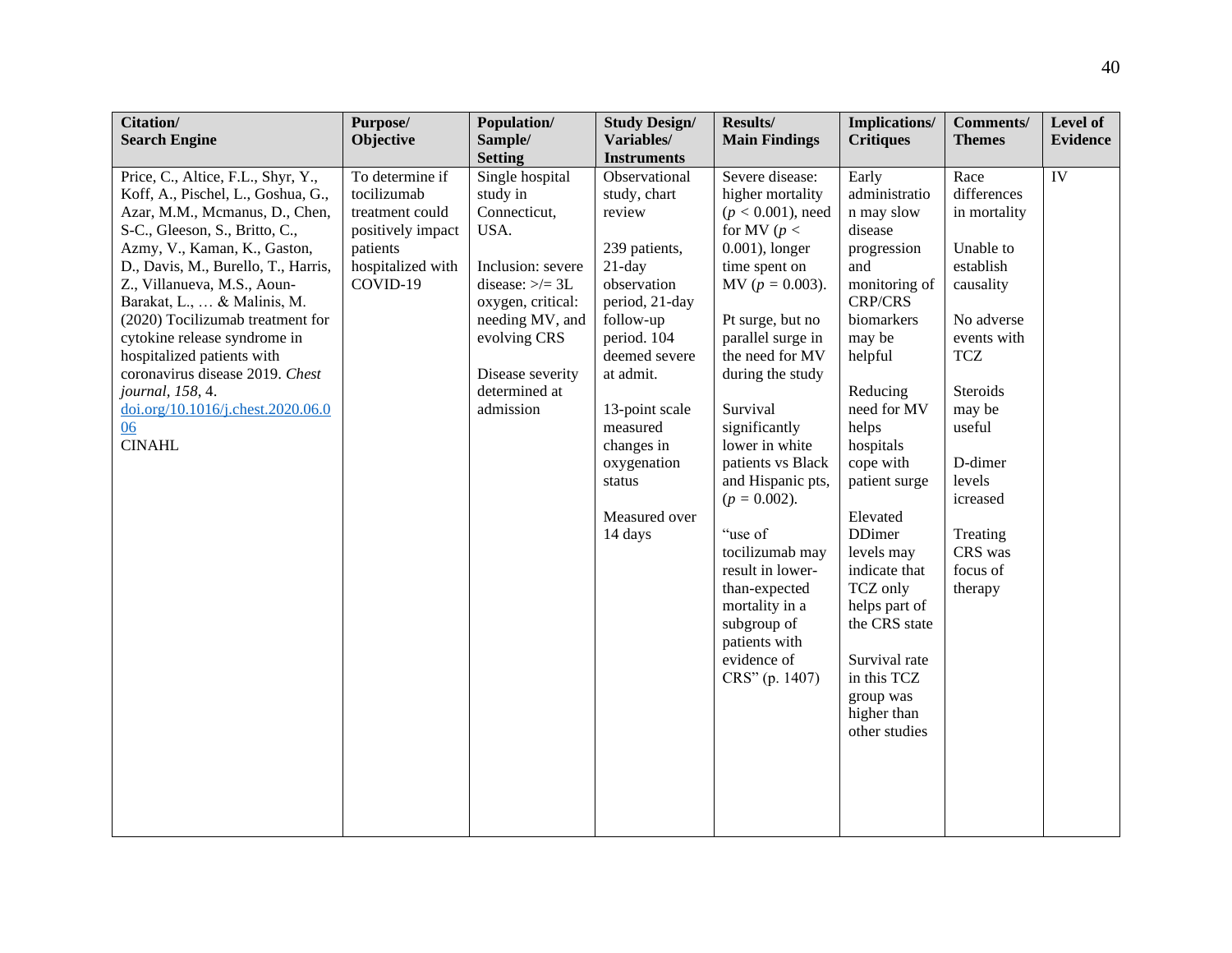| Citation/ Search Engine | Purpose/ Objective | Population/ Sample/ Setting | Study Design/ Variables/ Instruments | Results/ Main Findings | Implications/ Critiques | Comments/ Themes | Level of Evidence |
|---|---|---|---|---|---|---|---|
| Price, C., Altice, F.L., Shyr, Y., Koff, A., Pischel, L., Goshua, G., Azar, M.M., Mcmanus, D., Chen, S-C., Gleeson, S., Britto, C., Azmy, V., Kaman, K., Gaston, D., Davis, M., Burello, T., Harris, Z., Villanueva, M.S., Aoun-Barakat, L., … & Malinis, M. (2020) Tocilizumab treatment for cytokine release syndrome in hospitalized patients with coronavirus disease 2019. *Chest journal, 158*, 4. [doi.org/10.1016/j.chest.2020.06.006](https://doi.org/10.1016/j.chest.2020.06.006) CINAHL | To determine if tocilizumab treatment could positively impact patients hospitalized with COVID-19 | Single hospital study in Connecticut, USA.<br><br>Inclusion: severe disease: >/= 3L oxygen, critical: needing MV, and evolving CRS<br><br>Disease severity determined at admission | Observational study, chart review<br><br>239 patients, 21-day observation period, 21-day follow-up period. 104 deemed severe at admit.<br><br>13-point scale measured changes in oxygenation status<br><br>Measured over 14 days | Severe disease: higher mortality ($p < 0.001$), need for MV ($p < 0.001$), longer time spent on MV ($p = 0.003$).<br><br>Pt surge, but no parallel surge in the need for MV during the study<br><br>Survival significantly lower in white patients vs Black and Hispanic pts, ($p = 0.002$).<br><br>"use of tocilizumab may result in lower-than-expected mortality in a subgroup of patients with evidence of CRS" (p. 1407) | Early administration may slow disease progression and monitoring of CRP/CRS biomarkers may be helpful<br><br>Reducing need for MV helps hospitals cope with patient surge<br><br>Elevated DDimer levels may indicate that TCZ only helps part of the CRS state<br><br>Survival rate in this TCZ group was higher than other studies | Race differences in mortality<br><br>Unable to establish causality<br><br>No adverse events with TCZ<br><br>Steroids may be useful<br><br>D-dimer levels icreased<br><br>Treating CRS was focus of therapy | IV |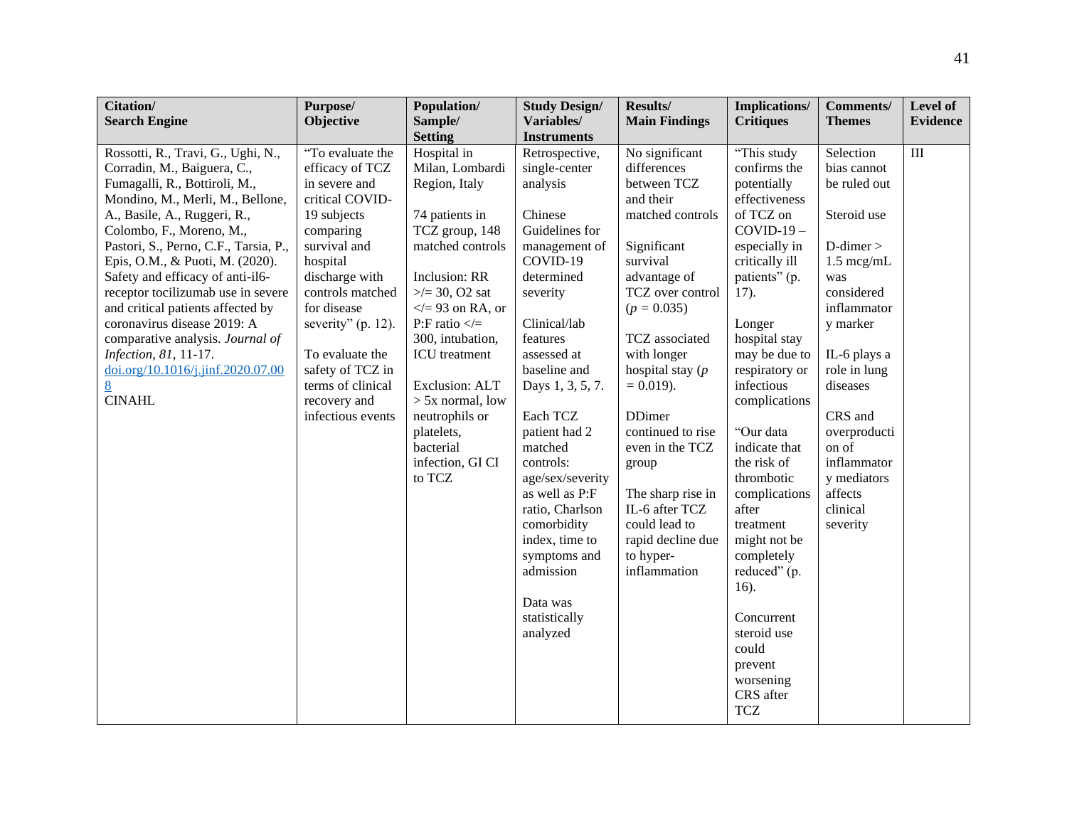| Citation/ Search Engine | Purpose/ Objective | Population/ Sample/ Setting | Study Design/ Variables/ Instruments | Results/ Main Findings | Implications/ Critiques | Comments/ Themes | Level of Evidence |
|---|---|---|---|---|---|---|---|
| Rossotti, R., Travi, G., Ughi, N., Corradin, M., Baiguera, C., Fumagalli, R., Bottiroli, M., Mondino, M., Merli, M., Bellone, A., Basile, A., Ruggeri, R., Colombo, F., Moreno, M., Pastori, S., Perno, C.F., Tarsia, P., Epis, O.M., & Puoti, M. (2020). Safety and efficacy of anti-il6-receptor tocilizumab use in severe and critical patients affected by coronavirus disease 2019: A comparative analysis. *Journal of Infection, 81*, 11-17. [doi.org/10.1016/j.jinf.2020.07.008](https://doi.org/10.1016/j.jinf.2020.07.008) CINAHL | "To evaluate the efficacy of TCZ in severe and critical COVID-19 subjects comparing survival and hospital discharge with controls matched for disease severity" (p. 12). To evaluate the safety of TCZ in terms of clinical recovery and infectious events | Hospital in Milan, Lombardi Region, Italy 74 patients in TCZ group, 148 matched controls Inclusion: RR >/= 30, O2 sat </= 93 on RA, or P:F ratio </= 300, intubation, ICU treatment Exclusion: ALT > 5x normal, low neutrophils or platelets, bacterial infection, GI CI to TCZ | Retrospective, single-center analysis Chinese Guidelines for management of COVID-19 determined severity Clinical/lab features assessed at baseline and Days 1, 3, 5, 7. Each TCZ patient had 2 matched controls: age/sex/severity as well as P:F ratio, Charlson comorbidity index, time to symptoms and admission Data was statistically analyzed | No significant differences between TCZ and their matched controls Significant survival advantage of TCZ over control ($p$ = 0.035) TCZ associated with longer hospital stay ($p$ = 0.019). DDimer continued to rise even in the TCZ group The sharp rise in IL-6 after TCZ could lead to rapid decline due to hyper-inflammation | "This study confirms the potentially effectiveness of TCZ on COVID-19 – especially in critically ill patients" (p. 17). Longer hospital stay may be due to respiratory or infectious complications "Our data indicate that the risk of thrombotic complications after treatment might not be completely reduced" (p. 16). Concurrent steroid use could prevent worsening CRS after TCZ | Selection bias cannot be ruled out Steroid use D-dimer > 1.5 mcg/mL was considered inflammatory marker IL-6 plays a role in lung diseases CRS and overproduction of inflammatory mediators affects clinical severity | III |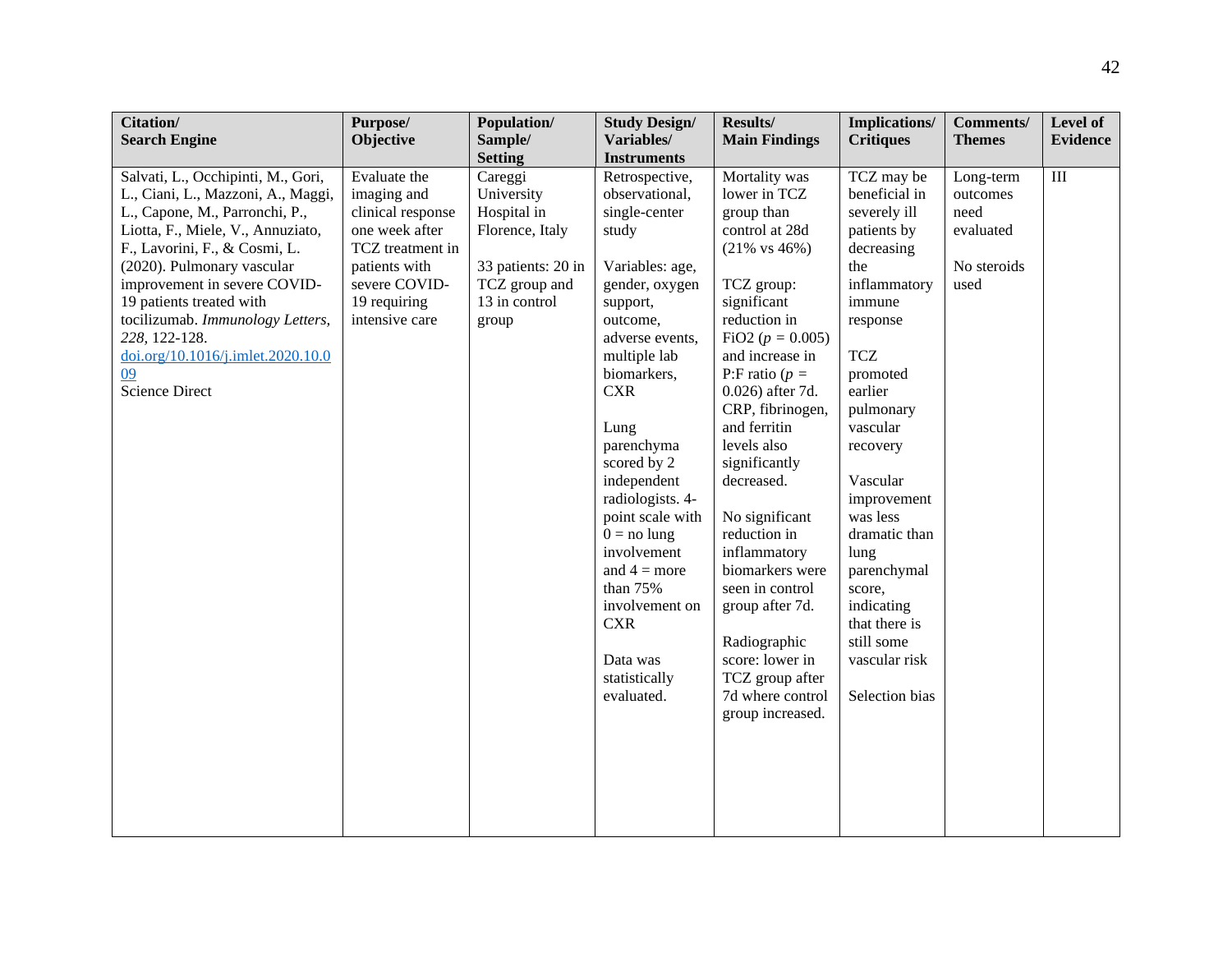| **Citation/ Search Engine** | **Purpose/ Objective** | **Population/ Sample/ Setting** | **Study Design/ Variables/ Instruments** | **Results/ Main Findings** | **Implications/ Critiques** | **Comments/ Themes** | **Level of Evidence** |
|---|---|---|---|---|---|---|---|
| Salvati, L., Occhipinti, M., Gori, L., Ciani, L., Mazzoni, A., Maggi, L., Capone, M., Parronchi, P., Liotta, F., Miele, V., Annunziato, F., Lavorini, F., & Cosmi, L. (2020). Pulmonary vascular improvement in severe COVID-19 patients treated with tocilizumab. *Immunology Letters, 228*, 122-128. [doi.org/10.1016/j.imlet.2020.10.009](https://doi.org/10.1016/j.imlet.2020.10.009) Science Direct | Evaluate the imaging and clinical response one week after TCZ treatment in patients with severe COVID-19 requiring intensive care | Careggi University Hospital in Florence, Italy<br><br>33 patients: 20 in TCZ group and 13 in control group | Retrospective, observational, single-center study<br><br>Variables: age, gender, oxygen support, outcome, adverse events, multiple lab biomarkers, CXR<br><br>Lung parenchyma scored by 2 independent radiologists. 4-point scale with 0 = no lung involvement and 4 = more than 75% involvement on CXR<br><br>Data was statistically evaluated. | Mortality was lower in TCZ group than control at 28d (21% vs 46%)<br><br>TCZ group: significant reduction in FiO2 ($p$ = 0.005) and increase in P:F ratio ($p$ = 0.026) after 7d. CRP, fibrinogen, and ferritin levels also significantly decreased.<br><br>No significant reduction in inflammatory biomarkers were seen in control group after 7d.<br><br>Radiographic score: lower in TCZ group after 7d where control group increased. | TCZ may be beneficial in severely ill patients by decreasing the inflammatory immune response<br><br>TCZ promoted earlier pulmonary vascular recovery<br><br>Vascular improvement was less dramatic than lung parenchymal score, indicating that there is still some vascular risk<br><br>Selection bias | Long-term outcomes need evaluated<br><br>No steroids used | III |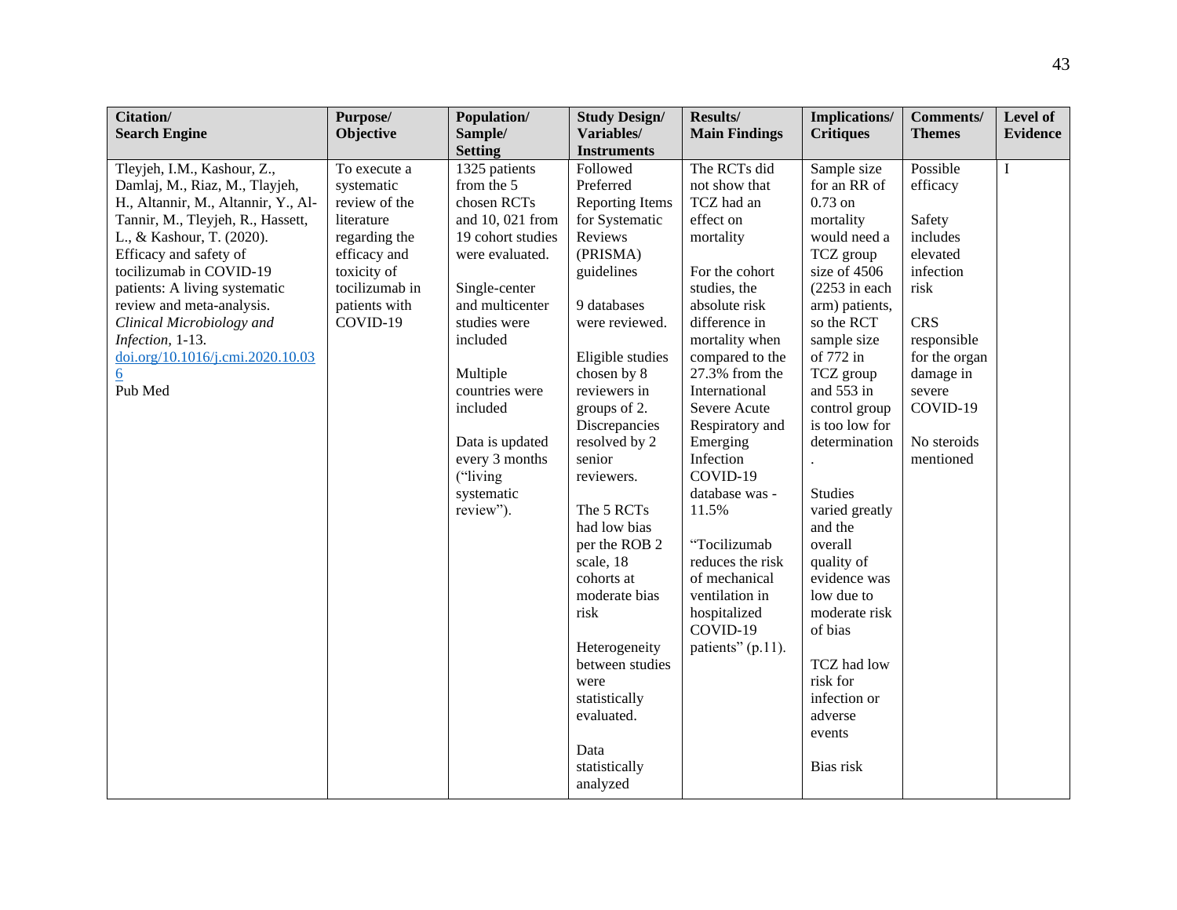| Citation/ Search Engine | Purpose/ Objective | Population/ Sample/ Setting | Study Design/ Variables/ Instruments | Results/ Main Findings | Implications/ Critiques | Comments/ Themes | Level of Evidence |
|---|---|---|---|---|---|---|---|
| Tleyjeh, I.M., Kashour, Z., Damlaj, M., Riaz, M., Tlayjeh, H., Altannir, M., Altannir, Y., Al-Tannir, M., Tleyjeh, R., Hassett, L., & Kashour, T. (2020). Efficacy and safety of tocilizumab in COVID-19 patients: A living systematic review and meta-analysis. *Clinical Microbiology and Infection,* 1-13. doi.org/10.1016/j.cmi.2020.10.036 Pub Med | To execute a systematic review of the literature regarding the efficacy and toxicity of tocilizumab in patients with COVID-19 | 1325 patients from the 5 chosen RCTs and 10, 021 from 19 cohort studies were evaluated. Single-center and multicenter studies were included Multiple countries were included Data is updated every 3 months ("living systematic review"). | Followed Preferred Reporting Items for Systematic Reviews (PRISMA) guidelines 9 databases were reviewed. Eligible studies chosen by 8 reviewers in groups of 2. Discrepancies resolved by 2 senior reviewers. The 5 RCTs had low bias per the ROB 2 scale, 18 cohorts at moderate bias risk Heterogeneity between studies were statistically evaluated. Data statistically analyzed | The RCTs did not show that TCZ had an effect on mortality For the cohort studies, the absolute risk difference in mortality when compared to the 27.3% from the International Severe Acute Respiratory and Emerging Infection COVID-19 database was -11.5% "Tocilizumab reduces the risk of mechanical ventilation in hospitalized COVID-19 patients" (p.11). | Sample size for an RR of 0.73 on mortality would need a TCZ group size of 4506 (2253 in each arm) patients, so the RCT sample size of 772 in TCZ group and 553 in control group is too low for determination . Studies varied greatly and the overall quality of evidence was low due to moderate risk of bias TCZ had low risk for infection or adverse events Bias risk | Possible efficacy Safety includes elevated infection risk CRS responsible for the organ damage in severe COVID-19 No steroids mentioned | I |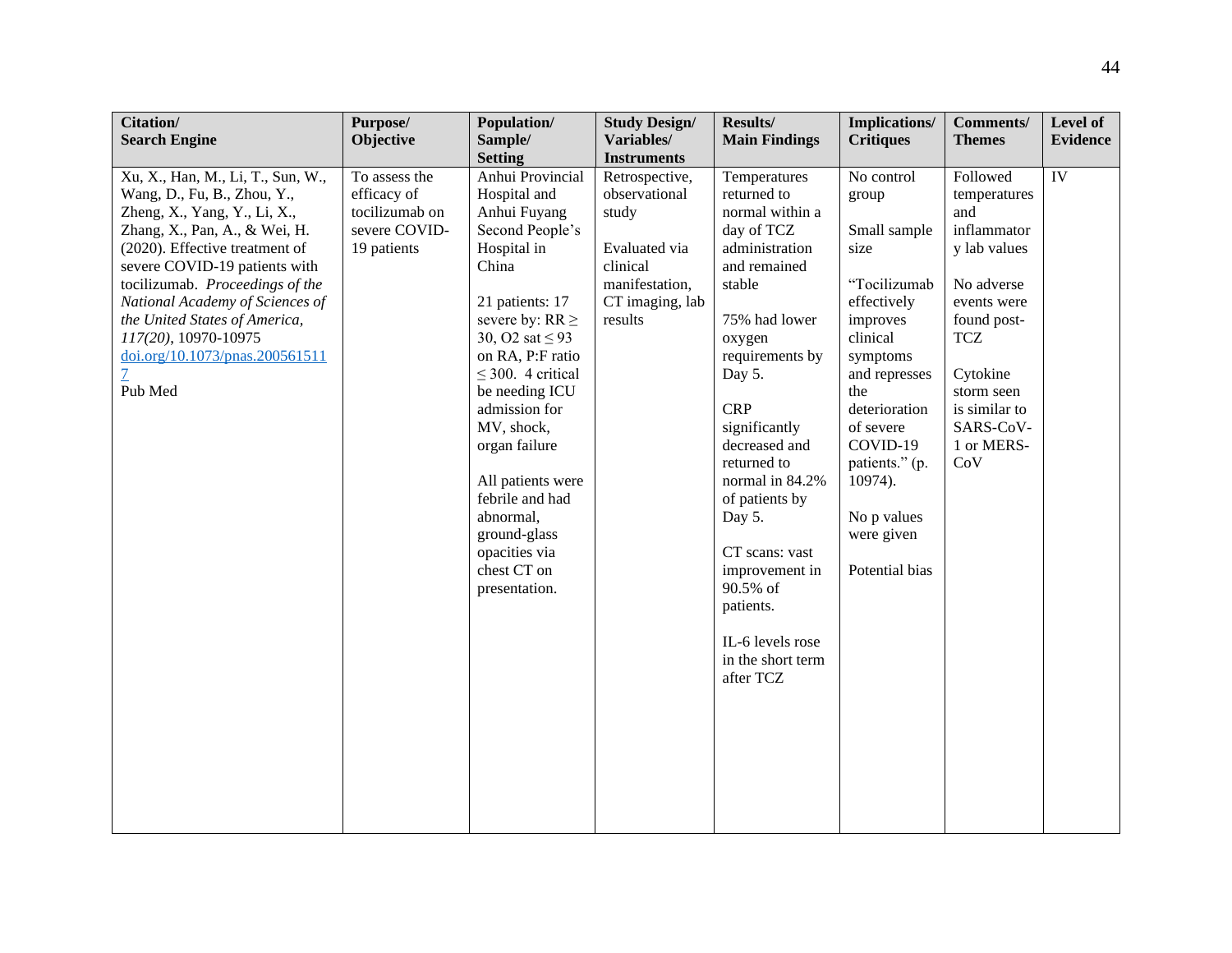| Citation/ Search Engine | Purpose/ Objective | Population/ Sample/ Setting | Study Design/ Variables/ Instruments | Results/ Main Findings | Implications/ Critiques | Comments/ Themes | Level of Evidence |
|---|---|---|---|---|---|---|---|
| Xu, X., Han, M., Li, T., Sun, W., Wang, D., Fu, B., Zhou, Y., Zheng, X., Yang, Y., Li, X., Zhang, X., Pan, A., & Wei, H. (2020). Effective treatment of severe COVID-19 patients with tocilizumab. *Proceedings of the National Academy of Sciences of the United States of America, 117(20)*, 10970-10975 doi.org/10.1073/pnas.2005615117 Pub Med | To assess the efficacy of tocilizumab on severe COVID-19 patients | Anhui Provincial Hospital and Anhui Fuyang Second People's Hospital in China<br><br>21 patients: 17 severe by: RR $\geq$ 30, O2 sat $\leq$ 93 on RA, P:F ratio $\leq$ 300. 4 critical be needing ICU admission for MV, shock, organ failure<br><br>All patients were febrile and had abnormal, ground-glass opacities via chest CT on presentation. | Retrospective, observational study<br><br>Evaluated via clinical manifestation, CT imaging, lab results | Temperatures returned to normal within a day of TCZ administration and remained stable<br><br>75% had lower oxygen requirements by Day 5.<br><br>CRP significantly decreased and returned to normal in 84.2% of patients by Day 5.<br><br>CT scans: vast improvement in 90.5% of patients.<br><br>IL-6 levels rose in the short term after TCZ | No control group<br><br>Small sample size<br><br>"Tocilizumab effectively improves clinical symptoms and represses the deterioration of severe COVID-19 patients." (p. 10974).<br><br>No p values were given<br><br>Potential bias | Followed temperatures and inflammatory lab values<br><br>No adverse events were found post-TCZ<br><br>Cytokine storm seen is similar to SARS-CoV-1 or MERS-CoV | IV |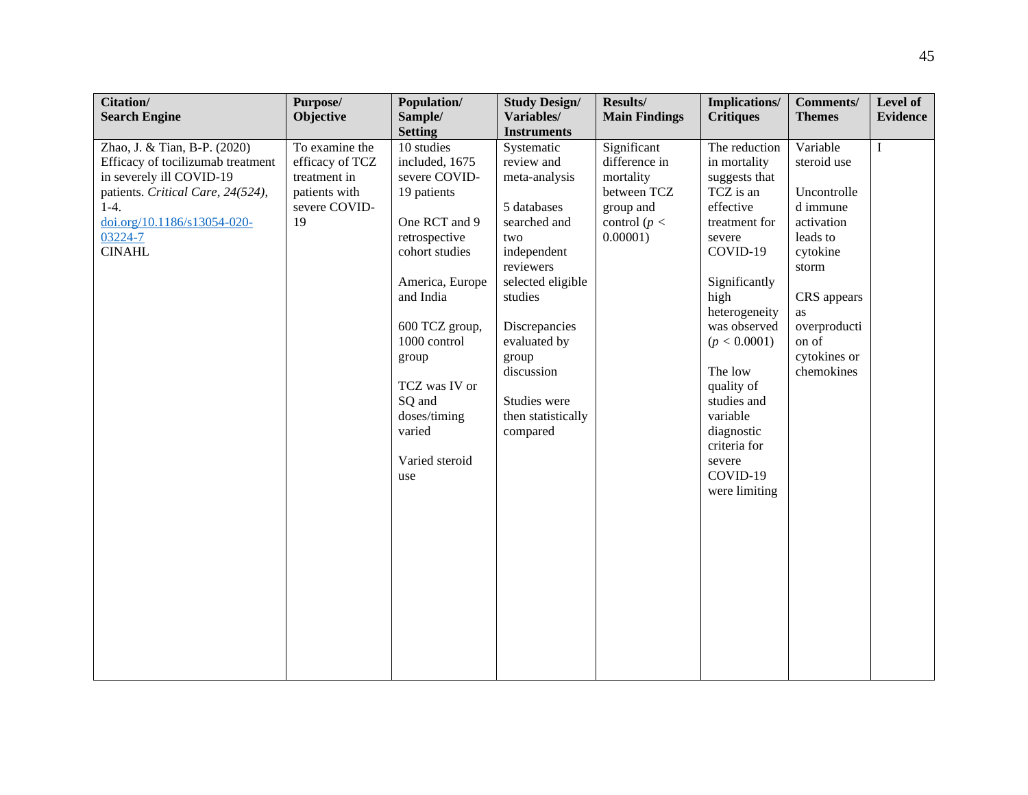| Citation/ Search Engine | Purpose/ Objective | Population/ Sample/ Setting | Study Design/ Variables/ Instruments | Results/ Main Findings | Implications/ Critiques | Comments/ Themes | Level of Evidence |
|---|---|---|---|---|---|---|---|
| Zhao, J. & Tian, B-P. (2020) Efficacy of tocilizumab treatment in severely ill COVID-19 patients. *Critical Care, 24(524)*, 1-4. [doi.org/10.1186/s13054-020-03224-7](https://doi.org/10.1186/s13054-020-03224-7) CINAHL | To examine the efficacy of TCZ treatment in patients with severe COVID-19 | 10 studies included, 1675 severe COVID-19 patients<br><br>One RCT and 9 retrospective cohort studies<br><br>America, Europe and India<br><br>600 TCZ group, 1000 control group<br><br>TCZ was IV or SQ and doses/timing varied<br><br>Varied steroid use | Systematic review and meta-analysis<br><br>5 databases searched and two independent reviewers selected eligible studies<br><br>Discrepancies evaluated by group discussion<br><br>Studies were then statistically compared | Significant difference in mortality between TCZ group and control ($p < 0.00001$) | The reduction in mortality suggests that TCZ is an effective treatment for severe COVID-19<br><br>Significantly high heterogeneity was observed ($p < 0.0001$)<br><br>The low quality of studies and variable diagnostic criteria for severe COVID-19 were limiting | Variable steroid use<br><br>Uncontrolled immune activation leads to cytokine storm<br><br>CRS appears as overproduction of cytokines or chemokines | I |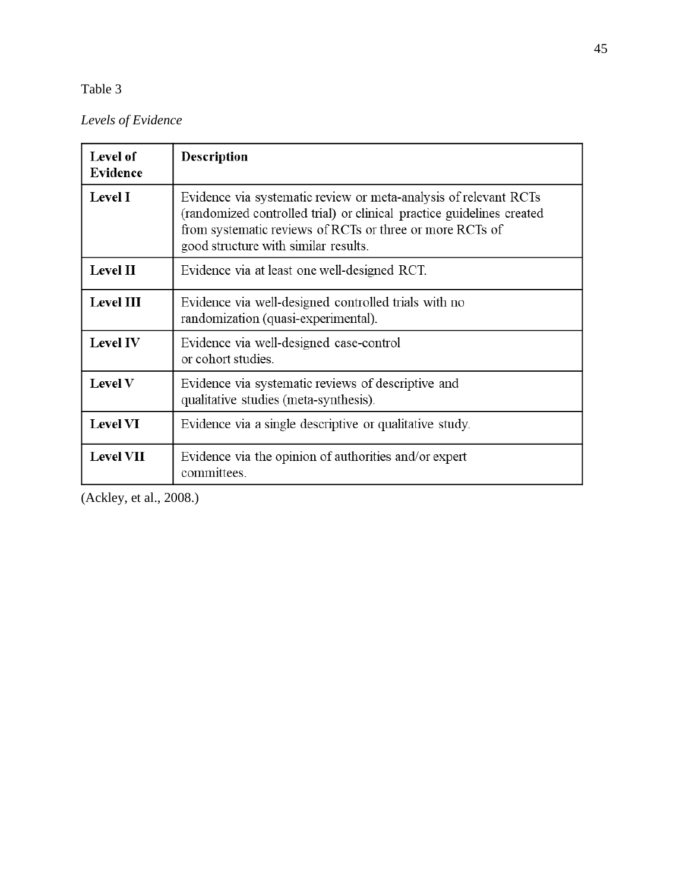Table 3

*Levels of Evidence*

| Level of Evidence | Description |
|---|---|
| **Level I** | Evidence via systematic review or meta-analysis of relevant RCTs (randomized controlled trial) or clinical practice guidelines created from systematic reviews of RCTs or three or more RCTs of good structure with similar results. |
| **Level II** | Evidence via at least one well-designed RCT. |
| **Level III** | Evidence via well-designed controlled trials with no randomization (quasi-experimental). |
| **Level IV** | Evidence via well-designed case-control or cohort studies. |
| **Level V** | Evidence via systematic reviews of descriptive and qualitative studies (meta-synthesis). |
| **Level VI** | Evidence via a single descriptive or qualitative study. |
| **Level VII** | Evidence via the opinion of authorities and/or expert committees. |

(Ackley, et al., 2008.)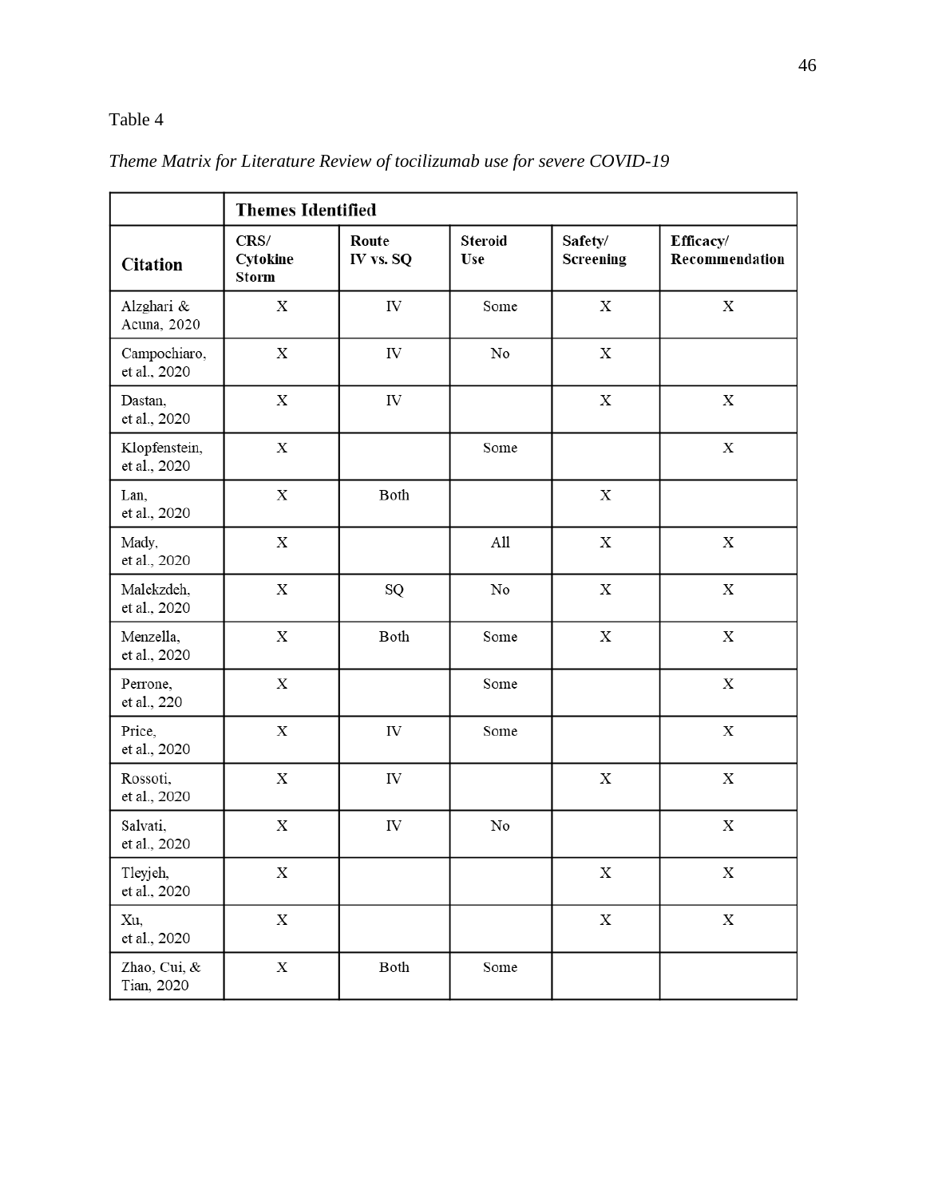Table 4

*Theme Matrix for Literature Review of tocilizumab use for severe COVID-19*

| | **Themes Identified** | | | | |
|---|---|---|---|---|---|
| **Citation** | **CRS/ Cytokine Storm** | **Route IV vs. SQ** | **Steroid Use** | **Safety/ Screening** | **Efficacy/ Recommendation** |
| Alzghari & Acuna, 2020 | X | IV | Some | X | X |
| Campochiaro, et al., 2020 | X | IV | No | X | |
| Dastan, et al., 2020 | X | IV | | X | X |
| Klopfenstein, et al., 2020 | X | | Some | | X |
| Lan, et al., 2020 | X | Both | | X | |
| Mady, et al., 2020 | X | | All | X | X |
| Malekzdeh, et al., 2020 | X | SQ | No | X | X |
| Menzella, et al., 2020 | X | Both | Some | X | X |
| Perrone, et al., 220 | X | | Some | | X |
| Price, et al., 2020 | X | IV | Some | | X |
| Rossoti, et al., 2020 | X | IV | | X | X |
| Salvati, et al., 2020 | X | IV | No | | X |
| Tleyjeh, et al., 2020 | X | | | X | X |
| Xu, et al., 2020 | X | | | X | X |
| Zhao, Cui, & Tian, 2020 | X | Both | Some | | |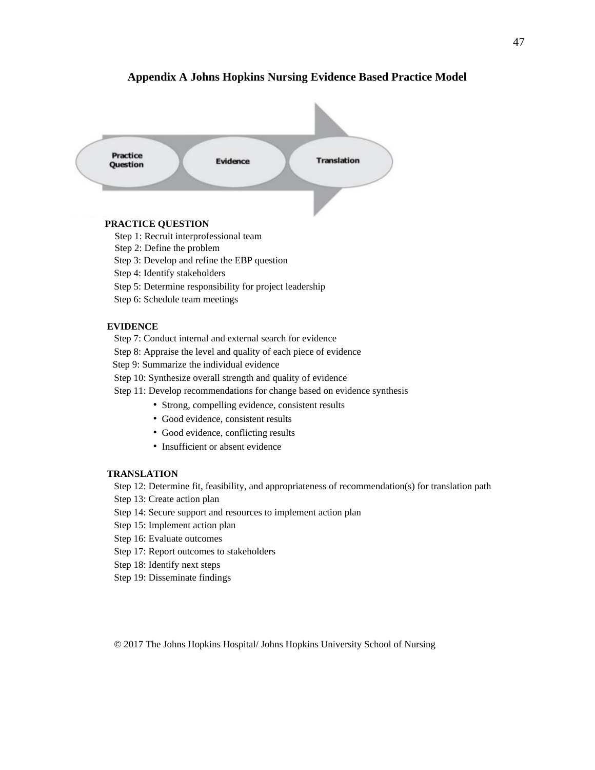# Appendix A Johns Hopkins Nursing Evidence Based Practice Model

Practice Question

Evidence

Translation

**PRACTICE QUESTION**

Step 1: Recruit interprofessional team
Step 2: Define the problem
Step 3: Develop and refine the EBP question
Step 4: Identify stakeholders
Step 5: Determine responsibility for project leadership
Step 6: Schedule team meetings

**EVIDENCE**

Step 7: Conduct internal and external search for evidence
Step 8: Appraise the level and quality of each piece of evidence
Step 9: Summarize the individual evidence
Step 10: Synthesize overall strength and quality of evidence
Step 11: Develop recommendations for change based on evidence synthesis

- Strong, compelling evidence, consistent results
- Good evidence, consistent results
- Good evidence, conflicting results
- Insufficient or absent evidence

**TRANSLATION**

Step 12: Determine fit, feasibility, and appropriateness of recommendation(s) for translation path
Step 13: Create action plan
Step 14: Secure support and resources to implement action plan
Step 15: Implement action plan
Step 16: Evaluate outcomes
Step 17: Report outcomes to stakeholders
Step 18: Identify next steps
Step 19: Disseminate findings

© 2017 The Johns Hopkins Hospital/ Johns Hopkins University School of Nursing